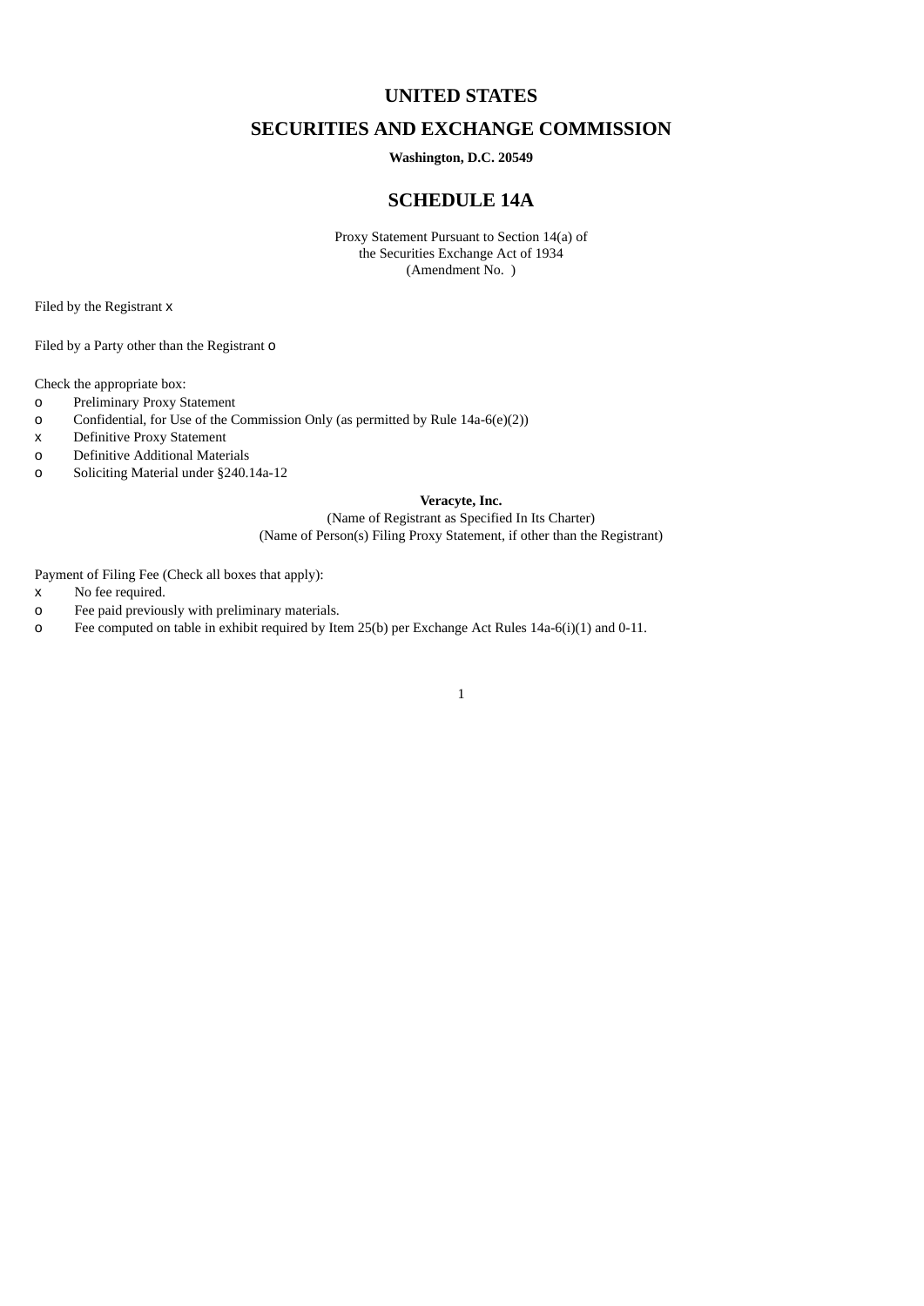# UNITED STATES

# SECURITIES AND EXCHANGE COMMISSION

**Washington, D.C. 20549**

## SCHEDULE 14A

Proxy Statement Pursuant to Section 14(a) of
the Securities Exchange Act of 1934
(Amendment No. )

Filed by the Registrant x

Filed by a Party other than the Registrant o

Check the appropriate box:

o Preliminary Proxy Statement
o Confidential, for Use of the Commission Only (as permitted by Rule 14a-6(e)(2))
x Definitive Proxy Statement
o Definitive Additional Materials
o Soliciting Material under §240.14a-12

**Veracyte, Inc.**

(Name of Registrant as Specified In Its Charter)
(Name of Person(s) Filing Proxy Statement, if other than the Registrant)

Payment of Filing Fee (Check all boxes that apply):

x No fee required.
o Fee paid previously with preliminary materials.
o Fee computed on table in exhibit required by Item 25(b) per Exchange Act Rules 14a-6(i)(1) and 0-11.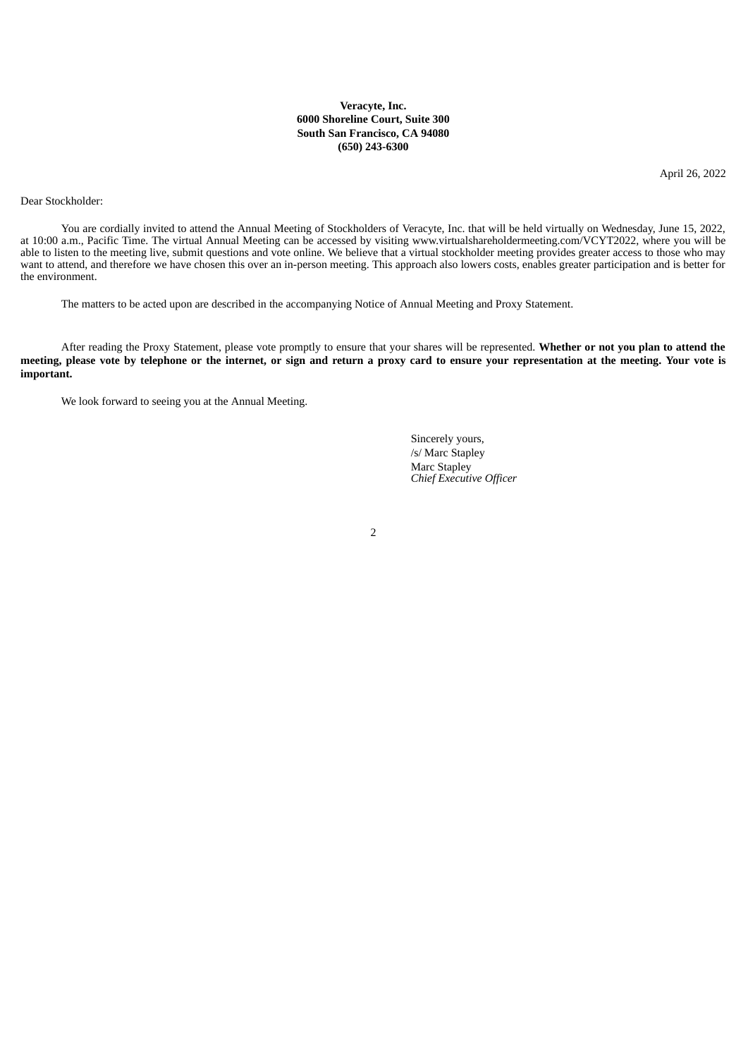**Veracyte, Inc.**
**6000 Shoreline Court, Suite 300**
**South San Francisco, CA 94080**
**(650) 243-6300**

April 26, 2022

Dear Stockholder:

You are cordially invited to attend the Annual Meeting of Stockholders of Veracyte, Inc. that will be held virtually on Wednesday, June 15, 2022, at 10:00 a.m., Pacific Time. The virtual Annual Meeting can be accessed by visiting www.virtualshareholdermeeting.com/VCYT2022, where you will be able to listen to the meeting live, submit questions and vote online. We believe that a virtual stockholder meeting provides greater access to those who may want to attend, and therefore we have chosen this over an in-person meeting. This approach also lowers costs, enables greater participation and is better for the environment.

The matters to be acted upon are described in the accompanying Notice of Annual Meeting and Proxy Statement.

After reading the Proxy Statement, please vote promptly to ensure that your shares will be represented. **Whether or not you plan to attend the meeting, please vote by telephone or the internet, or sign and return a proxy card to ensure your representation at the meeting. Your vote is important.**

We look forward to seeing you at the Annual Meeting.

Sincerely yours,
/s/ Marc Stapley
Marc Stapley
*Chief Executive Officer*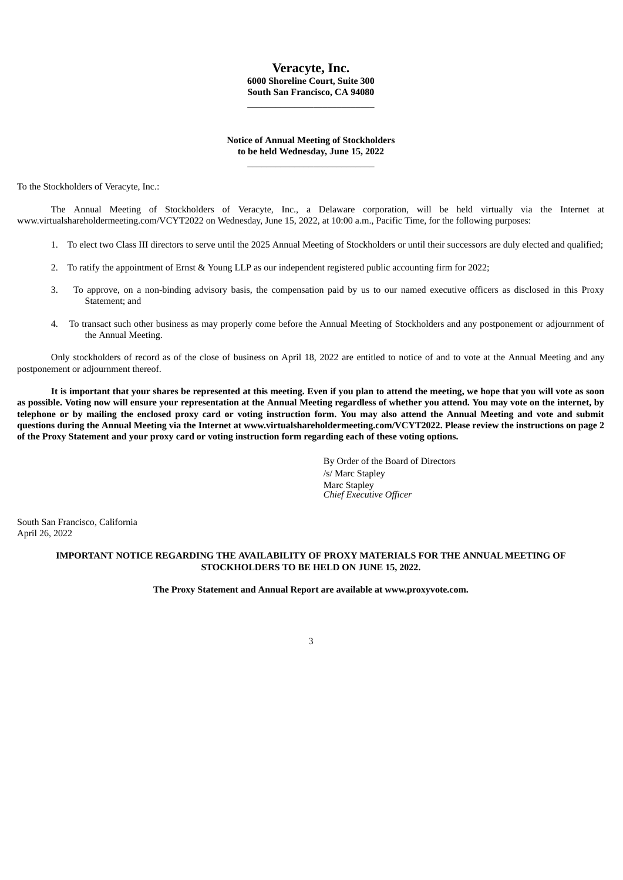# Veracyte, Inc.

**6000 Shoreline Court, Suite 300**
**South San Francisco, CA 94080**

---

**Notice of Annual Meeting of Stockholders**
**to be held Wednesday, June 15, 2022**

---

To the Stockholders of Veracyte, Inc.:

The Annual Meeting of Stockholders of Veracyte, Inc., a Delaware corporation, will be held virtually via the Internet at www.virtualshareholdermeeting.com/VCYT2022 on Wednesday, June 15, 2022, at 10:00 a.m., Pacific Time, for the following purposes:

1. To elect two Class III directors to serve until the 2025 Annual Meeting of Stockholders or until their successors are duly elected and qualified;
2. To ratify the appointment of Ernst & Young LLP as our independent registered public accounting firm for 2022;
3. To approve, on a non-binding advisory basis, the compensation paid by us to our named executive officers as disclosed in this Proxy Statement; and
4. To transact such other business as may properly come before the Annual Meeting of Stockholders and any postponement or adjournment of the Annual Meeting.

Only stockholders of record as of the close of business on April 18, 2022 are entitled to notice of and to vote at the Annual Meeting and any postponement or adjournment thereof.

**It is important that your shares be represented at this meeting. Even if you plan to attend the meeting, we hope that you will vote as soon as possible. Voting now will ensure your representation at the Annual Meeting regardless of whether you attend. You may vote on the internet, by telephone or by mailing the enclosed proxy card or voting instruction form. You may also attend the Annual Meeting and vote and submit questions during the Annual Meeting via the Internet at www.virtualshareholdermeeting.com/VCYT2022. Please review the instructions on page 2 of the Proxy Statement and your proxy card or voting instruction form regarding each of these voting options.**

By Order of the Board of Directors
/s/ Marc Stapley
Marc Stapley
*Chief Executive Officer*

South San Francisco, California
April 26, 2022

**IMPORTANT NOTICE REGARDING THE AVAILABILITY OF PROXY MATERIALS FOR THE ANNUAL MEETING OF STOCKHOLDERS TO BE HELD ON JUNE 15, 2022.**

**The Proxy Statement and Annual Report are available at www.proxyvote.com.**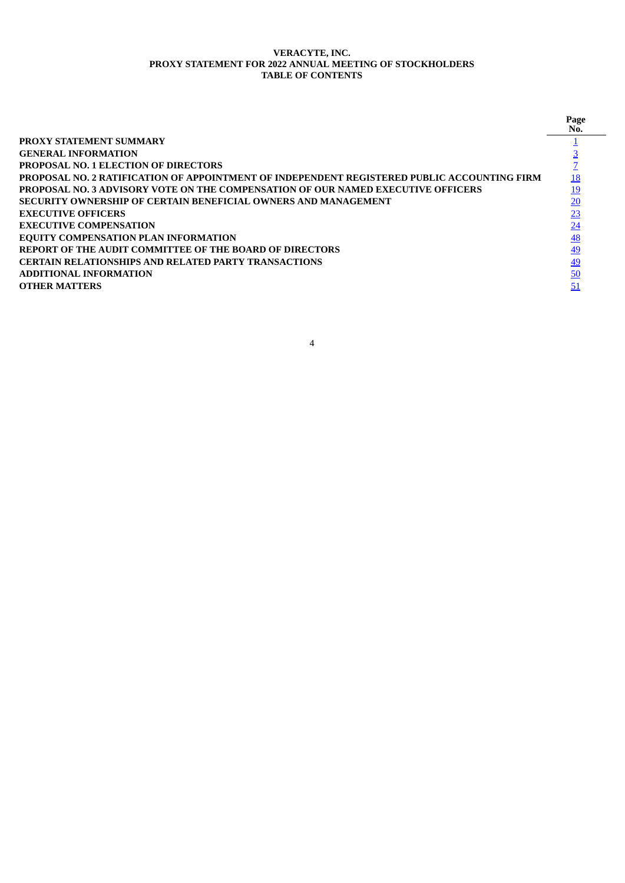**VERACYTE, INC.**
**PROXY STATEMENT FOR 2022 ANNUAL MEETING OF STOCKHOLDERS**
**TABLE OF CONTENTS**

| | Page No. |
|---|---|
| **PROXY STATEMENT SUMMARY** | 1 |
| **GENERAL INFORMATION** | 3 |
| **PROPOSAL NO. 1 ELECTION OF DIRECTORS** | 7 |
| **PROPOSAL NO. 2 RATIFICATION OF APPOINTMENT OF INDEPENDENT REGISTERED PUBLIC ACCOUNTING FIRM** | 18 |
| **PROPOSAL NO. 3 ADVISORY VOTE ON THE COMPENSATION OF OUR NAMED EXECUTIVE OFFICERS** | 19 |
| **SECURITY OWNERSHIP OF CERTAIN BENEFICIAL OWNERS AND MANAGEMENT** | 20 |
| **EXECUTIVE OFFICERS** | 23 |
| **EXECUTIVE COMPENSATION** | 24 |
| **EQUITY COMPENSATION PLAN INFORMATION** | 48 |
| **REPORT OF THE AUDIT COMMITTEE OF THE BOARD OF DIRECTORS** | 49 |
| **CERTAIN RELATIONSHIPS AND RELATED PARTY TRANSACTIONS** | 49 |
| **ADDITIONAL INFORMATION** | 50 |
| **OTHER MATTERS** | 51 |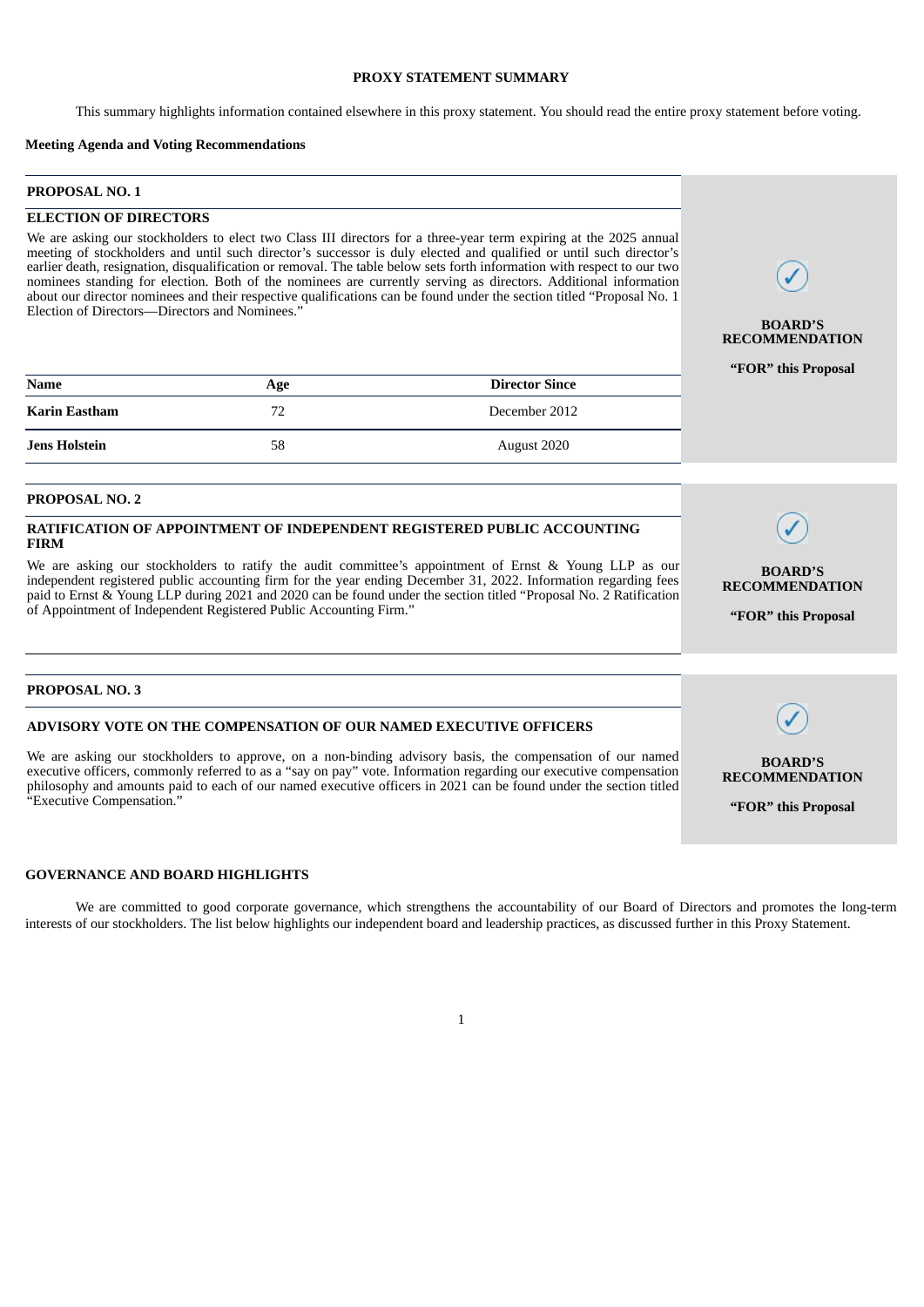# PROXY STATEMENT SUMMARY

This summary highlights information contained elsewhere in this proxy statement. You should read the entire proxy statement before voting.

**Meeting Agenda and Voting Recommendations**

## PROPOSAL NO. 1

### ELECTION OF DIRECTORS

We are asking our stockholders to elect two Class III directors for a three-year term expiring at the 2025 annual meeting of stockholders and until such director's successor is duly elected and qualified or until such director's earlier death, resignation, disqualification or removal. The table below sets forth information with respect to our two nominees standing for election. Both of the nominees are currently serving as directors. Additional information about our director nominees and their respective qualifications can be found under the section titled "Proposal No. 1 Election of Directors—Directors and Nominees."

| Name | Age | Director Since |
|---|---|---|
| **Karin Eastham** | 72 | December 2012 |
| **Jens Holstein** | 58 | August 2020 |

**BOARD'S RECOMMENDATION**

**"FOR" this Proposal**

## PROPOSAL NO. 2

### RATIFICATION OF APPOINTMENT OF INDEPENDENT REGISTERED PUBLIC ACCOUNTING FIRM

We are asking our stockholders to ratify the audit committee's appointment of Ernst & Young LLP as our independent registered public accounting firm for the year ending December 31, 2022. Information regarding fees paid to Ernst & Young LLP during 2021 and 2020 can be found under the section titled "Proposal No. 2 Ratification of Appointment of Independent Registered Public Accounting Firm."

**BOARD'S RECOMMENDATION**

**"FOR" this Proposal**

## PROPOSAL NO. 3

### ADVISORY VOTE ON THE COMPENSATION OF OUR NAMED EXECUTIVE OFFICERS

We are asking our stockholders to approve, on a non-binding advisory basis, the compensation of our named executive officers, commonly referred to as a "say on pay" vote. Information regarding our executive compensation philosophy and amounts paid to each of our named executive officers in 2021 can be found under the section titled "Executive Compensation."

**BOARD'S RECOMMENDATION**

**"FOR" this Proposal**

## GOVERNANCE AND BOARD HIGHLIGHTS

We are committed to good corporate governance, which strengthens the accountability of our Board of Directors and promotes the long-term interests of our stockholders. The list below highlights our independent board and leadership practices, as discussed further in this Proxy Statement.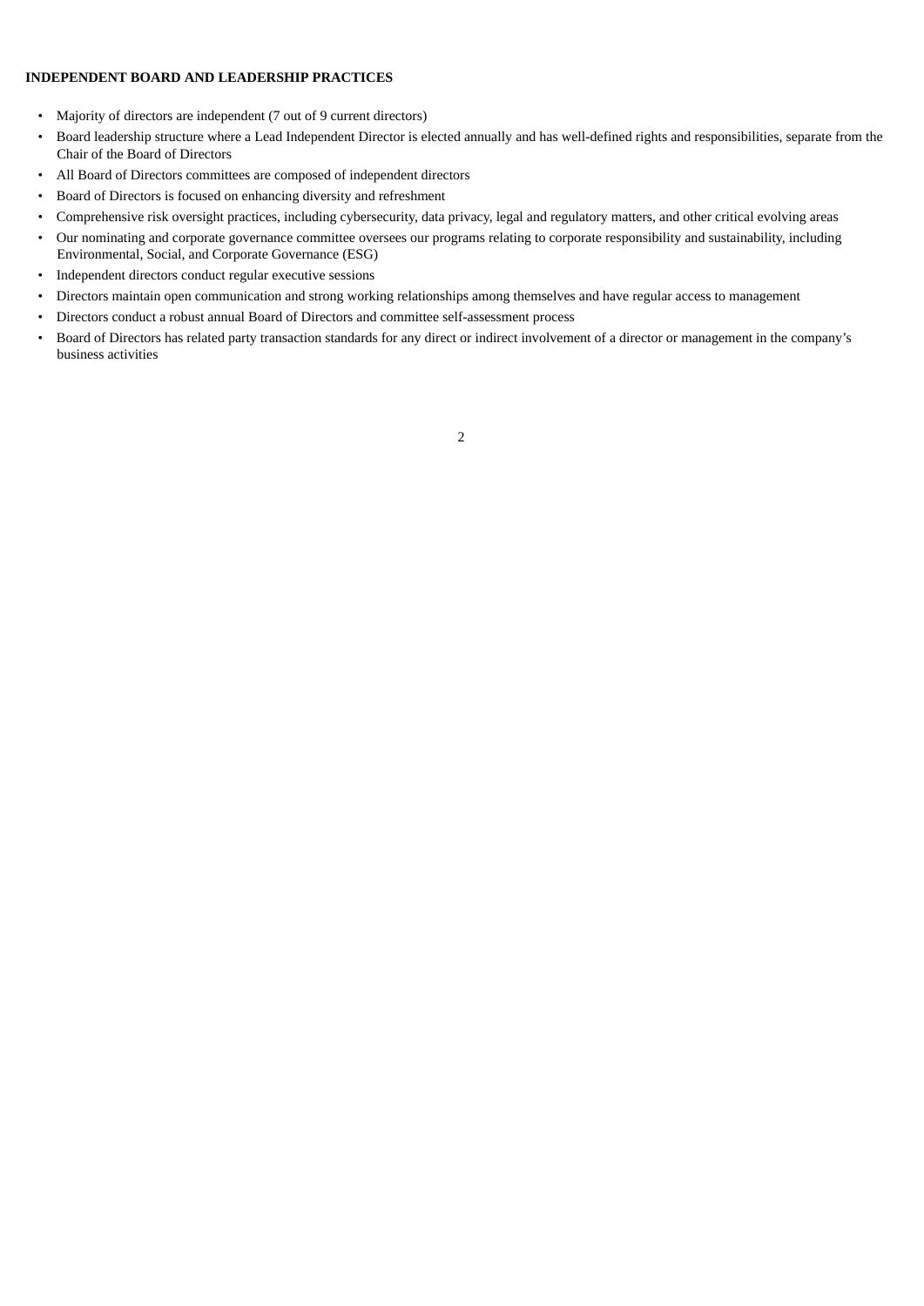**INDEPENDENT BOARD AND LEADERSHIP PRACTICES**

- Majority of directors are independent (7 out of 9 current directors)
- Board leadership structure where a Lead Independent Director is elected annually and has well-defined rights and responsibilities, separate from the Chair of the Board of Directors
- All Board of Directors committees are composed of independent directors
- Board of Directors is focused on enhancing diversity and refreshment
- Comprehensive risk oversight practices, including cybersecurity, data privacy, legal and regulatory matters, and other critical evolving areas
- Our nominating and corporate governance committee oversees our programs relating to corporate responsibility and sustainability, including Environmental, Social, and Corporate Governance (ESG)
- Independent directors conduct regular executive sessions
- Directors maintain open communication and strong working relationships among themselves and have regular access to management
- Directors conduct a robust annual Board of Directors and committee self-assessment process
- Board of Directors has related party transaction standards for any direct or indirect involvement of a director or management in the company's business activities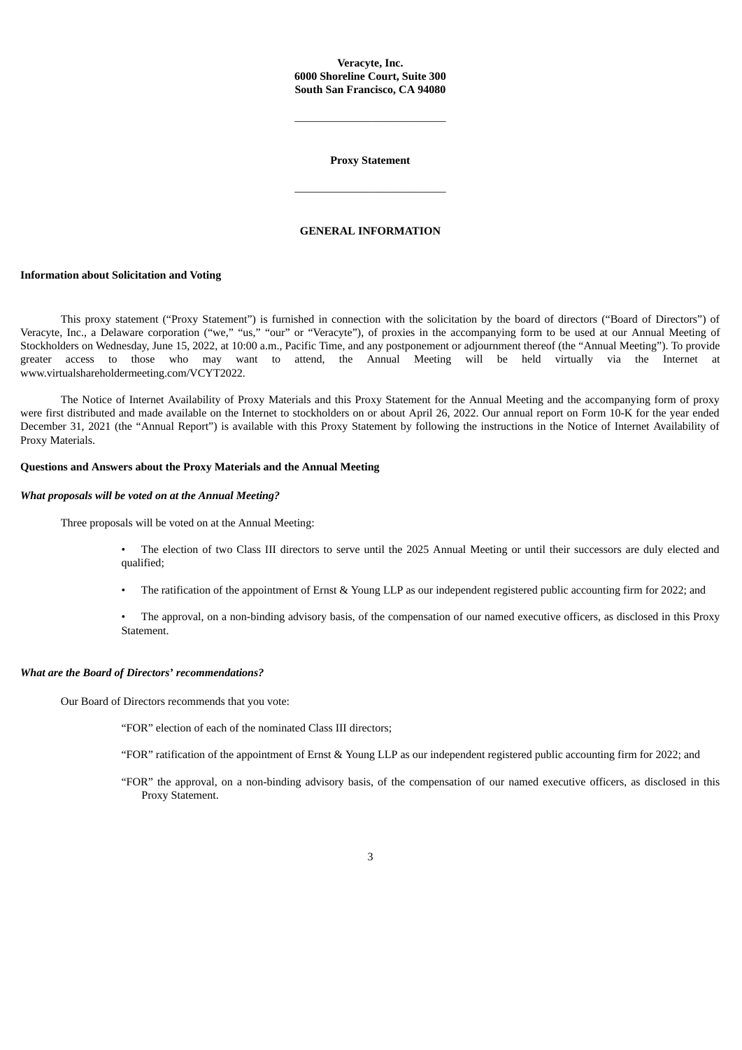**Veracyte, Inc.**
**6000 Shoreline Court, Suite 300**
**South San Francisco, CA 94080**

---

**Proxy Statement**

---

# GENERAL INFORMATION

## Information about Solicitation and Voting

This proxy statement ("Proxy Statement") is furnished in connection with the solicitation by the board of directors ("Board of Directors") of Veracyte, Inc., a Delaware corporation ("we," "us," "our" or "Veracyte"), of proxies in the accompanying form to be used at our Annual Meeting of Stockholders on Wednesday, June 15, 2022, at 10:00 a.m., Pacific Time, and any postponement or adjournment thereof (the "Annual Meeting"). To provide greater access to those who may want to attend, the Annual Meeting will be held virtually via the Internet at www.virtualshareholdermeeting.com/VCYT2022.

The Notice of Internet Availability of Proxy Materials and this Proxy Statement for the Annual Meeting and the accompanying form of proxy were first distributed and made available on the Internet to stockholders on or about April 26, 2022. Our annual report on Form 10-K for the year ended December 31, 2021 (the "Annual Report") is available with this Proxy Statement by following the instructions in the Notice of Internet Availability of Proxy Materials.

## Questions and Answers about the Proxy Materials and the Annual Meeting

***What proposals will be voted on at the Annual Meeting?***

Three proposals will be voted on at the Annual Meeting:

- The election of two Class III directors to serve until the 2025 Annual Meeting or until their successors are duly elected and qualified;
- The ratification of the appointment of Ernst & Young LLP as our independent registered public accounting firm for 2022; and
- The approval, on a non-binding advisory basis, of the compensation of our named executive officers, as disclosed in this Proxy Statement.

***What are the Board of Directors' recommendations?***

Our Board of Directors recommends that you vote:

"FOR" election of each of the nominated Class III directors;

"FOR" ratification of the appointment of Ernst & Young LLP as our independent registered public accounting firm for 2022; and

"FOR" the approval, on a non-binding advisory basis, of the compensation of our named executive officers, as disclosed in this Proxy Statement.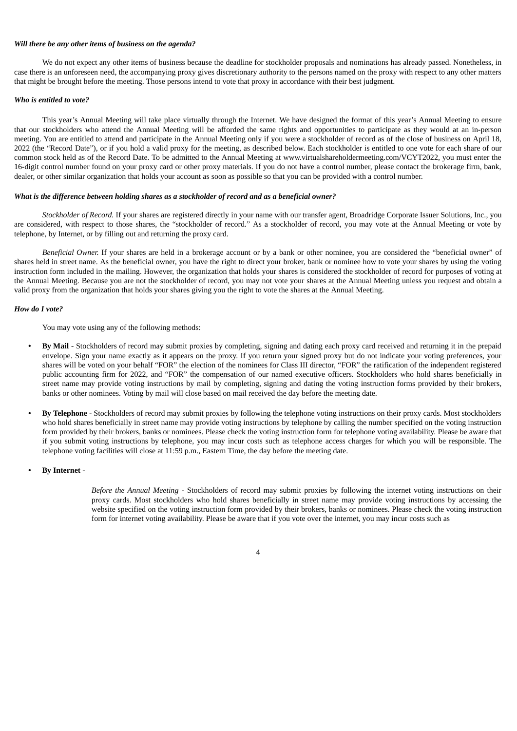***Will there be any other items of business on the agenda?***

We do not expect any other items of business because the deadline for stockholder proposals and nominations has already passed. Nonetheless, in case there is an unforeseen need, the accompanying proxy gives discretionary authority to the persons named on the proxy with respect to any other matters that might be brought before the meeting. Those persons intend to vote that proxy in accordance with their best judgment.

***Who is entitled to vote?***

This year's Annual Meeting will take place virtually through the Internet. We have designed the format of this year's Annual Meeting to ensure that our stockholders who attend the Annual Meeting will be afforded the same rights and opportunities to participate as they would at an in-person meeting. You are entitled to attend and participate in the Annual Meeting only if you were a stockholder of record as of the close of business on April 18, 2022 (the "Record Date"), or if you hold a valid proxy for the meeting, as described below. Each stockholder is entitled to one vote for each share of our common stock held as of the Record Date. To be admitted to the Annual Meeting at www.virtualshareholdermeeting.com/VCYT2022, you must enter the 16-digit control number found on your proxy card or other proxy materials. If you do not have a control number, please contact the brokerage firm, bank, dealer, or other similar organization that holds your account as soon as possible so that you can be provided with a control number.

***What is the difference between holding shares as a stockholder of record and as a beneficial owner?***

*Stockholder of Record.* If your shares are registered directly in your name with our transfer agent, Broadridge Corporate Issuer Solutions, Inc., you are considered, with respect to those shares, the "stockholder of record." As a stockholder of record, you may vote at the Annual Meeting or vote by telephone, by Internet, or by filling out and returning the proxy card.

*Beneficial Owner.* If your shares are held in a brokerage account or by a bank or other nominee, you are considered the "beneficial owner" of shares held in street name. As the beneficial owner, you have the right to direct your broker, bank or nominee how to vote your shares by using the voting instruction form included in the mailing. However, the organization that holds your shares is considered the stockholder of record for purposes of voting at the Annual Meeting. Because you are not the stockholder of record, you may not vote your shares at the Annual Meeting unless you request and obtain a valid proxy from the organization that holds your shares giving you the right to vote the shares at the Annual Meeting.

***How do I vote?***

You may vote using any of the following methods:

- **By Mail** - Stockholders of record may submit proxies by completing, signing and dating each proxy card received and returning it in the prepaid envelope. Sign your name exactly as it appears on the proxy. If you return your signed proxy but do not indicate your voting preferences, your shares will be voted on your behalf "FOR" the election of the nominees for Class III director, "FOR" the ratification of the independent registered public accounting firm for 2022, and "FOR" the compensation of our named executive officers. Stockholders who hold shares beneficially in street name may provide voting instructions by mail by completing, signing and dating the voting instruction forms provided by their brokers, banks or other nominees. Voting by mail will close based on mail received the day before the meeting date.

- **By Telephone** - Stockholders of record may submit proxies by following the telephone voting instructions on their proxy cards. Most stockholders who hold shares beneficially in street name may provide voting instructions by telephone by calling the number specified on the voting instruction form provided by their brokers, banks or nominees. Please check the voting instruction form for telephone voting availability. Please be aware that if you submit voting instructions by telephone, you may incur costs such as telephone access charges for which you will be responsible. The telephone voting facilities will close at 11:59 p.m., Eastern Time, the day before the meeting date.

- **By Internet** -

  *Before the Annual Meeting* - Stockholders of record may submit proxies by following the internet voting instructions on their proxy cards. Most stockholders who hold shares beneficially in street name may provide voting instructions by accessing the website specified on the voting instruction form provided by their brokers, banks or nominees. Please check the voting instruction form for internet voting availability. Please be aware that if you vote over the internet, you may incur costs such as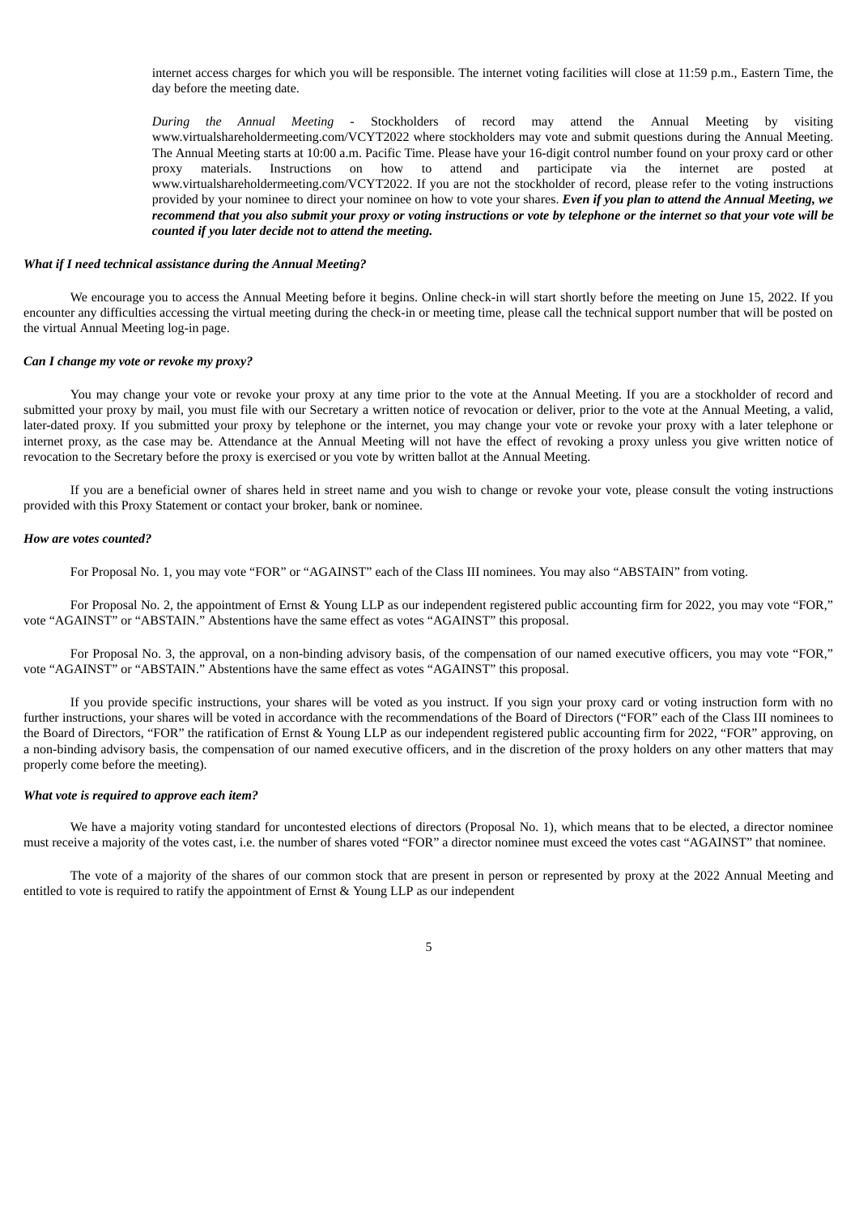internet access charges for which you will be responsible. The internet voting facilities will close at 11:59 p.m., Eastern Time, the day before the meeting date.

*During the Annual Meeting* - Stockholders of record may attend the Annual Meeting by visiting www.virtualshareholdermeeting.com/VCYT2022 where stockholders may vote and submit questions during the Annual Meeting. The Annual Meeting starts at 10:00 a.m. Pacific Time. Please have your 16-digit control number found on your proxy card or other proxy materials. Instructions on how to attend and participate via the internet are posted at www.virtualshareholdermeeting.com/VCYT2022. If you are not the stockholder of record, please refer to the voting instructions provided by your nominee to direct your nominee on how to vote your shares. ***Even if you plan to attend the Annual Meeting, we recommend that you also submit your proxy or voting instructions or vote by telephone or the internet so that your vote will be counted if you later decide not to attend the meeting.***

***What if I need technical assistance during the Annual Meeting?***

We encourage you to access the Annual Meeting before it begins. Online check-in will start shortly before the meeting on June 15, 2022. If you encounter any difficulties accessing the virtual meeting during the check-in or meeting time, please call the technical support number that will be posted on the virtual Annual Meeting log-in page.

***Can I change my vote or revoke my proxy?***

You may change your vote or revoke your proxy at any time prior to the vote at the Annual Meeting. If you are a stockholder of record and submitted your proxy by mail, you must file with our Secretary a written notice of revocation or deliver, prior to the vote at the Annual Meeting, a valid, later-dated proxy. If you submitted your proxy by telephone or the internet, you may change your vote or revoke your proxy with a later telephone or internet proxy, as the case may be. Attendance at the Annual Meeting will not have the effect of revoking a proxy unless you give written notice of revocation to the Secretary before the proxy is exercised or you vote by written ballot at the Annual Meeting.

If you are a beneficial owner of shares held in street name and you wish to change or revoke your vote, please consult the voting instructions provided with this Proxy Statement or contact your broker, bank or nominee.

***How are votes counted?***

For Proposal No. 1, you may vote "FOR" or "AGAINST" each of the Class III nominees. You may also "ABSTAIN" from voting.

For Proposal No. 2, the appointment of Ernst & Young LLP as our independent registered public accounting firm for 2022, you may vote "FOR," vote "AGAINST" or "ABSTAIN." Abstentions have the same effect as votes "AGAINST" this proposal.

For Proposal No. 3, the approval, on a non-binding advisory basis, of the compensation of our named executive officers, you may vote "FOR," vote "AGAINST" or "ABSTAIN." Abstentions have the same effect as votes "AGAINST" this proposal.

If you provide specific instructions, your shares will be voted as you instruct. If you sign your proxy card or voting instruction form with no further instructions, your shares will be voted in accordance with the recommendations of the Board of Directors ("FOR" each of the Class III nominees to the Board of Directors, "FOR" the ratification of Ernst & Young LLP as our independent registered public accounting firm for 2022, "FOR" approving, on a non-binding advisory basis, the compensation of our named executive officers, and in the discretion of the proxy holders on any other matters that may properly come before the meeting).

***What vote is required to approve each item?***

We have a majority voting standard for uncontested elections of directors (Proposal No. 1), which means that to be elected, a director nominee must receive a majority of the votes cast, i.e. the number of shares voted "FOR" a director nominee must exceed the votes cast "AGAINST" that nominee.

The vote of a majority of the shares of our common stock that are present in person or represented by proxy at the 2022 Annual Meeting and entitled to vote is required to ratify the appointment of Ernst & Young LLP as our independent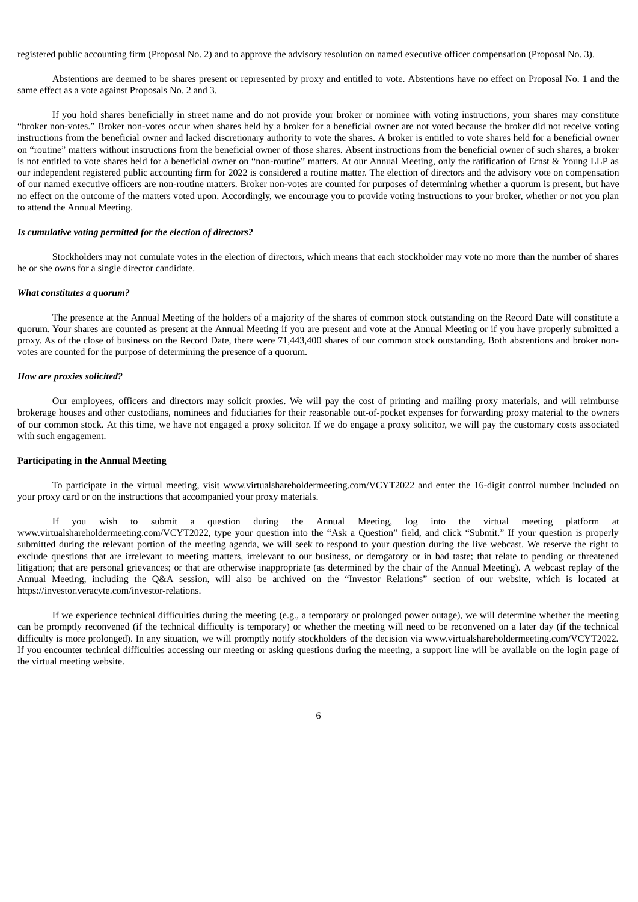registered public accounting firm (Proposal No. 2) and to approve the advisory resolution on named executive officer compensation (Proposal No. 3).

Abstentions are deemed to be shares present or represented by proxy and entitled to vote. Abstentions have no effect on Proposal No. 1 and the same effect as a vote against Proposals No. 2 and 3.

If you hold shares beneficially in street name and do not provide your broker or nominee with voting instructions, your shares may constitute "broker non-votes." Broker non-votes occur when shares held by a broker for a beneficial owner are not voted because the broker did not receive voting instructions from the beneficial owner and lacked discretionary authority to vote the shares. A broker is entitled to vote shares held for a beneficial owner on "routine" matters without instructions from the beneficial owner of those shares. Absent instructions from the beneficial owner of such shares, a broker is not entitled to vote shares held for a beneficial owner on "non-routine" matters. At our Annual Meeting, only the ratification of Ernst & Young LLP as our independent registered public accounting firm for 2022 is considered a routine matter. The election of directors and the advisory vote on compensation of our named executive officers are non-routine matters. Broker non-votes are counted for purposes of determining whether a quorum is present, but have no effect on the outcome of the matters voted upon. Accordingly, we encourage you to provide voting instructions to your broker, whether or not you plan to attend the Annual Meeting.

***Is cumulative voting permitted for the election of directors?***

Stockholders may not cumulate votes in the election of directors, which means that each stockholder may vote no more than the number of shares he or she owns for a single director candidate.

***What constitutes a quorum?***

The presence at the Annual Meeting of the holders of a majority of the shares of common stock outstanding on the Record Date will constitute a quorum. Your shares are counted as present at the Annual Meeting if you are present and vote at the Annual Meeting or if you have properly submitted a proxy. As of the close of business on the Record Date, there were 71,443,400 shares of our common stock outstanding. Both abstentions and broker non-votes are counted for the purpose of determining the presence of a quorum.

***How are proxies solicited?***

Our employees, officers and directors may solicit proxies. We will pay the cost of printing and mailing proxy materials, and will reimburse brokerage houses and other custodians, nominees and fiduciaries for their reasonable out-of-pocket expenses for forwarding proxy material to the owners of our common stock. At this time, we have not engaged a proxy solicitor. If we do engage a proxy solicitor, we will pay the customary costs associated with such engagement.

**Participating in the Annual Meeting**

To participate in the virtual meeting, visit www.virtualshareholdermeeting.com/VCYT2022 and enter the 16-digit control number included on your proxy card or on the instructions that accompanied your proxy materials.

If you wish to submit a question during the Annual Meeting, log into the virtual meeting platform at www.virtualshareholdermeeting.com/VCYT2022, type your question into the "Ask a Question" field, and click "Submit." If your question is properly submitted during the relevant portion of the meeting agenda, we will seek to respond to your question during the live webcast. We reserve the right to exclude questions that are irrelevant to meeting matters, irrelevant to our business, or derogatory or in bad taste; that relate to pending or threatened litigation; that are personal grievances; or that are otherwise inappropriate (as determined by the chair of the Annual Meeting). A webcast replay of the Annual Meeting, including the Q&A session, will also be archived on the "Investor Relations" section of our website, which is located at https://investor.veracyte.com/investor-relations.

If we experience technical difficulties during the meeting (e.g., a temporary or prolonged power outage), we will determine whether the meeting can be promptly reconvened (if the technical difficulty is temporary) or whether the meeting will need to be reconvened on a later day (if the technical difficulty is more prolonged). In any situation, we will promptly notify stockholders of the decision via www.virtualshareholdermeeting.com/VCYT2022. If you encounter technical difficulties accessing our meeting or asking questions during the meeting, a support line will be available on the login page of the virtual meeting website.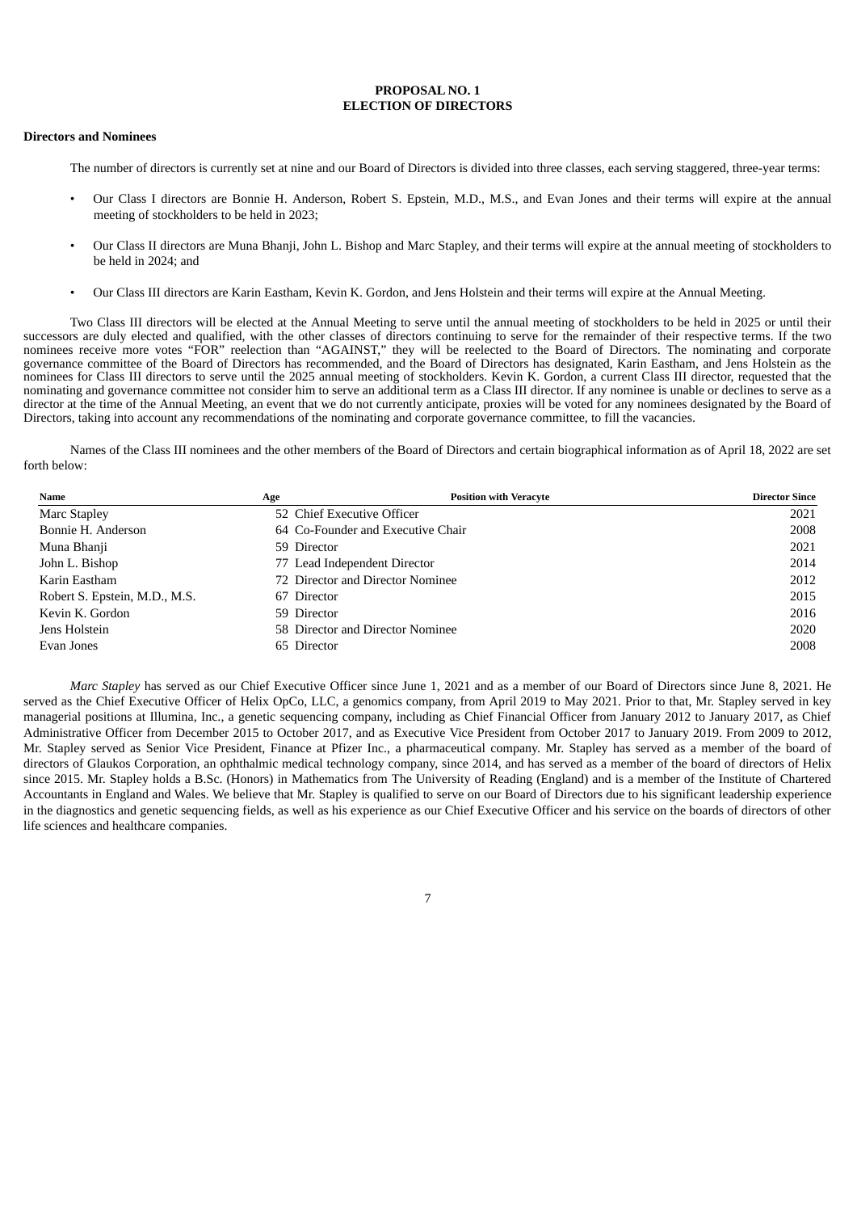## PROPOSAL NO. 1
## ELECTION OF DIRECTORS

**Directors and Nominees**

The number of directors is currently set at nine and our Board of Directors is divided into three classes, each serving staggered, three-year terms:

- Our Class I directors are Bonnie H. Anderson, Robert S. Epstein, M.D., M.S., and Evan Jones and their terms will expire at the annual meeting of stockholders to be held in 2023;
- Our Class II directors are Muna Bhanji, John L. Bishop and Marc Stapley, and their terms will expire at the annual meeting of stockholders to be held in 2024; and
- Our Class III directors are Karin Eastham, Kevin K. Gordon, and Jens Holstein and their terms will expire at the Annual Meeting.

Two Class III directors will be elected at the Annual Meeting to serve until the annual meeting of stockholders to be held in 2025 or until their successors are duly elected and qualified, with the other classes of directors continuing to serve for the remainder of their respective terms. If the two nominees receive more votes "FOR" reelection than "AGAINST," they will be reelected to the Board of Directors. The nominating and corporate governance committee of the Board of Directors has recommended, and the Board of Directors has designated, Karin Eastham, and Jens Holstein as the nominees for Class III directors to serve until the 2025 annual meeting of stockholders. Kevin K. Gordon, a current Class III director, requested that the nominating and governance committee not consider him to serve an additional term as a Class III director. If any nominee is unable or declines to serve as a director at the time of the Annual Meeting, an event that we do not currently anticipate, proxies will be voted for any nominees designated by the Board of Directors, taking into account any recommendations of the nominating and corporate governance committee, to fill the vacancies.

Names of the Class III nominees and the other members of the Board of Directors and certain biographical information as of April 18, 2022 are set forth below:

| Name | Age | Position with Veracyte | Director Since |
|---|---|---|---|
| Marc Stapley | 52 | Chief Executive Officer | 2021 |
| Bonnie H. Anderson | 64 | Co-Founder and Executive Chair | 2008 |
| Muna Bhanji | 59 | Director | 2021 |
| John L. Bishop | 77 | Lead Independent Director | 2014 |
| Karin Eastham | 72 | Director and Director Nominee | 2012 |
| Robert S. Epstein, M.D., M.S. | 67 | Director | 2015 |
| Kevin K. Gordon | 59 | Director | 2016 |
| Jens Holstein | 58 | Director and Director Nominee | 2020 |
| Evan Jones | 65 | Director | 2008 |

*Marc Stapley* has served as our Chief Executive Officer since June 1, 2021 and as a member of our Board of Directors since June 8, 2021. He served as the Chief Executive Officer of Helix OpCo, LLC, a genomics company, from April 2019 to May 2021. Prior to that, Mr. Stapley served in key managerial positions at Illumina, Inc., a genetic sequencing company, including as Chief Financial Officer from January 2012 to January 2017, as Chief Administrative Officer from December 2015 to October 2017, and as Executive Vice President from October 2017 to January 2019. From 2009 to 2012, Mr. Stapley served as Senior Vice President, Finance at Pfizer Inc., a pharmaceutical company. Mr. Stapley has served as a member of the board of directors of Glaukos Corporation, an ophthalmic medical technology company, since 2014, and has served as a member of the board of directors of Helix since 2015. Mr. Stapley holds a B.Sc. (Honors) in Mathematics from The University of Reading (England) and is a member of the Institute of Chartered Accountants in England and Wales. We believe that Mr. Stapley is qualified to serve on our Board of Directors due to his significant leadership experience in the diagnostics and genetic sequencing fields, as well as his experience as our Chief Executive Officer and his service on the boards of directors of other life sciences and healthcare companies.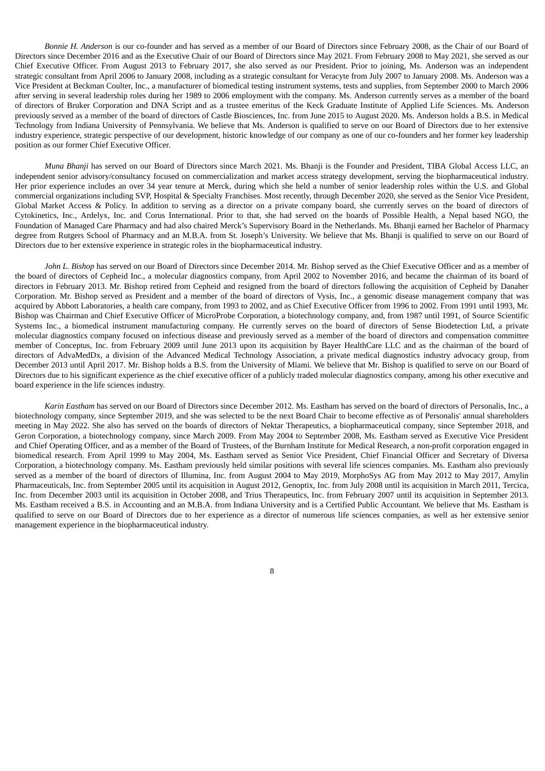*Bonnie H. Anderson* is our co-founder and has served as a member of our Board of Directors since February 2008, as the Chair of our Board of Directors since December 2016 and as the Executive Chair of our Board of Directors since May 2021. From February 2008 to May 2021, she served as our Chief Executive Officer. From August 2013 to February 2017, she also served as our President. Prior to joining, Ms. Anderson was an independent strategic consultant from April 2006 to January 2008, including as a strategic consultant for Veracyte from July 2007 to January 2008. Ms. Anderson was a Vice President at Beckman Coulter, Inc., a manufacturer of biomedical testing instrument systems, tests and supplies, from September 2000 to March 2006 after serving in several leadership roles during her 1989 to 2006 employment with the company. Ms. Anderson currently serves as a member of the board of directors of Bruker Corporation and DNA Script and as a trustee emeritus of the Keck Graduate Institute of Applied Life Sciences. Ms. Anderson previously served as a member of the board of directors of Castle Biosciences, Inc. from June 2015 to August 2020. Ms. Anderson holds a B.S. in Medical Technology from Indiana University of Pennsylvania. We believe that Ms. Anderson is qualified to serve on our Board of Directors due to her extensive industry experience, strategic perspective of our development, historic knowledge of our company as one of our co-founders and her former key leadership position as our former Chief Executive Officer.

*Muna Bhanji* has served on our Board of Directors since March 2021. Ms. Bhanji is the Founder and President, TIBA Global Access LLC, an independent senior advisory/consultancy focused on commercialization and market access strategy development, serving the biopharmaceutical industry. Her prior experience includes an over 34 year tenure at Merck, during which she held a number of senior leadership roles within the U.S. and Global commercial organizations including SVP, Hospital & Specialty Franchises. Most recently, through December 2020, she served as the Senior Vice President, Global Market Access & Policy. In addition to serving as a director on a private company board, she currently serves on the board of directors of Cytokinetics, Inc., Ardelyx, Inc. and Corus International. Prior to that, she had served on the boards of Possible Health, a Nepal based NGO, the Foundation of Managed Care Pharmacy and had also chaired Merck's Supervisory Board in the Netherlands. Ms. Bhanji earned her Bachelor of Pharmacy degree from Rutgers School of Pharmacy and an M.B.A. from St. Joseph's University. We believe that Ms. Bhanji is qualified to serve on our Board of Directors due to her extensive experience in strategic roles in the biopharmaceutical industry.

*John L. Bishop* has served on our Board of Directors since December 2014. Mr. Bishop served as the Chief Executive Officer and as a member of the board of directors of Cepheid Inc., a molecular diagnostics company, from April 2002 to November 2016, and became the chairman of its board of directors in February 2013. Mr. Bishop retired from Cepheid and resigned from the board of directors following the acquisition of Cepheid by Danaher Corporation. Mr. Bishop served as President and a member of the board of directors of Vysis, Inc., a genomic disease management company that was acquired by Abbott Laboratories, a health care company, from 1993 to 2002, and as Chief Executive Officer from 1996 to 2002. From 1991 until 1993, Mr. Bishop was Chairman and Chief Executive Officer of MicroProbe Corporation, a biotechnology company, and, from 1987 until 1991, of Source Scientific Systems Inc., a biomedical instrument manufacturing company. He currently serves on the board of directors of Sense Biodetection Ltd, a private molecular diagnostics company focused on infectious disease and previously served as a member of the board of directors and compensation committee member of Conceptus, Inc. from February 2009 until June 2013 upon its acquisition by Bayer HealthCare LLC and as the chairman of the board of directors of AdvaMedDx, a division of the Advanced Medical Technology Association, a private medical diagnostics industry advocacy group, from December 2013 until April 2017. Mr. Bishop holds a B.S. from the University of Miami. We believe that Mr. Bishop is qualified to serve on our Board of Directors due to his significant experience as the chief executive officer of a publicly traded molecular diagnostics company, among his other executive and board experience in the life sciences industry.

*Karin Eastham* has served on our Board of Directors since December 2012. Ms. Eastham has served on the board of directors of Personalis, Inc., a biotechnology company, since September 2019, and she was selected to be the next Board Chair to become effective as of Personalis' annual shareholders meeting in May 2022. She also has served on the boards of directors of Nektar Therapeutics, a biopharmaceutical company, since September 2018, and Geron Corporation, a biotechnology company, since March 2009. From May 2004 to September 2008, Ms. Eastham served as Executive Vice President and Chief Operating Officer, and as a member of the Board of Trustees, of the Burnham Institute for Medical Research, a non-profit corporation engaged in biomedical research. From April 1999 to May 2004, Ms. Eastham served as Senior Vice President, Chief Financial Officer and Secretary of Diversa Corporation, a biotechnology company. Ms. Eastham previously held similar positions with several life sciences companies. Ms. Eastham also previously served as a member of the board of directors of Illumina, Inc. from August 2004 to May 2019, MorphoSys AG from May 2012 to May 2017, Amylin Pharmaceuticals, Inc. from September 2005 until its acquisition in August 2012, Genoptix, Inc. from July 2008 until its acquisition in March 2011, Tercica, Inc. from December 2003 until its acquisition in October 2008, and Trius Therapeutics, Inc. from February 2007 until its acquisition in September 2013. Ms. Eastham received a B.S. in Accounting and an M.B.A. from Indiana University and is a Certified Public Accountant. We believe that Ms. Eastham is qualified to serve on our Board of Directors due to her experience as a director of numerous life sciences companies, as well as her extensive senior management experience in the biopharmaceutical industry.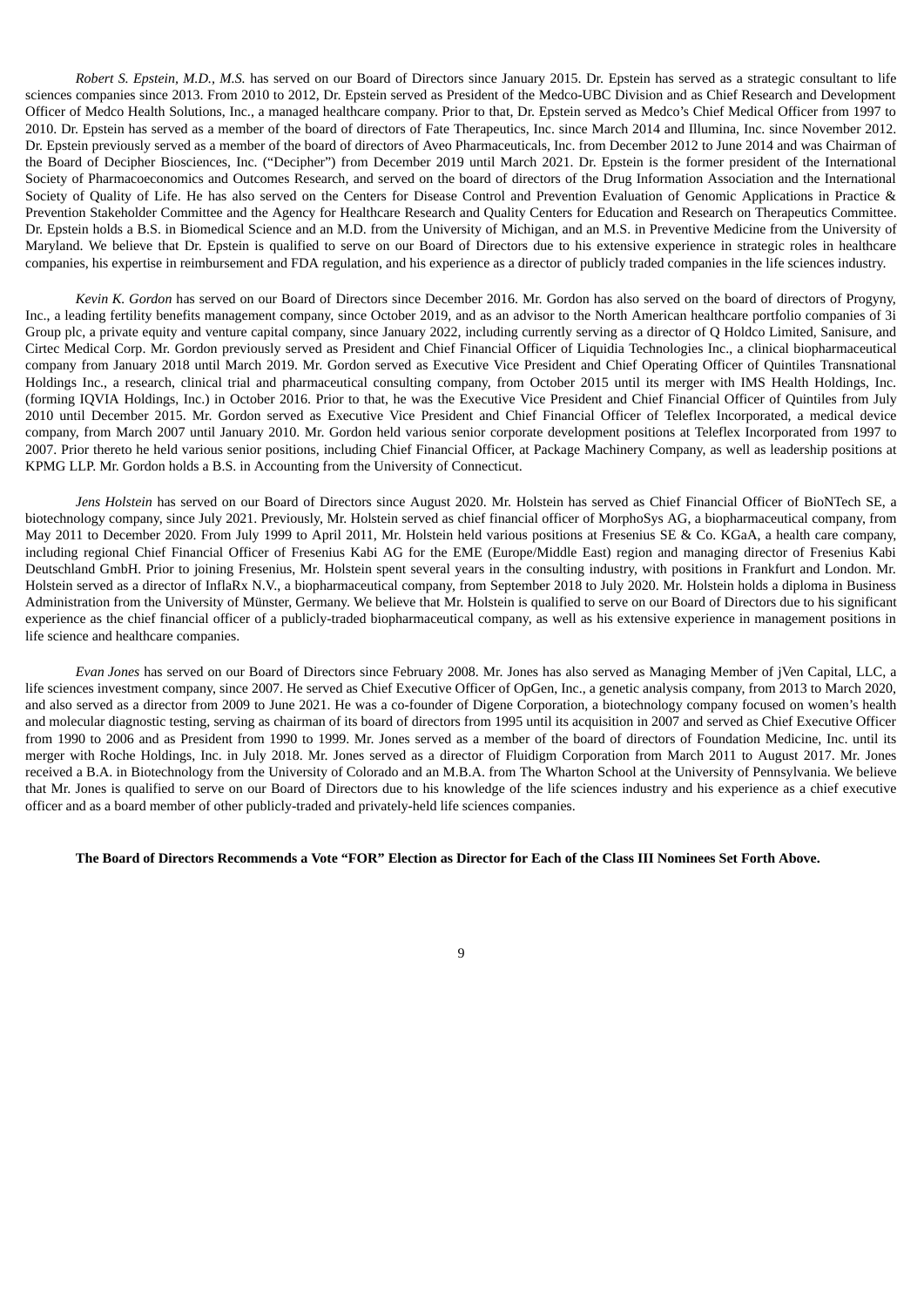*Robert S. Epstein, M.D., M.S.* has served on our Board of Directors since January 2015. Dr. Epstein has served as a strategic consultant to life sciences companies since 2013. From 2010 to 2012, Dr. Epstein served as President of the Medco-UBC Division and as Chief Research and Development Officer of Medco Health Solutions, Inc., a managed healthcare company. Prior to that, Dr. Epstein served as Medco's Chief Medical Officer from 1997 to 2010. Dr. Epstein has served as a member of the board of directors of Fate Therapeutics, Inc. since March 2014 and Illumina, Inc. since November 2012. Dr. Epstein previously served as a member of the board of directors of Aveo Pharmaceuticals, Inc. from December 2012 to June 2014 and was Chairman of the Board of Decipher Biosciences, Inc. ("Decipher") from December 2019 until March 2021. Dr. Epstein is the former president of the International Society of Pharmacoeconomics and Outcomes Research, and served on the board of directors of the Drug Information Association and the International Society of Quality of Life. He has also served on the Centers for Disease Control and Prevention Evaluation of Genomic Applications in Practice & Prevention Stakeholder Committee and the Agency for Healthcare Research and Quality Centers for Education and Research on Therapeutics Committee. Dr. Epstein holds a B.S. in Biomedical Science and an M.D. from the University of Michigan, and an M.S. in Preventive Medicine from the University of Maryland. We believe that Dr. Epstein is qualified to serve on our Board of Directors due to his extensive experience in strategic roles in healthcare companies, his expertise in reimbursement and FDA regulation, and his experience as a director of publicly traded companies in the life sciences industry.

*Kevin K. Gordon* has served on our Board of Directors since December 2016. Mr. Gordon has also served on the board of directors of Progyny, Inc., a leading fertility benefits management company, since October 2019, and as an advisor to the North American healthcare portfolio companies of 3i Group plc, a private equity and venture capital company, since January 2022, including currently serving as a director of Q Holdco Limited, Sanisure, and Cirtec Medical Corp. Mr. Gordon previously served as President and Chief Financial Officer of Liquidia Technologies Inc., a clinical biopharmaceutical company from January 2018 until March 2019. Mr. Gordon served as Executive Vice President and Chief Operating Officer of Quintiles Transnational Holdings Inc., a research, clinical trial and pharmaceutical consulting company, from October 2015 until its merger with IMS Health Holdings, Inc. (forming IQVIA Holdings, Inc.) in October 2016. Prior to that, he was the Executive Vice President and Chief Financial Officer of Quintiles from July 2010 until December 2015. Mr. Gordon served as Executive Vice President and Chief Financial Officer of Teleflex Incorporated, a medical device company, from March 2007 until January 2010. Mr. Gordon held various senior corporate development positions at Teleflex Incorporated from 1997 to 2007. Prior thereto he held various senior positions, including Chief Financial Officer, at Package Machinery Company, as well as leadership positions at KPMG LLP. Mr. Gordon holds a B.S. in Accounting from the University of Connecticut.

*Jens Holstein* has served on our Board of Directors since August 2020. Mr. Holstein has served as Chief Financial Officer of BioNTech SE, a biotechnology company, since July 2021. Previously, Mr. Holstein served as chief financial officer of MorphoSys AG, a biopharmaceutical company, from May 2011 to December 2020. From July 1999 to April 2011, Mr. Holstein held various positions at Fresenius SE & Co. KGaA, a health care company, including regional Chief Financial Officer of Fresenius Kabi AG for the EME (Europe/Middle East) region and managing director of Fresenius Kabi Deutschland GmbH. Prior to joining Fresenius, Mr. Holstein spent several years in the consulting industry, with positions in Frankfurt and London. Mr. Holstein served as a director of InflaRx N.V., a biopharmaceutical company, from September 2018 to July 2020. Mr. Holstein holds a diploma in Business Administration from the University of Münster, Germany. We believe that Mr. Holstein is qualified to serve on our Board of Directors due to his significant experience as the chief financial officer of a publicly-traded biopharmaceutical company, as well as his extensive experience in management positions in life science and healthcare companies.

*Evan Jones* has served on our Board of Directors since February 2008. Mr. Jones has also served as Managing Member of jVen Capital, LLC, a life sciences investment company, since 2007. He served as Chief Executive Officer of OpGen, Inc., a genetic analysis company, from 2013 to March 2020, and also served as a director from 2009 to June 2021. He was a co-founder of Digene Corporation, a biotechnology company focused on women's health and molecular diagnostic testing, serving as chairman of its board of directors from 1995 until its acquisition in 2007 and served as Chief Executive Officer from 1990 to 2006 and as President from 1990 to 1999. Mr. Jones served as a member of the board of directors of Foundation Medicine, Inc. until its merger with Roche Holdings, Inc. in July 2018. Mr. Jones served as a director of Fluidigm Corporation from March 2011 to August 2017. Mr. Jones received a B.A. in Biotechnology from the University of Colorado and an M.B.A. from The Wharton School at the University of Pennsylvania. We believe that Mr. Jones is qualified to serve on our Board of Directors due to his knowledge of the life sciences industry and his experience as a chief executive officer and as a board member of other publicly-traded and privately-held life sciences companies.

**The Board of Directors Recommends a Vote "FOR" Election as Director for Each of the Class III Nominees Set Forth Above.**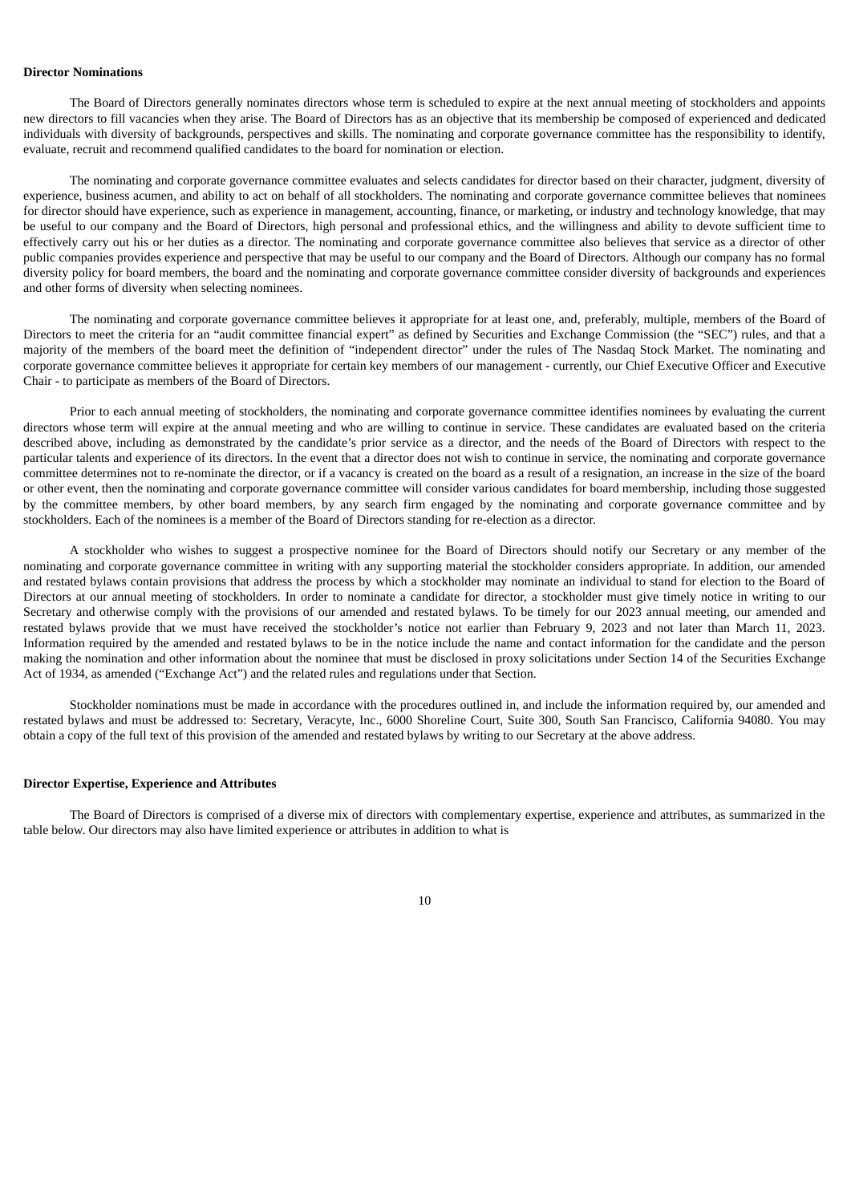**Director Nominations**

The Board of Directors generally nominates directors whose term is scheduled to expire at the next annual meeting of stockholders and appoints new directors to fill vacancies when they arise. The Board of Directors has as an objective that its membership be composed of experienced and dedicated individuals with diversity of backgrounds, perspectives and skills. The nominating and corporate governance committee has the responsibility to identify, evaluate, recruit and recommend qualified candidates to the board for nomination or election.

The nominating and corporate governance committee evaluates and selects candidates for director based on their character, judgment, diversity of experience, business acumen, and ability to act on behalf of all stockholders. The nominating and corporate governance committee believes that nominees for director should have experience, such as experience in management, accounting, finance, or marketing, or industry and technology knowledge, that may be useful to our company and the Board of Directors, high personal and professional ethics, and the willingness and ability to devote sufficient time to effectively carry out his or her duties as a director. The nominating and corporate governance committee also believes that service as a director of other public companies provides experience and perspective that may be useful to our company and the Board of Directors. Although our company has no formal diversity policy for board members, the board and the nominating and corporate governance committee consider diversity of backgrounds and experiences and other forms of diversity when selecting nominees.

The nominating and corporate governance committee believes it appropriate for at least one, and, preferably, multiple, members of the Board of Directors to meet the criteria for an "audit committee financial expert" as defined by Securities and Exchange Commission (the "SEC") rules, and that a majority of the members of the board meet the definition of "independent director" under the rules of The Nasdaq Stock Market. The nominating and corporate governance committee believes it appropriate for certain key members of our management - currently, our Chief Executive Officer and Executive Chair - to participate as members of the Board of Directors.

Prior to each annual meeting of stockholders, the nominating and corporate governance committee identifies nominees by evaluating the current directors whose term will expire at the annual meeting and who are willing to continue in service. These candidates are evaluated based on the criteria described above, including as demonstrated by the candidate's prior service as a director, and the needs of the Board of Directors with respect to the particular talents and experience of its directors. In the event that a director does not wish to continue in service, the nominating and corporate governance committee determines not to re-nominate the director, or if a vacancy is created on the board as a result of a resignation, an increase in the size of the board or other event, then the nominating and corporate governance committee will consider various candidates for board membership, including those suggested by the committee members, by other board members, by any search firm engaged by the nominating and corporate governance committee and by stockholders. Each of the nominees is a member of the Board of Directors standing for re-election as a director.

A stockholder who wishes to suggest a prospective nominee for the Board of Directors should notify our Secretary or any member of the nominating and corporate governance committee in writing with any supporting material the stockholder considers appropriate. In addition, our amended and restated bylaws contain provisions that address the process by which a stockholder may nominate an individual to stand for election to the Board of Directors at our annual meeting of stockholders. In order to nominate a candidate for director, a stockholder must give timely notice in writing to our Secretary and otherwise comply with the provisions of our amended and restated bylaws. To be timely for our 2023 annual meeting, our amended and restated bylaws provide that we must have received the stockholder's notice not earlier than February 9, 2023 and not later than March 11, 2023. Information required by the amended and restated bylaws to be in the notice include the name and contact information for the candidate and the person making the nomination and other information about the nominee that must be disclosed in proxy solicitations under Section 14 of the Securities Exchange Act of 1934, as amended ("Exchange Act") and the related rules and regulations under that Section.

Stockholder nominations must be made in accordance with the procedures outlined in, and include the information required by, our amended and restated bylaws and must be addressed to: Secretary, Veracyte, Inc., 6000 Shoreline Court, Suite 300, South San Francisco, California 94080. You may obtain a copy of the full text of this provision of the amended and restated bylaws by writing to our Secretary at the above address.

**Director Expertise, Experience and Attributes**

The Board of Directors is comprised of a diverse mix of directors with complementary expertise, experience and attributes, as summarized in the table below. Our directors may also have limited experience or attributes in addition to what is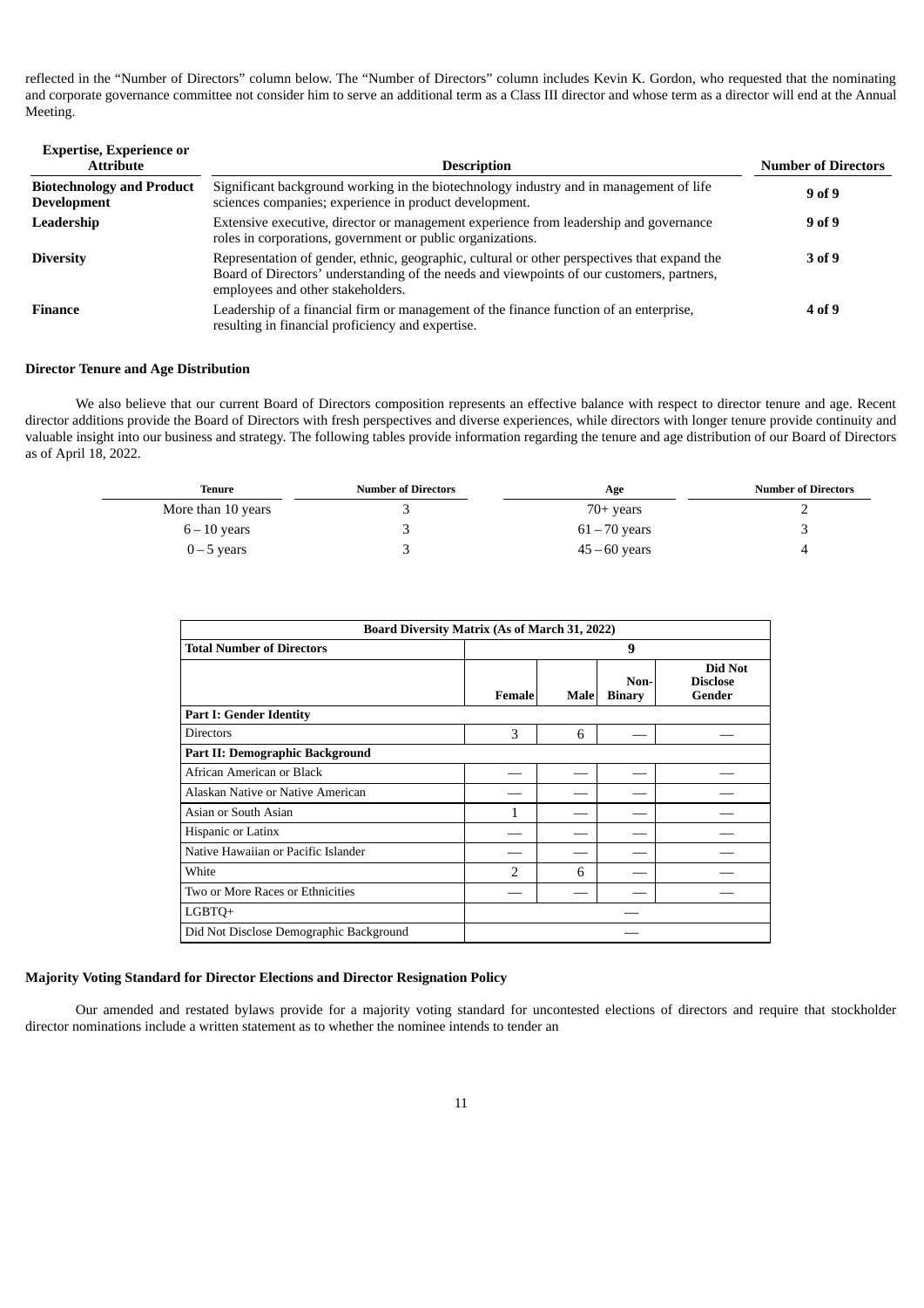reflected in the "Number of Directors" column below. The "Number of Directors" column includes Kevin K. Gordon, who requested that the nominating and corporate governance committee not consider him to serve an additional term as a Class III director and whose term as a director will end at the Annual Meeting.

| Expertise, Experience or Attribute | Description | Number of Directors |
|---|---|---|
| **Biotechnology and Product Development** | Significant background working in the biotechnology industry and in management of life sciences companies; experience in product development. | **9 of 9** |
| **Leadership** | Extensive executive, director or management experience from leadership and governance roles in corporations, government or public organizations. | **9 of 9** |
| **Diversity** | Representation of gender, ethnic, geographic, cultural or other perspectives that expand the Board of Directors' understanding of the needs and viewpoints of our customers, partners, employees and other stakeholders. | **3 of 9** |
| **Finance** | Leadership of a financial firm or management of the finance function of an enterprise, resulting in financial proficiency and expertise. | **4 of 9** |

**Director Tenure and Age Distribution**

We also believe that our current Board of Directors composition represents an effective balance with respect to director tenure and age. Recent director additions provide the Board of Directors with fresh perspectives and diverse experiences, while directors with longer tenure provide continuity and valuable insight into our business and strategy. The following tables provide information regarding the tenure and age distribution of our Board of Directors as of April 18, 2022.

| Tenure | Number of Directors |
|---|---|
| More than 10 years | 3 |
| 6 – 10 years | 3 |
| 0 – 5 years | 3 |

| Age | Number of Directors |
|---|---|
| 70+ years | 2 |
| 61 – 70 years | 3 |
| 45 – 60 years | 4 |

| Board Diversity Matrix (As of March 31, 2022) | | | | |
|---|---|---|---|---|
| **Total Number of Directors** | **9** | | | |
| | **Female** | **Male** | **Non-Binary** | **Did Not Disclose Gender** |
| **Part I: Gender Identity** | | | | |
| Directors | 3 | 6 | — | — |
| **Part II: Demographic Background** | | | | |
| African American or Black | — | — | — | — |
| Alaskan Native or Native American | — | — | — | — |
| Asian or South Asian | 1 | — | — | — |
| Hispanic or Latinx | — | — | — | — |
| Native Hawaiian or Pacific Islander | — | — | — | — |
| White | 2 | 6 | — | — |
| Two or More Races or Ethnicities | — | — | — | — |
| LGBTQ+ | — | | | |
| Did Not Disclose Demographic Background | — | | | |

**Majority Voting Standard for Director Elections and Director Resignation Policy**

Our amended and restated bylaws provide for a majority voting standard for uncontested elections of directors and require that stockholder director nominations include a written statement as to whether the nominee intends to tender an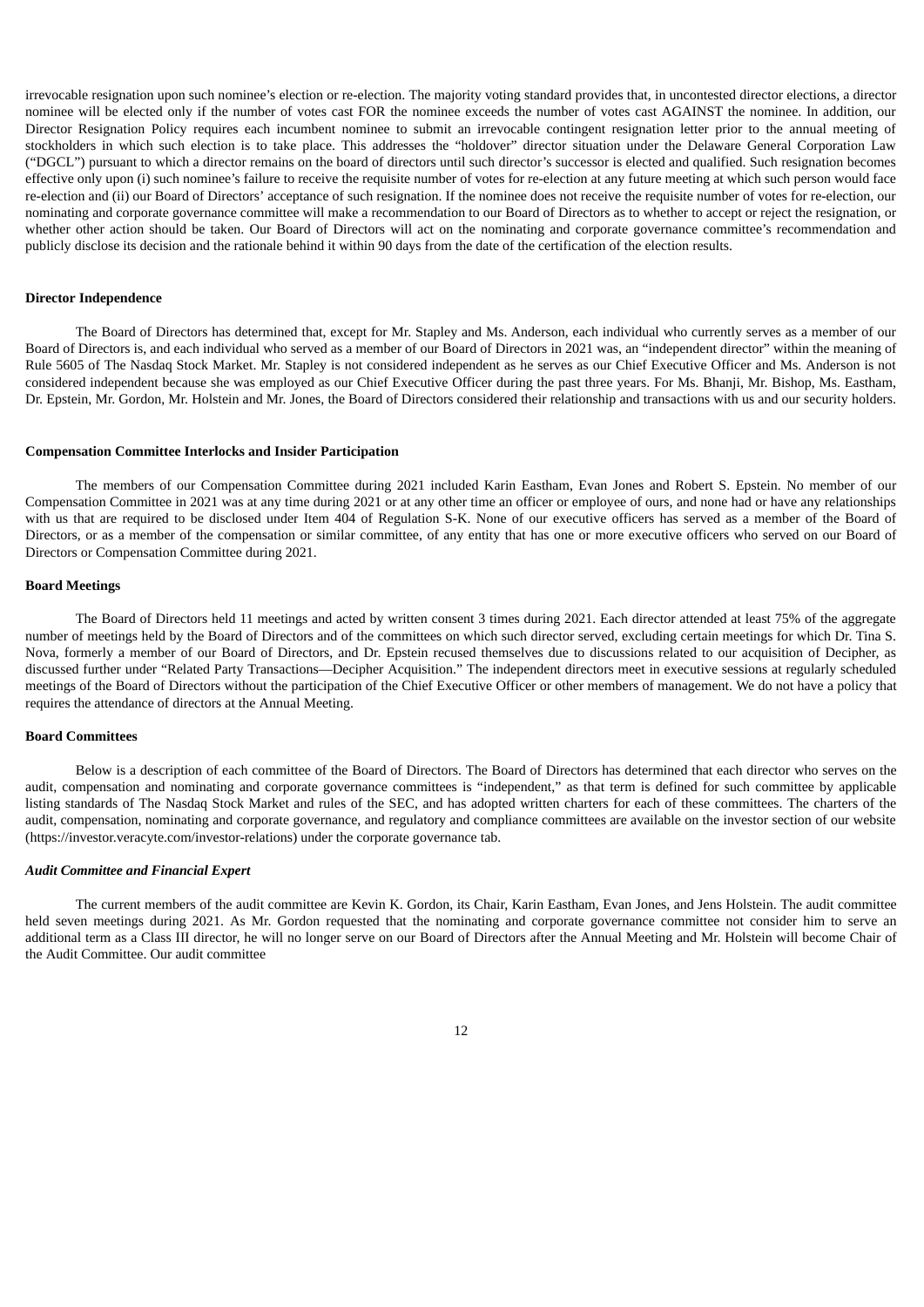irrevocable resignation upon such nominee's election or re-election. The majority voting standard provides that, in uncontested director elections, a director nominee will be elected only if the number of votes cast FOR the nominee exceeds the number of votes cast AGAINST the nominee. In addition, our Director Resignation Policy requires each incumbent nominee to submit an irrevocable contingent resignation letter prior to the annual meeting of stockholders in which such election is to take place. This addresses the "holdover" director situation under the Delaware General Corporation Law ("DGCL") pursuant to which a director remains on the board of directors until such director's successor is elected and qualified. Such resignation becomes effective only upon (i) such nominee's failure to receive the requisite number of votes for re-election at any future meeting at which such person would face re-election and (ii) our Board of Directors' acceptance of such resignation. If the nominee does not receive the requisite number of votes for re-election, our nominating and corporate governance committee will make a recommendation to our Board of Directors as to whether to accept or reject the resignation, or whether other action should be taken. Our Board of Directors will act on the nominating and corporate governance committee's recommendation and publicly disclose its decision and the rationale behind it within 90 days from the date of the certification of the election results.

**Director Independence**

The Board of Directors has determined that, except for Mr. Stapley and Ms. Anderson, each individual who currently serves as a member of our Board of Directors is, and each individual who served as a member of our Board of Directors in 2021 was, an "independent director" within the meaning of Rule 5605 of The Nasdaq Stock Market. Mr. Stapley is not considered independent as he serves as our Chief Executive Officer and Ms. Anderson is not considered independent because she was employed as our Chief Executive Officer during the past three years. For Ms. Bhanji, Mr. Bishop, Ms. Eastham, Dr. Epstein, Mr. Gordon, Mr. Holstein and Mr. Jones, the Board of Directors considered their relationship and transactions with us and our security holders.

**Compensation Committee Interlocks and Insider Participation**

The members of our Compensation Committee during 2021 included Karin Eastham, Evan Jones and Robert S. Epstein. No member of our Compensation Committee in 2021 was at any time during 2021 or at any other time an officer or employee of ours, and none had or have any relationships with us that are required to be disclosed under Item 404 of Regulation S-K. None of our executive officers has served as a member of the Board of Directors, or as a member of the compensation or similar committee, of any entity that has one or more executive officers who served on our Board of Directors or Compensation Committee during 2021.

**Board Meetings**

The Board of Directors held 11 meetings and acted by written consent 3 times during 2021. Each director attended at least 75% of the aggregate number of meetings held by the Board of Directors and of the committees on which such director served, excluding certain meetings for which Dr. Tina S. Nova, formerly a member of our Board of Directors, and Dr. Epstein recused themselves due to discussions related to our acquisition of Decipher, as discussed further under "Related Party Transactions—Decipher Acquisition." The independent directors meet in executive sessions at regularly scheduled meetings of the Board of Directors without the participation of the Chief Executive Officer or other members of management. We do not have a policy that requires the attendance of directors at the Annual Meeting.

**Board Committees**

Below is a description of each committee of the Board of Directors. The Board of Directors has determined that each director who serves on the audit, compensation and nominating and corporate governance committees is "independent," as that term is defined for such committee by applicable listing standards of The Nasdaq Stock Market and rules of the SEC, and has adopted written charters for each of these committees. The charters of the audit, compensation, nominating and corporate governance, and regulatory and compliance committees are available on the investor section of our website (https://investor.veracyte.com/investor-relations) under the corporate governance tab.

***Audit Committee and Financial Expert***

The current members of the audit committee are Kevin K. Gordon, its Chair, Karin Eastham, Evan Jones, and Jens Holstein. The audit committee held seven meetings during 2021. As Mr. Gordon requested that the nominating and corporate governance committee not consider him to serve an additional term as a Class III director, he will no longer serve on our Board of Directors after the Annual Meeting and Mr. Holstein will become Chair of the Audit Committee. Our audit committee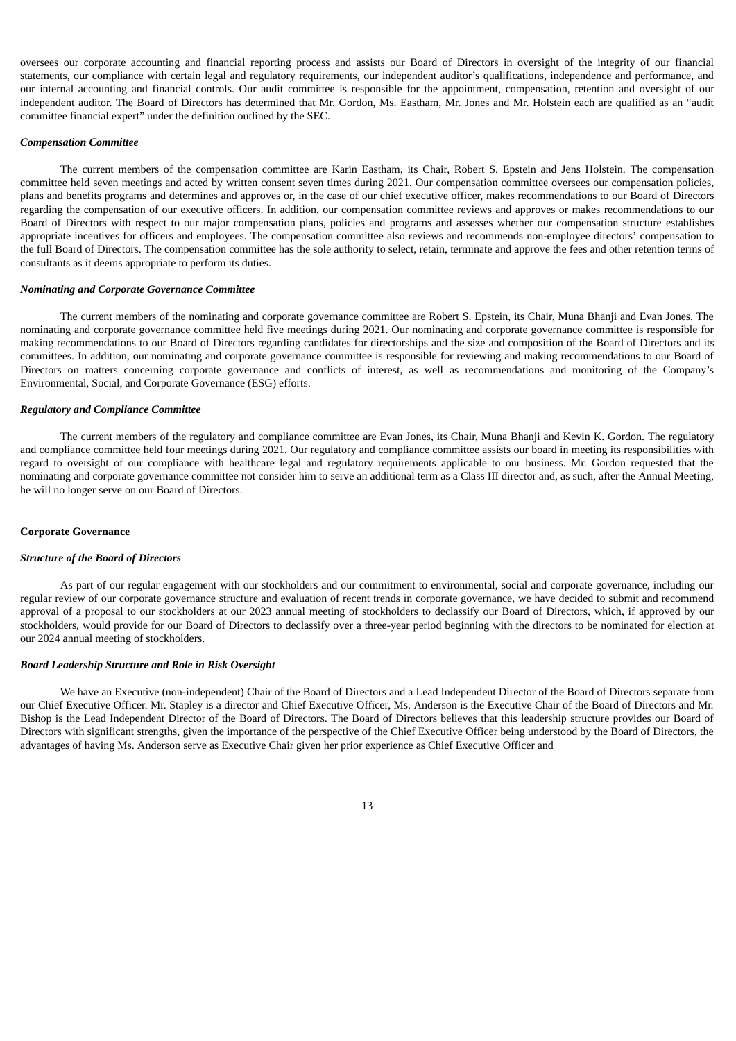oversees our corporate accounting and financial reporting process and assists our Board of Directors in oversight of the integrity of our financial statements, our compliance with certain legal and regulatory requirements, our independent auditor's qualifications, independence and performance, and our internal accounting and financial controls. Our audit committee is responsible for the appointment, compensation, retention and oversight of our independent auditor. The Board of Directors has determined that Mr. Gordon, Ms. Eastham, Mr. Jones and Mr. Holstein each are qualified as an "audit committee financial expert" under the definition outlined by the SEC.

***Compensation Committee***

The current members of the compensation committee are Karin Eastham, its Chair, Robert S. Epstein and Jens Holstein. The compensation committee held seven meetings and acted by written consent seven times during 2021. Our compensation committee oversees our compensation policies, plans and benefits programs and determines and approves or, in the case of our chief executive officer, makes recommendations to our Board of Directors regarding the compensation of our executive officers. In addition, our compensation committee reviews and approves or makes recommendations to our Board of Directors with respect to our major compensation plans, policies and programs and assesses whether our compensation structure establishes appropriate incentives for officers and employees. The compensation committee also reviews and recommends non-employee directors' compensation to the full Board of Directors. The compensation committee has the sole authority to select, retain, terminate and approve the fees and other retention terms of consultants as it deems appropriate to perform its duties.

***Nominating and Corporate Governance Committee***

The current members of the nominating and corporate governance committee are Robert S. Epstein, its Chair, Muna Bhanji and Evan Jones. The nominating and corporate governance committee held five meetings during 2021. Our nominating and corporate governance committee is responsible for making recommendations to our Board of Directors regarding candidates for directorships and the size and composition of the Board of Directors and its committees. In addition, our nominating and corporate governance committee is responsible for reviewing and making recommendations to our Board of Directors on matters concerning corporate governance and conflicts of interest, as well as recommendations and monitoring of the Company's Environmental, Social, and Corporate Governance (ESG) efforts.

***Regulatory and Compliance Committee***

The current members of the regulatory and compliance committee are Evan Jones, its Chair, Muna Bhanji and Kevin K. Gordon. The regulatory and compliance committee held four meetings during 2021. Our regulatory and compliance committee assists our board in meeting its responsibilities with regard to oversight of our compliance with healthcare legal and regulatory requirements applicable to our business. Mr. Gordon requested that the nominating and corporate governance committee not consider him to serve an additional term as a Class III director and, as such, after the Annual Meeting, he will no longer serve on our Board of Directors.

**Corporate Governance**

***Structure of the Board of Directors***

As part of our regular engagement with our stockholders and our commitment to environmental, social and corporate governance, including our regular review of our corporate governance structure and evaluation of recent trends in corporate governance, we have decided to submit and recommend approval of a proposal to our stockholders at our 2023 annual meeting of stockholders to declassify our Board of Directors, which, if approved by our stockholders, would provide for our Board of Directors to declassify over a three-year period beginning with the directors to be nominated for election at our 2024 annual meeting of stockholders.

***Board Leadership Structure and Role in Risk Oversight***

We have an Executive (non-independent) Chair of the Board of Directors and a Lead Independent Director of the Board of Directors separate from our Chief Executive Officer. Mr. Stapley is a director and Chief Executive Officer, Ms. Anderson is the Executive Chair of the Board of Directors and Mr. Bishop is the Lead Independent Director of the Board of Directors. The Board of Directors believes that this leadership structure provides our Board of Directors with significant strengths, given the importance of the perspective of the Chief Executive Officer being understood by the Board of Directors, the advantages of having Ms. Anderson serve as Executive Chair given her prior experience as Chief Executive Officer and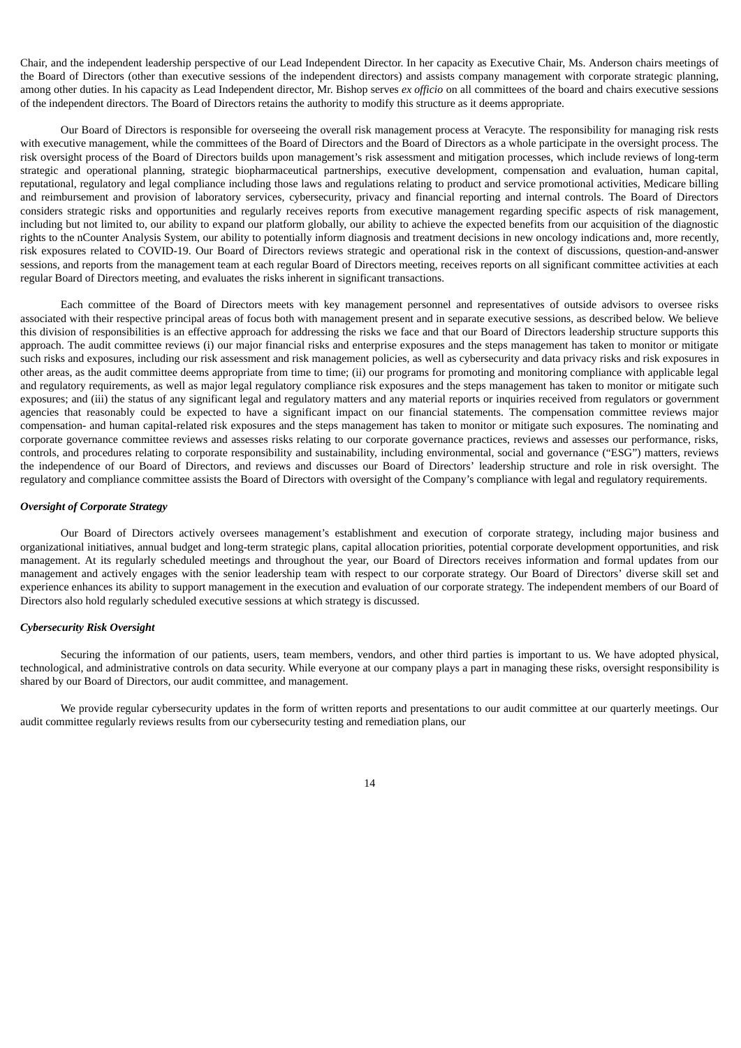Chair, and the independent leadership perspective of our Lead Independent Director. In her capacity as Executive Chair, Ms. Anderson chairs meetings of the Board of Directors (other than executive sessions of the independent directors) and assists company management with corporate strategic planning, among other duties. In his capacity as Lead Independent director, Mr. Bishop serves *ex officio* on all committees of the board and chairs executive sessions of the independent directors. The Board of Directors retains the authority to modify this structure as it deems appropriate.

Our Board of Directors is responsible for overseeing the overall risk management process at Veracyte. The responsibility for managing risk rests with executive management, while the committees of the Board of Directors and the Board of Directors as a whole participate in the oversight process. The risk oversight process of the Board of Directors builds upon management's risk assessment and mitigation processes, which include reviews of long-term strategic and operational planning, strategic biopharmaceutical partnerships, executive development, compensation and evaluation, human capital, reputational, regulatory and legal compliance including those laws and regulations relating to product and service promotional activities, Medicare billing and reimbursement and provision of laboratory services, cybersecurity, privacy and financial reporting and internal controls. The Board of Directors considers strategic risks and opportunities and regularly receives reports from executive management regarding specific aspects of risk management, including but not limited to, our ability to expand our platform globally, our ability to achieve the expected benefits from our acquisition of the diagnostic rights to the nCounter Analysis System, our ability to potentially inform diagnosis and treatment decisions in new oncology indications and, more recently, risk exposures related to COVID-19. Our Board of Directors reviews strategic and operational risk in the context of discussions, question-and-answer sessions, and reports from the management team at each regular Board of Directors meeting, receives reports on all significant committee activities at each regular Board of Directors meeting, and evaluates the risks inherent in significant transactions.

Each committee of the Board of Directors meets with key management personnel and representatives of outside advisors to oversee risks associated with their respective principal areas of focus both with management present and in separate executive sessions, as described below. We believe this division of responsibilities is an effective approach for addressing the risks we face and that our Board of Directors leadership structure supports this approach. The audit committee reviews (i) our major financial risks and enterprise exposures and the steps management has taken to monitor or mitigate such risks and exposures, including our risk assessment and risk management policies, as well as cybersecurity and data privacy risks and risk exposures in other areas, as the audit committee deems appropriate from time to time; (ii) our programs for promoting and monitoring compliance with applicable legal and regulatory requirements, as well as major legal regulatory compliance risk exposures and the steps management has taken to monitor or mitigate such exposures; and (iii) the status of any significant legal and regulatory matters and any material reports or inquiries received from regulators or government agencies that reasonably could be expected to have a significant impact on our financial statements. The compensation committee reviews major compensation- and human capital-related risk exposures and the steps management has taken to monitor or mitigate such exposures. The nominating and corporate governance committee reviews and assesses risks relating to our corporate governance practices, reviews and assesses our performance, risks, controls, and procedures relating to corporate responsibility and sustainability, including environmental, social and governance ("ESG") matters, reviews the independence of our Board of Directors, and reviews and discusses our Board of Directors' leadership structure and role in risk oversight. The regulatory and compliance committee assists the Board of Directors with oversight of the Company's compliance with legal and regulatory requirements.

***Oversight of Corporate Strategy***

Our Board of Directors actively oversees management's establishment and execution of corporate strategy, including major business and organizational initiatives, annual budget and long-term strategic plans, capital allocation priorities, potential corporate development opportunities, and risk management. At its regularly scheduled meetings and throughout the year, our Board of Directors receives information and formal updates from our management and actively engages with the senior leadership team with respect to our corporate strategy. Our Board of Directors' diverse skill set and experience enhances its ability to support management in the execution and evaluation of our corporate strategy. The independent members of our Board of Directors also hold regularly scheduled executive sessions at which strategy is discussed.

***Cybersecurity Risk Oversight***

Securing the information of our patients, users, team members, vendors, and other third parties is important to us. We have adopted physical, technological, and administrative controls on data security. While everyone at our company plays a part in managing these risks, oversight responsibility is shared by our Board of Directors, our audit committee, and management.

We provide regular cybersecurity updates in the form of written reports and presentations to our audit committee at our quarterly meetings. Our audit committee regularly reviews results from our cybersecurity testing and remediation plans, our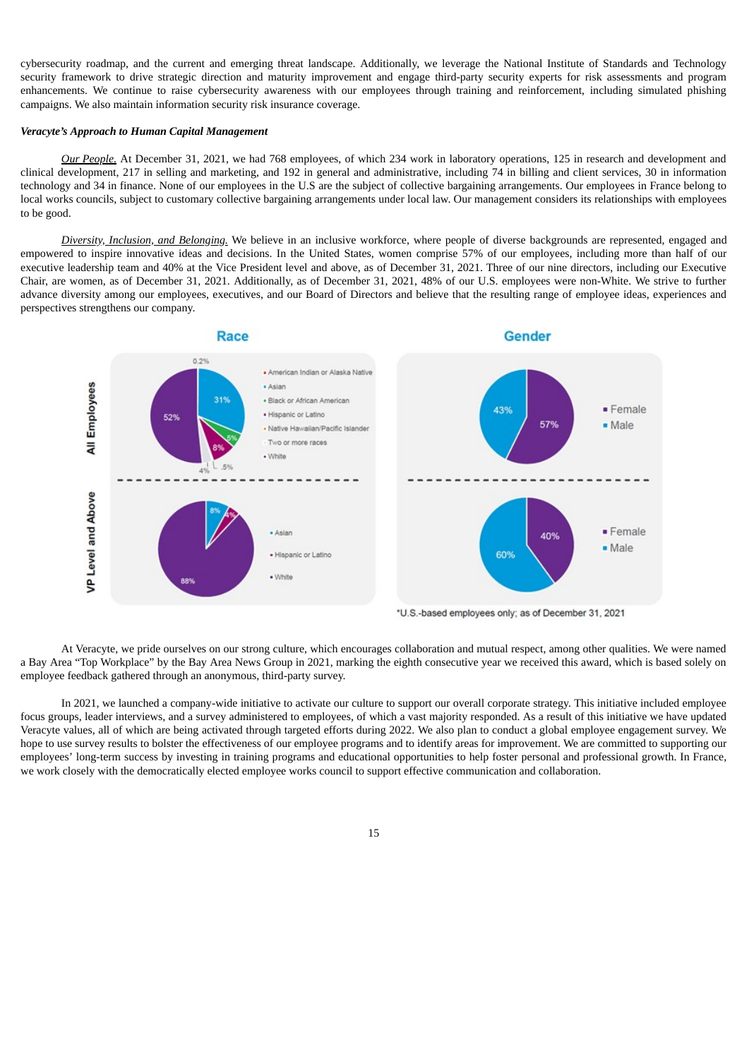cybersecurity roadmap, and the current and emerging threat landscape. Additionally, we leverage the National Institute of Standards and Technology security framework to drive strategic direction and maturity improvement and engage third-party security experts for risk assessments and program enhancements. We continue to raise cybersecurity awareness with our employees through training and reinforcement, including simulated phishing campaigns. We also maintain information security risk insurance coverage.

***Veracyte's Approach to Human Capital Management***

*Our People.* At December 31, 2021, we had 768 employees, of which 234 work in laboratory operations, 125 in research and development and clinical development, 217 in selling and marketing, and 192 in general and administrative, including 74 in billing and client services, 30 in information technology and 34 in finance. None of our employees in the U.S are the subject of collective bargaining arrangements. Our employees in France belong to local works councils, subject to customary collective bargaining arrangements under local law. Our management considers its relationships with employees to be good.

*Diversity, Inclusion, and Belonging.* We believe in an inclusive workforce, where people of diverse backgrounds are represented, engaged and empowered to inspire innovative ideas and decisions. In the United States, women comprise 57% of our employees, including more than half of our executive leadership team and 40% at the Vice President level and above, as of December 31, 2021. Three of our nine directors, including our Executive Chair, are women, as of December 31, 2021. Additionally, as of December 31, 2021, 48% of our U.S. employees were non-White. We strive to further advance diversity among our employees, executives, and our Board of Directors and believe that the resulting range of employee ideas, experiences and perspectives strengthens our company.

**Race**

All Employees: American Indian or Alaska Native 0.2%; Asian 31%; Black or African American 5%; Hispanic or Latino 8%; Native Hawaiian/Pacific Islander .5%; Two or more races 4%; White 52%

VP Level and Above: Asian 8%; Hispanic or Latino 4%; White 88%

**Gender**

All Employees: Female 57%; Male 43%

VP Level and Above: Female 40%; Male 60%

*U.S.-based employees only; as of December 31, 2021

At Veracyte, we pride ourselves on our strong culture, which encourages collaboration and mutual respect, among other qualities. We were named a Bay Area "Top Workplace" by the Bay Area News Group in 2021, marking the eighth consecutive year we received this award, which is based solely on employee feedback gathered through an anonymous, third-party survey.

In 2021, we launched a company-wide initiative to activate our culture to support our overall corporate strategy. This initiative included employee focus groups, leader interviews, and a survey administered to employees, of which a vast majority responded. As a result of this initiative we have updated Veracyte values, all of which are being activated through targeted efforts during 2022. We also plan to conduct a global employee engagement survey. We hope to use survey results to bolster the effectiveness of our employee programs and to identify areas for improvement. We are committed to supporting our employees' long-term success by investing in training programs and educational opportunities to help foster personal and professional growth. In France, we work closely with the democratically elected employee works council to support effective communication and collaboration.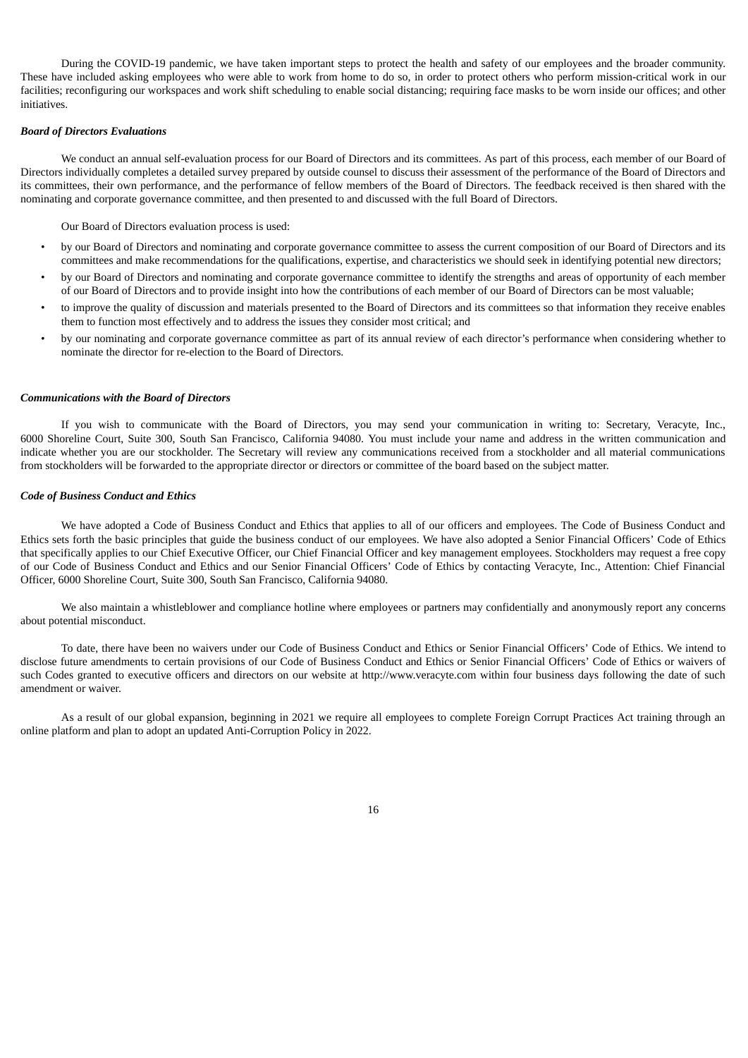During the COVID-19 pandemic, we have taken important steps to protect the health and safety of our employees and the broader community. These have included asking employees who were able to work from home to do so, in order to protect others who perform mission-critical work in our facilities; reconfiguring our workspaces and work shift scheduling to enable social distancing; requiring face masks to be worn inside our offices; and other initiatives.

***Board of Directors Evaluations***

We conduct an annual self-evaluation process for our Board of Directors and its committees. As part of this process, each member of our Board of Directors individually completes a detailed survey prepared by outside counsel to discuss their assessment of the performance of the Board of Directors and its committees, their own performance, and the performance of fellow members of the Board of Directors. The feedback received is then shared with the nominating and corporate governance committee, and then presented to and discussed with the full Board of Directors.

Our Board of Directors evaluation process is used:

- by our Board of Directors and nominating and corporate governance committee to assess the current composition of our Board of Directors and its committees and make recommendations for the qualifications, expertise, and characteristics we should seek in identifying potential new directors;
- by our Board of Directors and nominating and corporate governance committee to identify the strengths and areas of opportunity of each member of our Board of Directors and to provide insight into how the contributions of each member of our Board of Directors can be most valuable;
- to improve the quality of discussion and materials presented to the Board of Directors and its committees so that information they receive enables them to function most effectively and to address the issues they consider most critical; and
- by our nominating and corporate governance committee as part of its annual review of each director's performance when considering whether to nominate the director for re-election to the Board of Directors.

***Communications with the Board of Directors***

If you wish to communicate with the Board of Directors, you may send your communication in writing to: Secretary, Veracyte, Inc., 6000 Shoreline Court, Suite 300, South San Francisco, California 94080. You must include your name and address in the written communication and indicate whether you are our stockholder. The Secretary will review any communications received from a stockholder and all material communications from stockholders will be forwarded to the appropriate director or directors or committee of the board based on the subject matter.

***Code of Business Conduct and Ethics***

We have adopted a Code of Business Conduct and Ethics that applies to all of our officers and employees. The Code of Business Conduct and Ethics sets forth the basic principles that guide the business conduct of our employees. We have also adopted a Senior Financial Officers' Code of Ethics that specifically applies to our Chief Executive Officer, our Chief Financial Officer and key management employees. Stockholders may request a free copy of our Code of Business Conduct and Ethics and our Senior Financial Officers' Code of Ethics by contacting Veracyte, Inc., Attention: Chief Financial Officer, 6000 Shoreline Court, Suite 300, South San Francisco, California 94080.

We also maintain a whistleblower and compliance hotline where employees or partners may confidentially and anonymously report any concerns about potential misconduct.

To date, there have been no waivers under our Code of Business Conduct and Ethics or Senior Financial Officers' Code of Ethics. We intend to disclose future amendments to certain provisions of our Code of Business Conduct and Ethics or Senior Financial Officers' Code of Ethics or waivers of such Codes granted to executive officers and directors on our website at http://www.veracyte.com within four business days following the date of such amendment or waiver.

As a result of our global expansion, beginning in 2021 we require all employees to complete Foreign Corrupt Practices Act training through an online platform and plan to adopt an updated Anti-Corruption Policy in 2022.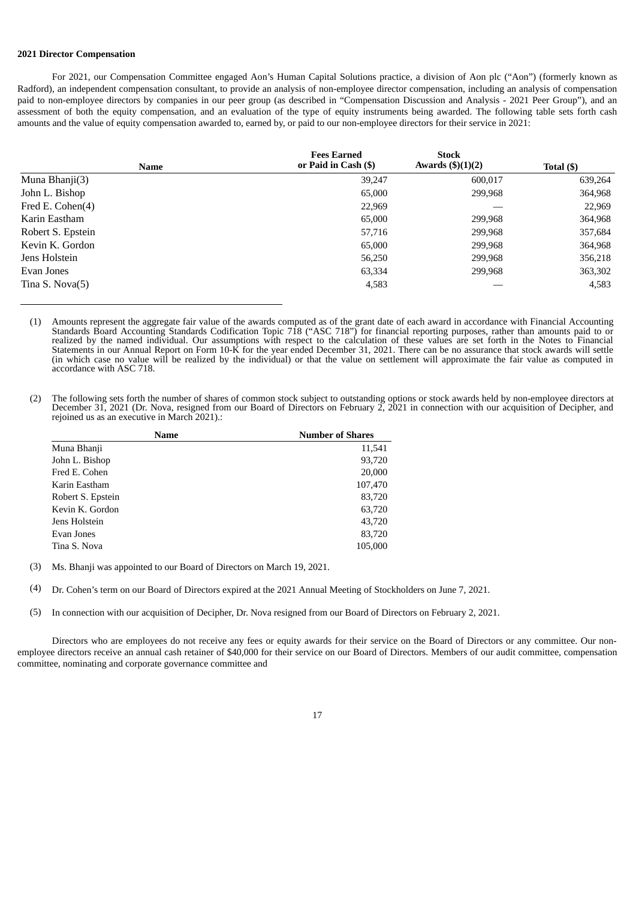**2021 Director Compensation**

For 2021, our Compensation Committee engaged Aon's Human Capital Solutions practice, a division of Aon plc ("Aon") (formerly known as Radford), an independent compensation consultant, to provide an analysis of non-employee director compensation, including an analysis of compensation paid to non-employee directors by companies in our peer group (as described in "Compensation Discussion and Analysis - 2021 Peer Group"), and an assessment of both the equity compensation, and an evaluation of the type of equity instruments being awarded. The following table sets forth cash amounts and the value of equity compensation awarded to, earned by, or paid to our non-employee directors for their service in 2021:

| Name | Fees Earned or Paid in Cash ($) | Stock Awards ($)(1)(2) | Total ($) |
|---|---|---|---|
| Muna Bhanji(3) | 39,247 | 600,017 | 639,264 |
| John L. Bishop | 65,000 | 299,968 | 364,968 |
| Fred E. Cohen(4) | 22,969 | — | 22,969 |
| Karin Eastham | 65,000 | 299,968 | 364,968 |
| Robert S. Epstein | 57,716 | 299,968 | 357,684 |
| Kevin K. Gordon | 65,000 | 299,968 | 364,968 |
| Jens Holstein | 56,250 | 299,968 | 356,218 |
| Evan Jones | 63,334 | 299,968 | 363,302 |
| Tina S. Nova(5) | 4,583 | — | 4,583 |

(1) Amounts represent the aggregate fair value of the awards computed as of the grant date of each award in accordance with Financial Accounting Standards Board Accounting Standards Codification Topic 718 ("ASC 718") for financial reporting purposes, rather than amounts paid to or realized by the named individual. Our assumptions with respect to the calculation of these values are set forth in the Notes to Financial Statements in our Annual Report on Form 10-K for the year ended December 31, 2021. There can be no assurance that stock awards will settle (in which case no value will be realized by the individual) or that the value on settlement will approximate the fair value as computed in accordance with ASC 718.

(2) The following sets forth the number of shares of common stock subject to outstanding options or stock awards held by non-employee directors at December 31, 2021 (Dr. Nova, resigned from our Board of Directors on February 2, 2021 in connection with our acquisition of Decipher, and rejoined us as an executive in March 2021).:

| Name | Number of Shares |
|---|---|
| Muna Bhanji | 11,541 |
| John L. Bishop | 93,720 |
| Fred E. Cohen | 20,000 |
| Karin Eastham | 107,470 |
| Robert S. Epstein | 83,720 |
| Kevin K. Gordon | 63,720 |
| Jens Holstein | 43,720 |
| Evan Jones | 83,720 |
| Tina S. Nova | 105,000 |

(3) Ms. Bhanji was appointed to our Board of Directors on March 19, 2021.

(4) Dr. Cohen's term on our Board of Directors expired at the 2021 Annual Meeting of Stockholders on June 7, 2021.

(5) In connection with our acquisition of Decipher, Dr. Nova resigned from our Board of Directors on February 2, 2021.

Directors who are employees do not receive any fees or equity awards for their service on the Board of Directors or any committee. Our non-employee directors receive an annual cash retainer of $40,000 for their service on our Board of Directors. Members of our audit committee, compensation committee, nominating and corporate governance committee and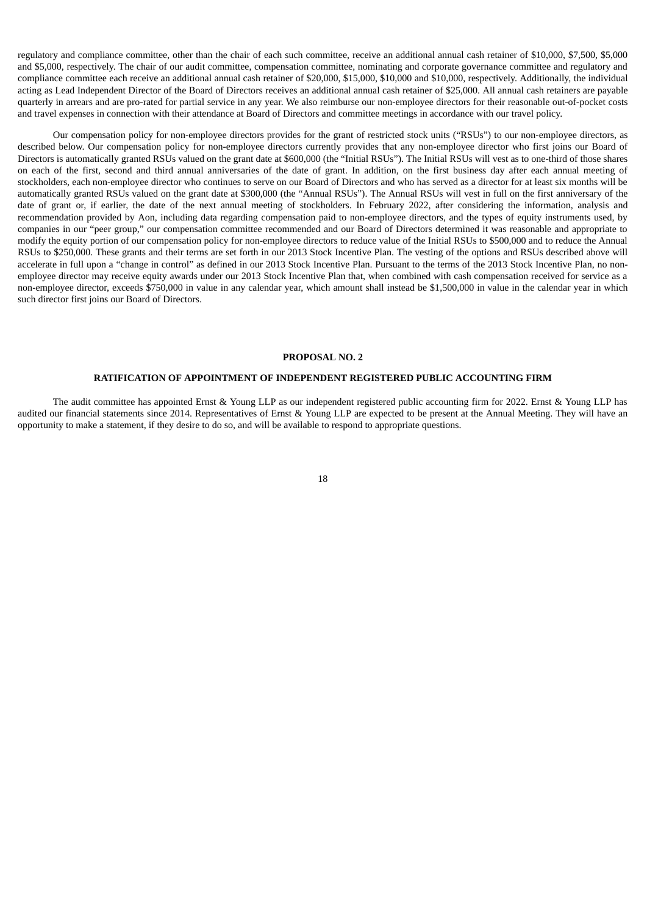regulatory and compliance committee, other than the chair of each such committee, receive an additional annual cash retainer of $10,000, $7,500, $5,000 and $5,000, respectively. The chair of our audit committee, compensation committee, nominating and corporate governance committee and regulatory and compliance committee each receive an additional annual cash retainer of $20,000, $15,000, $10,000 and $10,000, respectively. Additionally, the individual acting as Lead Independent Director of the Board of Directors receives an additional annual cash retainer of $25,000. All annual cash retainers are payable quarterly in arrears and are pro-rated for partial service in any year. We also reimburse our non-employee directors for their reasonable out-of-pocket costs and travel expenses in connection with their attendance at Board of Directors and committee meetings in accordance with our travel policy.

Our compensation policy for non-employee directors provides for the grant of restricted stock units ("RSUs") to our non-employee directors, as described below. Our compensation policy for non-employee directors currently provides that any non-employee director who first joins our Board of Directors is automatically granted RSUs valued on the grant date at $600,000 (the "Initial RSUs"). The Initial RSUs will vest as to one-third of those shares on each of the first, second and third annual anniversaries of the date of grant. In addition, on the first business day after each annual meeting of stockholders, each non-employee director who continues to serve on our Board of Directors and who has served as a director for at least six months will be automatically granted RSUs valued on the grant date at $300,000 (the "Annual RSUs"). The Annual RSUs will vest in full on the first anniversary of the date of grant or, if earlier, the date of the next annual meeting of stockholders. In February 2022, after considering the information, analysis and recommendation provided by Aon, including data regarding compensation paid to non-employee directors, and the types of equity instruments used, by companies in our "peer group," our compensation committee recommended and our Board of Directors determined it was reasonable and appropriate to modify the equity portion of our compensation policy for non-employee directors to reduce value of the Initial RSUs to $500,000 and to reduce the Annual RSUs to $250,000. These grants and their terms are set forth in our 2013 Stock Incentive Plan. The vesting of the options and RSUs described above will accelerate in full upon a "change in control" as defined in our 2013 Stock Incentive Plan. Pursuant to the terms of the 2013 Stock Incentive Plan, no non-employee director may receive equity awards under our 2013 Stock Incentive Plan that, when combined with cash compensation received for service as a non-employee director, exceeds $750,000 in value in any calendar year, which amount shall instead be $1,500,000 in value in the calendar year in which such director first joins our Board of Directors.

## PROPOSAL NO. 2

## RATIFICATION OF APPOINTMENT OF INDEPENDENT REGISTERED PUBLIC ACCOUNTING FIRM

The audit committee has appointed Ernst & Young LLP as our independent registered public accounting firm for 2022. Ernst & Young LLP has audited our financial statements since 2014. Representatives of Ernst & Young LLP are expected to be present at the Annual Meeting. They will have an opportunity to make a statement, if they desire to do so, and will be available to respond to appropriate questions.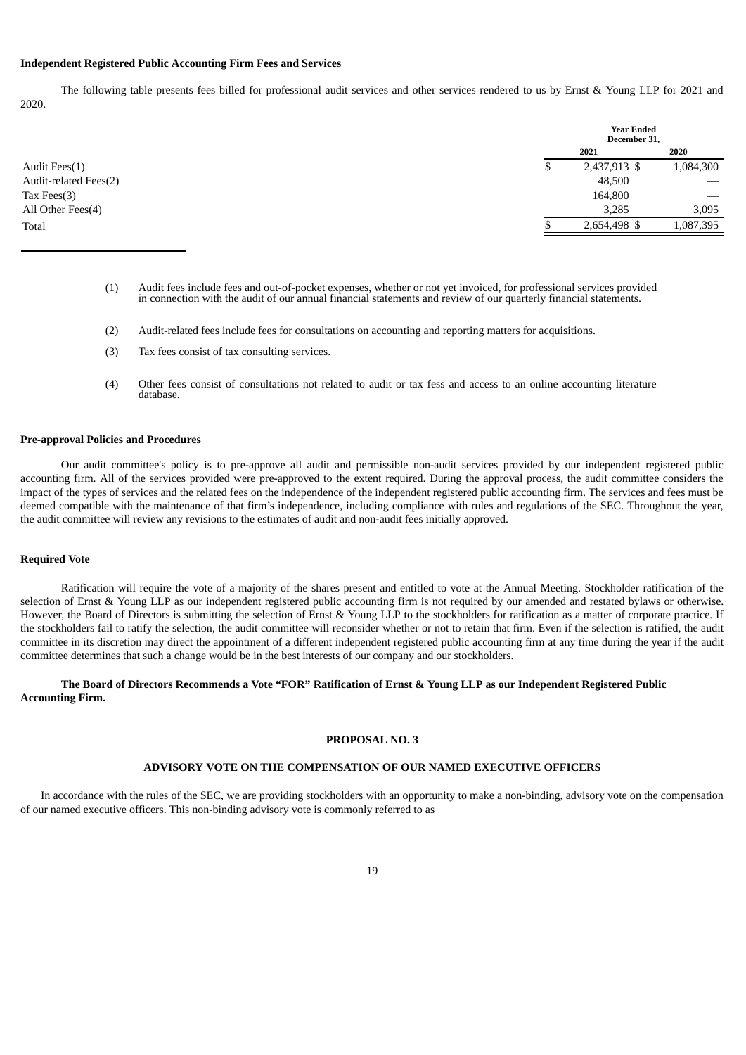**Independent Registered Public Accounting Firm Fees and Services**

The following table presents fees billed for professional audit services and other services rendered to us by Ernst & Young LLP for 2021 and 2020.

| | Year Ended December 31, | |
|---|---|---|
| | 2021 | 2020 |
| Audit Fees(1) | $ 2,437,913 | $ 1,084,300 |
| Audit-related Fees(2) | 48,500 | — |
| Tax Fees(3) | 164,800 | — |
| All Other Fees(4) | 3,285 | 3,095 |
| Total | $ 2,654,498 | $ 1,087,395 |

(1) Audit fees include fees and out-of-pocket expenses, whether or not yet invoiced, for professional services provided in connection with the audit of our annual financial statements and review of our quarterly financial statements.

(2) Audit-related fees include fees for consultations on accounting and reporting matters for acquisitions.

(3) Tax fees consist of tax consulting services.

(4) Other fees consist of consultations not related to audit or tax fess and access to an online accounting literature database.

**Pre-approval Policies and Procedures**

Our audit committee's policy is to pre-approve all audit and permissible non-audit services provided by our independent registered public accounting firm. All of the services provided were pre-approved to the extent required. During the approval process, the audit committee considers the impact of the types of services and the related fees on the independence of the independent registered public accounting firm. The services and fees must be deemed compatible with the maintenance of that firm's independence, including compliance with rules and regulations of the SEC. Throughout the year, the audit committee will review any revisions to the estimates of audit and non-audit fees initially approved.

**Required Vote**

Ratification will require the vote of a majority of the shares present and entitled to vote at the Annual Meeting. Stockholder ratification of the selection of Ernst & Young LLP as our independent registered public accounting firm is not required by our amended and restated bylaws or otherwise. However, the Board of Directors is submitting the selection of Ernst & Young LLP to the stockholders for ratification as a matter of corporate practice. If the stockholders fail to ratify the selection, the audit committee will reconsider whether or not to retain that firm. Even if the selection is ratified, the audit committee in its discretion may direct the appointment of a different independent registered public accounting firm at any time during the year if the audit committee determines that such a change would be in the best interests of our company and our stockholders.

**The Board of Directors Recommends a Vote "FOR" Ratification of Ernst & Young LLP as our Independent Registered Public Accounting Firm.**

## PROPOSAL NO. 3

## ADVISORY VOTE ON THE COMPENSATION OF OUR NAMED EXECUTIVE OFFICERS

In accordance with the rules of the SEC, we are providing stockholders with an opportunity to make a non-binding, advisory vote on the compensation of our named executive officers. This non-binding advisory vote is commonly referred to as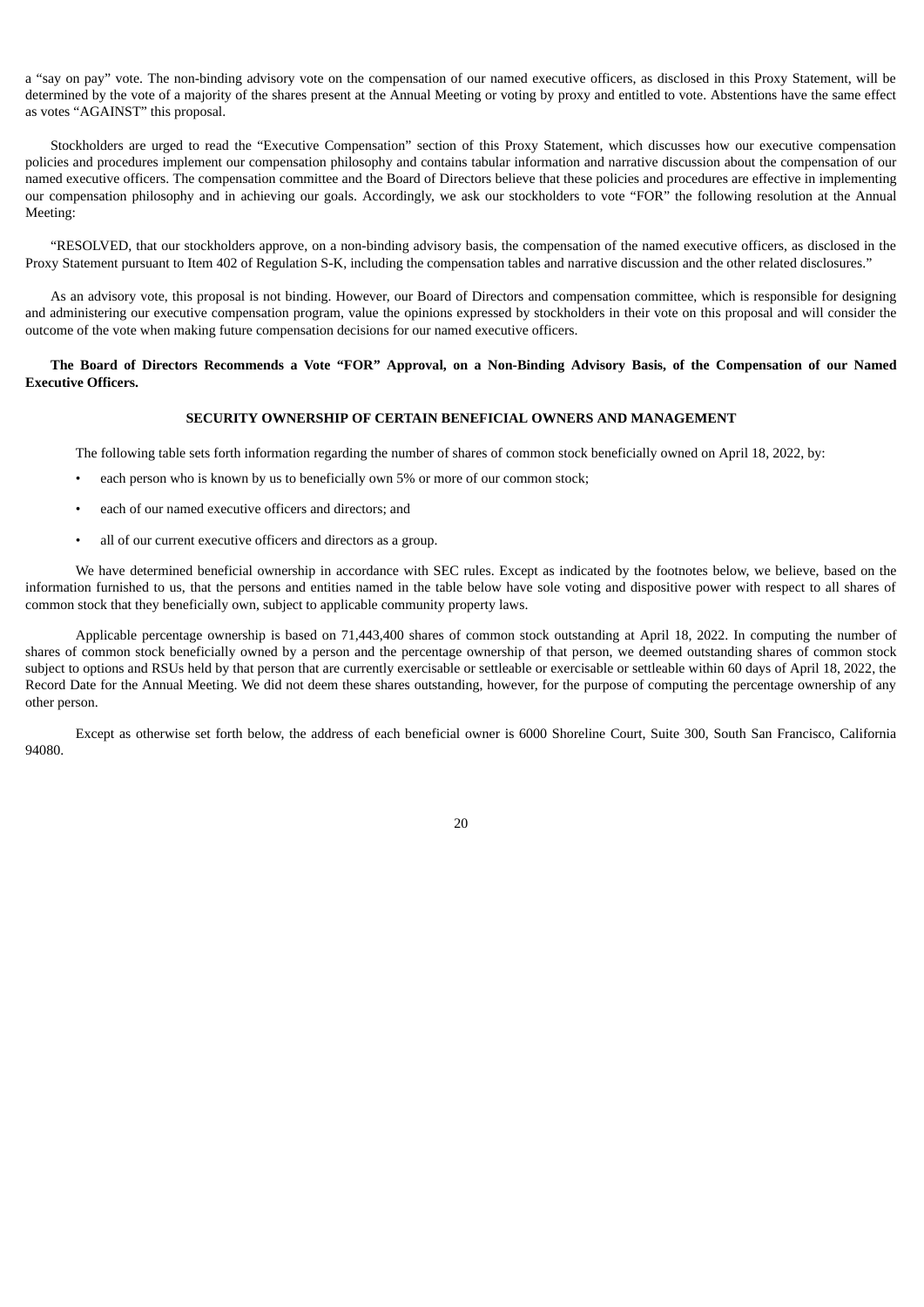a "say on pay" vote. The non-binding advisory vote on the compensation of our named executive officers, as disclosed in this Proxy Statement, will be determined by the vote of a majority of the shares present at the Annual Meeting or voting by proxy and entitled to vote. Abstentions have the same effect as votes "AGAINST" this proposal.

Stockholders are urged to read the "Executive Compensation" section of this Proxy Statement, which discusses how our executive compensation policies and procedures implement our compensation philosophy and contains tabular information and narrative discussion about the compensation of our named executive officers. The compensation committee and the Board of Directors believe that these policies and procedures are effective in implementing our compensation philosophy and in achieving our goals. Accordingly, we ask our stockholders to vote "FOR" the following resolution at the Annual Meeting:

"RESOLVED, that our stockholders approve, on a non-binding advisory basis, the compensation of the named executive officers, as disclosed in the Proxy Statement pursuant to Item 402 of Regulation S-K, including the compensation tables and narrative discussion and the other related disclosures."

As an advisory vote, this proposal is not binding. However, our Board of Directors and compensation committee, which is responsible for designing and administering our executive compensation program, value the opinions expressed by stockholders in their vote on this proposal and will consider the outcome of the vote when making future compensation decisions for our named executive officers.

**The Board of Directors Recommends a Vote "FOR" Approval, on a Non-Binding Advisory Basis, of the Compensation of our Named Executive Officers.**

## SECURITY OWNERSHIP OF CERTAIN BENEFICIAL OWNERS AND MANAGEMENT

The following table sets forth information regarding the number of shares of common stock beneficially owned on April 18, 2022, by:

- each person who is known by us to beneficially own 5% or more of our common stock;
- each of our named executive officers and directors; and
- all of our current executive officers and directors as a group.

We have determined beneficial ownership in accordance with SEC rules. Except as indicated by the footnotes below, we believe, based on the information furnished to us, that the persons and entities named in the table below have sole voting and dispositive power with respect to all shares of common stock that they beneficially own, subject to applicable community property laws.

Applicable percentage ownership is based on 71,443,400 shares of common stock outstanding at April 18, 2022. In computing the number of shares of common stock beneficially owned by a person and the percentage ownership of that person, we deemed outstanding shares of common stock subject to options and RSUs held by that person that are currently exercisable or settleable or exercisable or settleable within 60 days of April 18, 2022, the Record Date for the Annual Meeting. We did not deem these shares outstanding, however, for the purpose of computing the percentage ownership of any other person.

Except as otherwise set forth below, the address of each beneficial owner is 6000 Shoreline Court, Suite 300, South San Francisco, California 94080.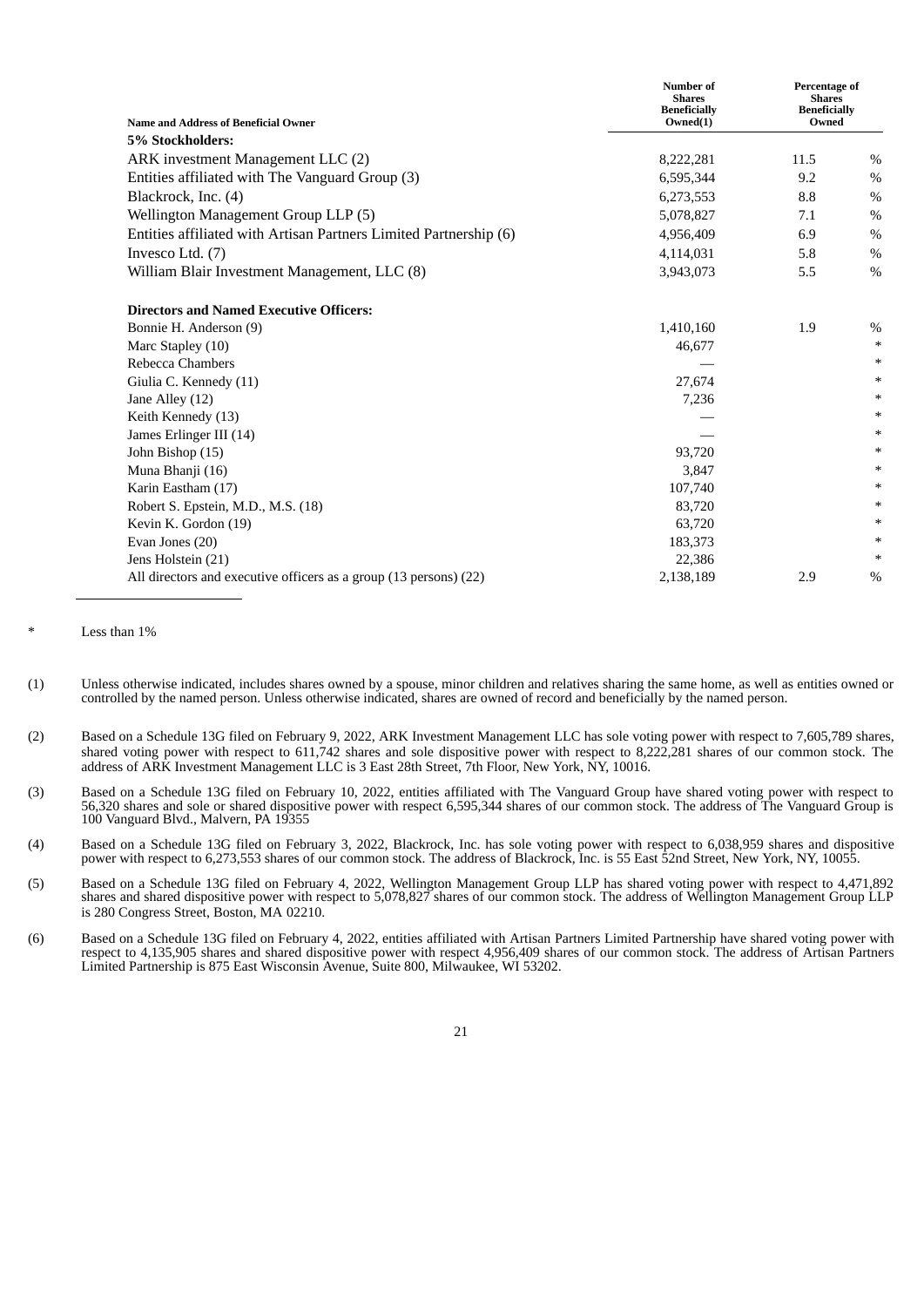| Name and Address of Beneficial Owner | Number of Shares Beneficially Owned(1) | Percentage of Shares Beneficially Owned | |
|---|---|---|---|
| **5% Stockholders:** | | | |
| ARK investment Management LLC (2) | 8,222,281 | 11.5 | % |
| Entities affiliated with The Vanguard Group (3) | 6,595,344 | 9.2 | % |
| Blackrock, Inc. (4) | 6,273,553 | 8.8 | % |
| Wellington Management Group LLP (5) | 5,078,827 | 7.1 | % |
| Entities affiliated with Artisan Partners Limited Partnership (6) | 4,956,409 | 6.9 | % |
| Invesco Ltd. (7) | 4,114,031 | 5.8 | % |
| William Blair Investment Management, LLC (8) | 3,943,073 | 5.5 | % |
| **Directors and Named Executive Officers:** | | | |
| Bonnie H. Anderson (9) | 1,410,160 | 1.9 | % |
| Marc Stapley (10) | 46,677 | | * |
| Rebecca Chambers | — | | * |
| Giulia C. Kennedy (11) | 27,674 | | * |
| Jane Alley (12) | 7,236 | | * |
| Keith Kennedy (13) | — | | * |
| James Erlinger III (14) | — | | * |
| John Bishop (15) | 93,720 | | * |
| Muna Bhanji (16) | 3,847 | | * |
| Karin Eastham (17) | 107,740 | | * |
| Robert S. Epstein, M.D., M.S. (18) | 83,720 | | * |
| Kevin K. Gordon (19) | 63,720 | | * |
| Evan Jones (20) | 183,373 | | * |
| Jens Holstein (21) | 22,386 | | * |
| All directors and executive officers as a group (13 persons) (22) | 2,138,189 | 2.9 | % |

\* Less than 1%

(1) Unless otherwise indicated, includes shares owned by a spouse, minor children and relatives sharing the same home, as well as entities owned or controlled by the named person. Unless otherwise indicated, shares are owned of record and beneficially by the named person.

(2) Based on a Schedule 13G filed on February 9, 2022, ARK Investment Management LLC has sole voting power with respect to 7,605,789 shares, shared voting power with respect to 611,742 shares and sole dispositive power with respect to 8,222,281 shares of our common stock. The address of ARK Investment Management LLC is 3 East 28th Street, 7th Floor, New York, NY, 10016.

(3) Based on a Schedule 13G filed on February 10, 2022, entities affiliated with The Vanguard Group have shared voting power with respect to 56,320 shares and sole or shared dispositive power with respect 6,595,344 shares of our common stock. The address of The Vanguard Group is 100 Vanguard Blvd., Malvern, PA 19355

(4) Based on a Schedule 13G filed on February 3, 2022, Blackrock, Inc. has sole voting power with respect to 6,038,959 shares and dispositive power with respect to 6,273,553 shares of our common stock. The address of Blackrock, Inc. is 55 East 52nd Street, New York, NY, 10055.

(5) Based on a Schedule 13G filed on February 4, 2022, Wellington Management Group LLP has shared voting power with respect to 4,471,892 shares and shared dispositive power with respect to 5,078,827 shares of our common stock. The address of Wellington Management Group LLP is 280 Congress Street, Boston, MA 02210.

(6) Based on a Schedule 13G filed on February 4, 2022, entities affiliated with Artisan Partners Limited Partnership have shared voting power with respect to 4,135,905 shares and shared dispositive power with respect 4,956,409 shares of our common stock. The address of Artisan Partners Limited Partnership is 875 East Wisconsin Avenue, Suite 800, Milwaukee, WI 53202.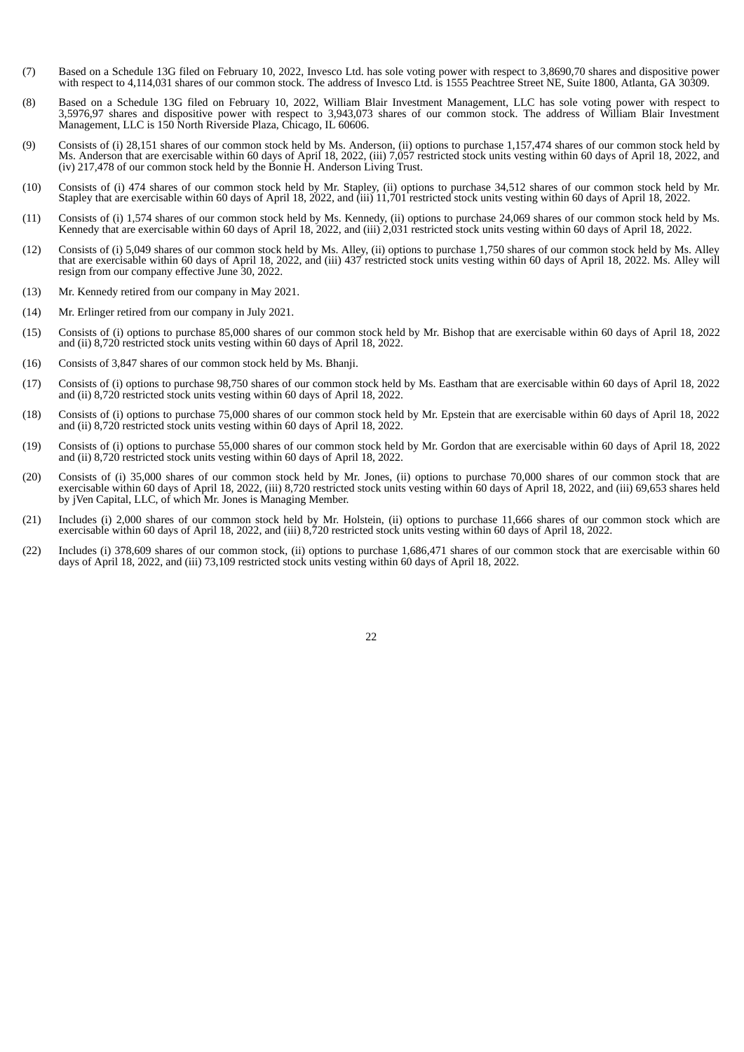(7) Based on a Schedule 13G filed on February 10, 2022, Invesco Ltd. has sole voting power with respect to 3,8690,70 shares and dispositive power with respect to 4,114,031 shares of our common stock. The address of Invesco Ltd. is 1555 Peachtree Street NE, Suite 1800, Atlanta, GA 30309.

(8) Based on a Schedule 13G filed on February 10, 2022, William Blair Investment Management, LLC has sole voting power with respect to 3,5976,97 shares and dispositive power with respect to 3,943,073 shares of our common stock. The address of William Blair Investment Management, LLC is 150 North Riverside Plaza, Chicago, IL 60606.

(9) Consists of (i) 28,151 shares of our common stock held by Ms. Anderson, (ii) options to purchase 1,157,474 shares of our common stock held by Ms. Anderson that are exercisable within 60 days of April 18, 2022, (iii) 7,057 restricted stock units vesting within 60 days of April 18, 2022, and (iv) 217,478 of our common stock held by the Bonnie H. Anderson Living Trust.

(10) Consists of (i) 474 shares of our common stock held by Mr. Stapley, (ii) options to purchase 34,512 shares of our common stock held by Mr. Stapley that are exercisable within 60 days of April 18, 2022, and (iii) 11,701 restricted stock units vesting within 60 days of April 18, 2022.

(11) Consists of (i) 1,574 shares of our common stock held by Ms. Kennedy, (ii) options to purchase 24,069 shares of our common stock held by Ms. Kennedy that are exercisable within 60 days of April 18, 2022, and (iii) 2,031 restricted stock units vesting within 60 days of April 18, 2022.

(12) Consists of (i) 5,049 shares of our common stock held by Ms. Alley, (ii) options to purchase 1,750 shares of our common stock held by Ms. Alley that are exercisable within 60 days of April 18, 2022, and (iii) 437 restricted stock units vesting within 60 days of April 18, 2022. Ms. Alley will resign from our company effective June 30, 2022.

(13) Mr. Kennedy retired from our company in May 2021.

(14) Mr. Erlinger retired from our company in July 2021.

(15) Consists of (i) options to purchase 85,000 shares of our common stock held by Mr. Bishop that are exercisable within 60 days of April 18, 2022 and (ii) 8,720 restricted stock units vesting within 60 days of April 18, 2022.

(16) Consists of 3,847 shares of our common stock held by Ms. Bhanji.

(17) Consists of (i) options to purchase 98,750 shares of our common stock held by Ms. Eastham that are exercisable within 60 days of April 18, 2022 and (ii) 8,720 restricted stock units vesting within 60 days of April 18, 2022.

(18) Consists of (i) options to purchase 75,000 shares of our common stock held by Mr. Epstein that are exercisable within 60 days of April 18, 2022 and (ii) 8,720 restricted stock units vesting within 60 days of April 18, 2022.

(19) Consists of (i) options to purchase 55,000 shares of our common stock held by Mr. Gordon that are exercisable within 60 days of April 18, 2022 and (ii) 8,720 restricted stock units vesting within 60 days of April 18, 2022.

(20) Consists of (i) 35,000 shares of our common stock held by Mr. Jones, (ii) options to purchase 70,000 shares of our common stock that are exercisable within 60 days of April 18, 2022, (iii) 8,720 restricted stock units vesting within 60 days of April 18, 2022, and (iii) 69,653 shares held by jVen Capital, LLC, of which Mr. Jones is Managing Member.

(21) Includes (i) 2,000 shares of our common stock held by Mr. Holstein, (ii) options to purchase 11,666 shares of our common stock which are exercisable within 60 days of April 18, 2022, and (iii) 8,720 restricted stock units vesting within 60 days of April 18, 2022.

(22) Includes (i) 378,609 shares of our common stock, (ii) options to purchase 1,686,471 shares of our common stock that are exercisable within 60 days of April 18, 2022, and (iii) 73,109 restricted stock units vesting within 60 days of April 18, 2022.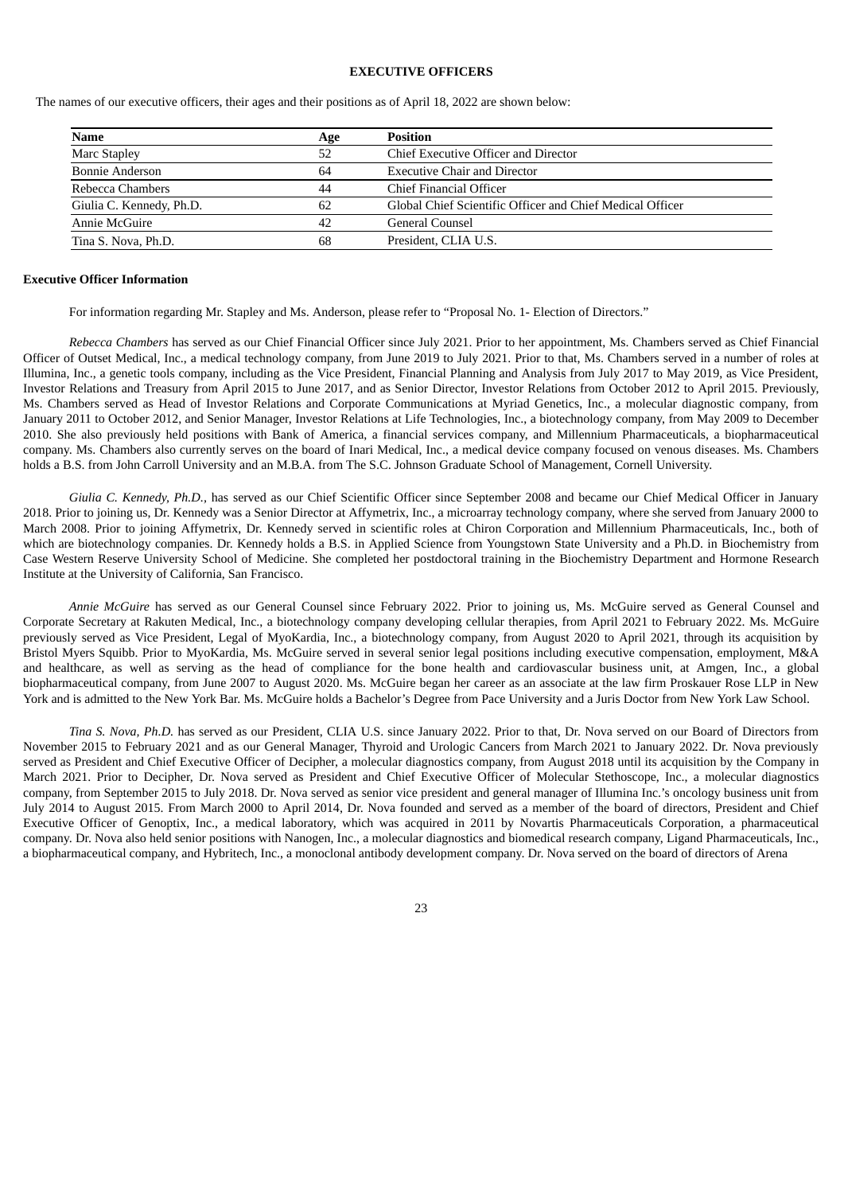## EXECUTIVE OFFICERS

The names of our executive officers, their ages and their positions as of April 18, 2022 are shown below:

| Name | Age | Position |
|---|---|---|
| Marc Stapley | 52 | Chief Executive Officer and Director |
| Bonnie Anderson | 64 | Executive Chair and Director |
| Rebecca Chambers | 44 | Chief Financial Officer |
| Giulia C. Kennedy, Ph.D. | 62 | Global Chief Scientific Officer and Chief Medical Officer |
| Annie McGuire | 42 | General Counsel |
| Tina S. Nova, Ph.D. | 68 | President, CLIA U.S. |

### Executive Officer Information

For information regarding Mr. Stapley and Ms. Anderson, please refer to "Proposal No. 1- Election of Directors."

*Rebecca Chambers* has served as our Chief Financial Officer since July 2021. Prior to her appointment, Ms. Chambers served as Chief Financial Officer of Outset Medical, Inc., a medical technology company, from June 2019 to July 2021. Prior to that, Ms. Chambers served in a number of roles at Illumina, Inc., a genetic tools company, including as the Vice President, Financial Planning and Analysis from July 2017 to May 2019, as Vice President, Investor Relations and Treasury from April 2015 to June 2017, and as Senior Director, Investor Relations from October 2012 to April 2015. Previously, Ms. Chambers served as Head of Investor Relations and Corporate Communications at Myriad Genetics, Inc., a molecular diagnostic company, from January 2011 to October 2012, and Senior Manager, Investor Relations at Life Technologies, Inc., a biotechnology company, from May 2009 to December 2010. She also previously held positions with Bank of America, a financial services company, and Millennium Pharmaceuticals, a biopharmaceutical company. Ms. Chambers also currently serves on the board of Inari Medical, Inc., a medical device company focused on venous diseases. Ms. Chambers holds a B.S. from John Carroll University and an M.B.A. from The S.C. Johnson Graduate School of Management, Cornell University.

*Giulia C. Kennedy, Ph.D.*, has served as our Chief Scientific Officer since September 2008 and became our Chief Medical Officer in January 2018. Prior to joining us, Dr. Kennedy was a Senior Director at Affymetrix, Inc., a microarray technology company, where she served from January 2000 to March 2008. Prior to joining Affymetrix, Dr. Kennedy served in scientific roles at Chiron Corporation and Millennium Pharmaceuticals, Inc., both of which are biotechnology companies. Dr. Kennedy holds a B.S. in Applied Science from Youngstown State University and a Ph.D. in Biochemistry from Case Western Reserve University School of Medicine. She completed her postdoctoral training in the Biochemistry Department and Hormone Research Institute at the University of California, San Francisco.

*Annie McGuire* has served as our General Counsel since February 2022. Prior to joining us, Ms. McGuire served as General Counsel and Corporate Secretary at Rakuten Medical, Inc., a biotechnology company developing cellular therapies, from April 2021 to February 2022. Ms. McGuire previously served as Vice President, Legal of MyoKardia, Inc., a biotechnology company, from August 2020 to April 2021, through its acquisition by Bristol Myers Squibb. Prior to MyoKardia, Ms. McGuire served in several senior legal positions including executive compensation, employment, M&A and healthcare, as well as serving as the head of compliance for the bone health and cardiovascular business unit, at Amgen, Inc., a global biopharmaceutical company, from June 2007 to August 2020. Ms. McGuire began her career as an associate at the law firm Proskauer Rose LLP in New York and is admitted to the New York Bar. Ms. McGuire holds a Bachelor's Degree from Pace University and a Juris Doctor from New York Law School.

*Tina S. Nova, Ph.D.* has served as our President, CLIA U.S. since January 2022. Prior to that, Dr. Nova served on our Board of Directors from November 2015 to February 2021 and as our General Manager, Thyroid and Urologic Cancers from March 2021 to January 2022. Dr. Nova previously served as President and Chief Executive Officer of Decipher, a molecular diagnostics company, from August 2018 until its acquisition by the Company in March 2021. Prior to Decipher, Dr. Nova served as President and Chief Executive Officer of Molecular Stethoscope, Inc., a molecular diagnostics company, from September 2015 to July 2018. Dr. Nova served as senior vice president and general manager of Illumina Inc.'s oncology business unit from July 2014 to August 2015. From March 2000 to April 2014, Dr. Nova founded and served as a member of the board of directors, President and Chief Executive Officer of Genoptix, Inc., a medical laboratory, which was acquired in 2011 by Novartis Pharmaceuticals Corporation, a pharmaceutical company. Dr. Nova also held senior positions with Nanogen, Inc., a molecular diagnostics and biomedical research company, Ligand Pharmaceuticals, Inc., a biopharmaceutical company, and Hybritech, Inc., a monoclonal antibody development company. Dr. Nova served on the board of directors of Arena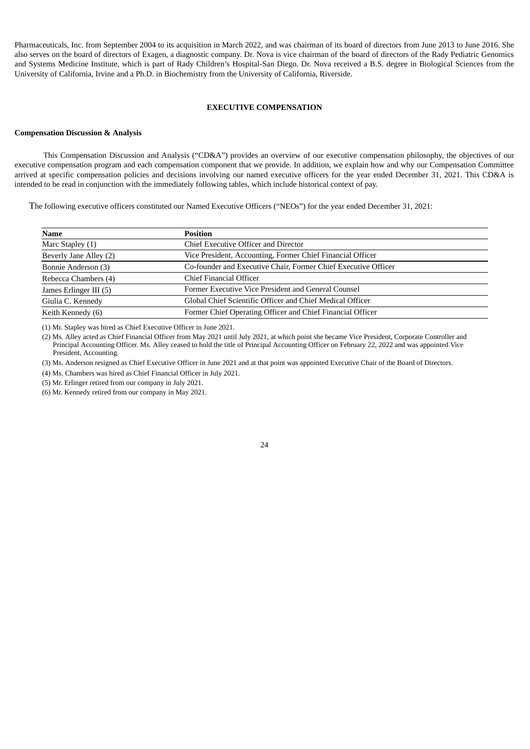Pharmaceuticals, Inc. from September 2004 to its acquisition in March 2022, and was chairman of its board of directors from June 2013 to June 2016. She also serves on the board of directors of Exagen, a diagnostic company. Dr. Nova is vice chairman of the board of directors of the Rady Pediatric Genomics and Systems Medicine Institute, which is part of Rady Children's Hospital-San Diego. Dr. Nova received a B.S. degree in Biological Sciences from the University of California, Irvine and a Ph.D. in Biochemistry from the University of California, Riverside.

## EXECUTIVE COMPENSATION

### Compensation Discussion & Analysis

This Compensation Discussion and Analysis ("CD&A") provides an overview of our executive compensation philosophy, the objectives of our executive compensation program and each compensation component that we provide. In addition, we explain how and why our Compensation Committee arrived at specific compensation policies and decisions involving our named executive officers for the year ended December 31, 2021. This CD&A is intended to be read in conjunction with the immediately following tables, which include historical context of pay.

The following executive officers constituted our Named Executive Officers ("NEOs") for the year ended December 31, 2021:

| Name | Position |
|---|---|
| Marc Stapley (1) | Chief Executive Officer and Director |
| Beverly Jane Alley (2) | Vice President, Accounting, Former Chief Financial Officer |
| Bonnie Anderson (3) | Co-founder and Executive Chair, Former Chief Executive Officer |
| Rebecca Chambers (4) | Chief Financial Officer |
| James Erlinger III (5) | Former Executive Vice President and General Counsel |
| Giulia C. Kennedy | Global Chief Scientific Officer and Chief Medical Officer |
| Keith Kennedy (6) | Former Chief Operating Officer and Chief Financial Officer |

(1) Mr. Stapley was hired as Chief Executive Officer in June 2021.

(2) Ms. Alley acted as Chief Financial Officer from May 2021 until July 2021, at which point she became Vice President, Corporate Controller and Principal Accounting Officer. Ms. Alley ceased to hold the title of Principal Accounting Officer on February 22, 2022 and was appointed Vice President, Accounting.

(3) Ms. Anderson resigned as Chief Executive Officer in June 2021 and at that point was appointed Executive Chair of the Board of Directors.

(4) Ms. Chambers was hired as Chief Financial Officer in July 2021.

(5) Mr. Erlinger retired from our company in July 2021.

(6) Mr. Kennedy retired from our company in May 2021.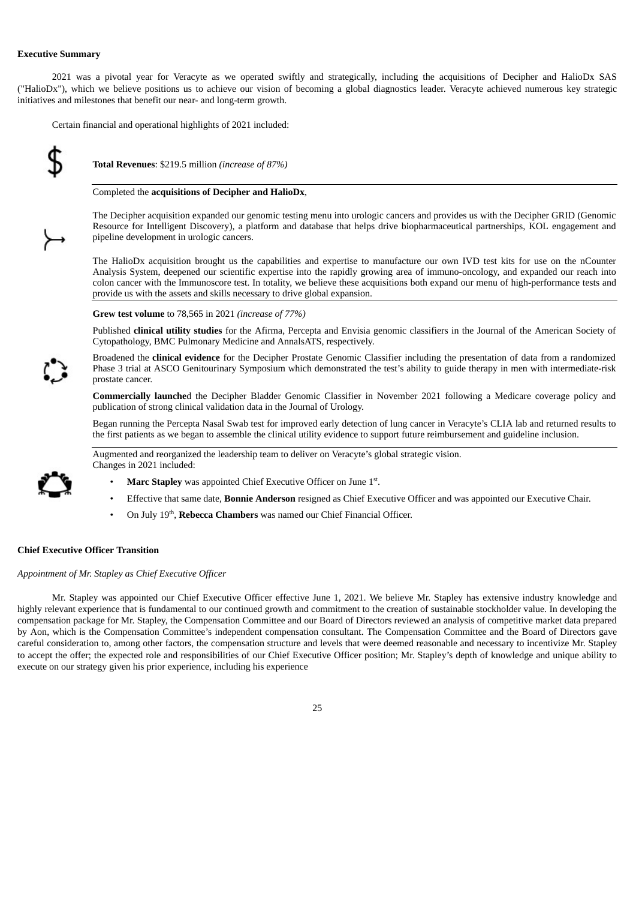**Executive Summary**

2021 was a pivotal year for Veracyte as we operated swiftly and strategically, including the acquisitions of Decipher and HalioDx SAS ("HalioDx"), which we believe positions us to achieve our vision of becoming a global diagnostics leader. Veracyte achieved numerous key strategic initiatives and milestones that benefit our near- and long-term growth.

Certain financial and operational highlights of 2021 included:

**Total Revenues**: $219.5 million *(increase of 87%)*

---

Completed the **acquisitions of Decipher and HalioDx**,

The Decipher acquisition expanded our genomic testing menu into urologic cancers and provides us with the Decipher GRID (Genomic Resource for Intelligent Discovery), a platform and database that helps drive biopharmaceutical partnerships, KOL engagement and pipeline development in urologic cancers.

The HalioDx acquisition brought us the capabilities and expertise to manufacture our own IVD test kits for use on the nCounter Analysis System, deepened our scientific expertise into the rapidly growing area of immuno-oncology, and expanded our reach into colon cancer with the Immunoscore test. In totality, we believe these acquisitions both expand our menu of high-performance tests and provide us with the assets and skills necessary to drive global expansion.

---

**Grew test volume** to 78,565 in 2021 *(increase of 77%)*

Published **clinical utility studies** for the Afirma, Percepta and Envisia genomic classifiers in the Journal of the American Society of Cytopathology, BMC Pulmonary Medicine and AnnalsATS, respectively.

Broadened the **clinical evidence** for the Decipher Prostate Genomic Classifier including the presentation of data from a randomized Phase 3 trial at ASCO Genitourinary Symposium which demonstrated the test's ability to guide therapy in men with intermediate-risk prostate cancer.

**Commercially launche**d the Decipher Bladder Genomic Classifier in November 2021 following a Medicare coverage policy and publication of strong clinical validation data in the Journal of Urology.

Began running the Percepta Nasal Swab test for improved early detection of lung cancer in Veracyte's CLIA lab and returned results to the first patients as we began to assemble the clinical utility evidence to support future reimbursement and guideline inclusion.

---

Augmented and reorganized the leadership team to deliver on Veracyte's global strategic vision. Changes in 2021 included:

- **Marc Stapley** was appointed Chief Executive Officer on June 1st.
- Effective that same date, **Bonnie Anderson** resigned as Chief Executive Officer and was appointed our Executive Chair.
- On July 19th, **Rebecca Chambers** was named our Chief Financial Officer.

**Chief Executive Officer Transition**

*Appointment of Mr. Stapley as Chief Executive Officer*

Mr. Stapley was appointed our Chief Executive Officer effective June 1, 2021. We believe Mr. Stapley has extensive industry knowledge and highly relevant experience that is fundamental to our continued growth and commitment to the creation of sustainable stockholder value. In developing the compensation package for Mr. Stapley, the Compensation Committee and our Board of Directors reviewed an analysis of competitive market data prepared by Aon, which is the Compensation Committee's independent compensation consultant. The Compensation Committee and the Board of Directors gave careful consideration to, among other factors, the compensation structure and levels that were deemed reasonable and necessary to incentivize Mr. Stapley to accept the offer; the expected role and responsibilities of our Chief Executive Officer position; Mr. Stapley's depth of knowledge and unique ability to execute on our strategy given his prior experience, including his experience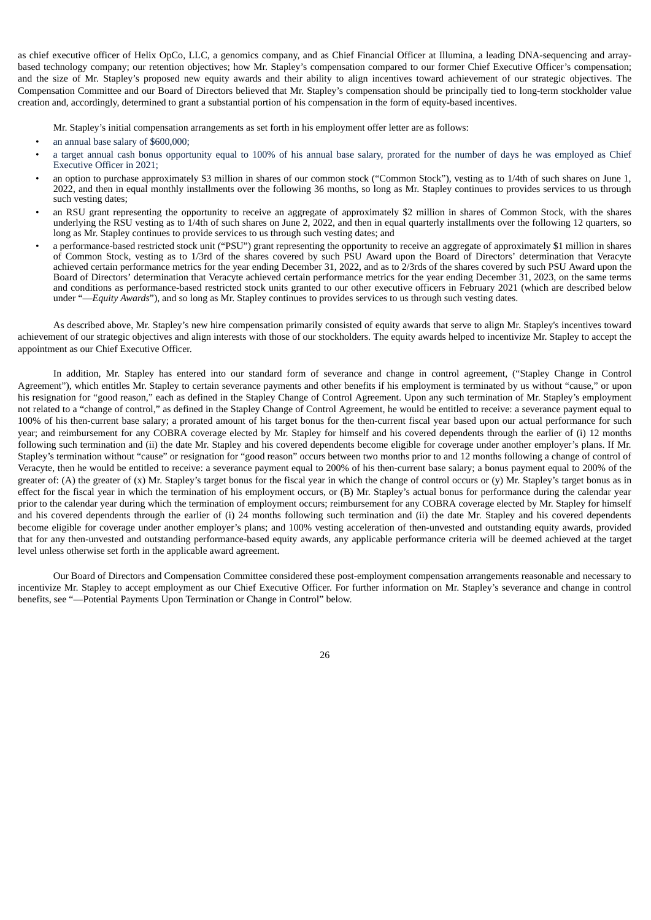as chief executive officer of Helix OpCo, LLC, a genomics company, and as Chief Financial Officer at Illumina, a leading DNA-sequencing and array-based technology company; our retention objectives; how Mr. Stapley's compensation compared to our former Chief Executive Officer's compensation; and the size of Mr. Stapley's proposed new equity awards and their ability to align incentives toward achievement of our strategic objectives. The Compensation Committee and our Board of Directors believed that Mr. Stapley's compensation should be principally tied to long-term stockholder value creation and, accordingly, determined to grant a substantial portion of his compensation in the form of equity-based incentives.

Mr. Stapley's initial compensation arrangements as set forth in his employment offer letter are as follows:

- an annual base salary of $600,000;
- a target annual cash bonus opportunity equal to 100% of his annual base salary, prorated for the number of days he was employed as Chief Executive Officer in 2021;
- an option to purchase approximately $3 million in shares of our common stock ("Common Stock"), vesting as to 1/4th of such shares on June 1, 2022, and then in equal monthly installments over the following 36 months, so long as Mr. Stapley continues to provides services to us through such vesting dates;
- an RSU grant representing the opportunity to receive an aggregate of approximately $2 million in shares of Common Stock, with the shares underlying the RSU vesting as to 1/4th of such shares on June 2, 2022, and then in equal quarterly installments over the following 12 quarters, so long as Mr. Stapley continues to provide services to us through such vesting dates; and
- a performance-based restricted stock unit ("PSU") grant representing the opportunity to receive an aggregate of approximately $1 million in shares of Common Stock, vesting as to 1/3rd of the shares covered by such PSU Award upon the Board of Directors' determination that Veracyte achieved certain performance metrics for the year ending December 31, 2022, and as to 2/3rds of the shares covered by such PSU Award upon the Board of Directors' determination that Veracyte achieved certain performance metrics for the year ending December 31, 2023, on the same terms and conditions as performance-based restricted stock units granted to our other executive officers in February 2021 (which are described below under "—*Equity Awards*"), and so long as Mr. Stapley continues to provides services to us through such vesting dates.

As described above, Mr. Stapley's new hire compensation primarily consisted of equity awards that serve to align Mr. Stapley's incentives toward achievement of our strategic objectives and align interests with those of our stockholders. The equity awards helped to incentivize Mr. Stapley to accept the appointment as our Chief Executive Officer.

In addition, Mr. Stapley has entered into our standard form of severance and change in control agreement, ("Stapley Change in Control Agreement"), which entitles Mr. Stapley to certain severance payments and other benefits if his employment is terminated by us without "cause," or upon his resignation for "good reason," each as defined in the Stapley Change of Control Agreement. Upon any such termination of Mr. Stapley's employment not related to a "change of control," as defined in the Stapley Change of Control Agreement, he would be entitled to receive: a severance payment equal to 100% of his then-current base salary; a prorated amount of his target bonus for the then-current fiscal year based upon our actual performance for such year; and reimbursement for any COBRA coverage elected by Mr. Stapley for himself and his covered dependents through the earlier of (i) 12 months following such termination and (ii) the date Mr. Stapley and his covered dependents become eligible for coverage under another employer's plans. If Mr. Stapley's termination without "cause" or resignation for "good reason" occurs between two months prior to and 12 months following a change of control of Veracyte, then he would be entitled to receive: a severance payment equal to 200% of his then-current base salary; a bonus payment equal to 200% of the greater of: (A) the greater of (x) Mr. Stapley's target bonus for the fiscal year in which the change of control occurs or (y) Mr. Stapley's target bonus as in effect for the fiscal year in which the termination of his employment occurs, or (B) Mr. Stapley's actual bonus for performance during the calendar year prior to the calendar year during which the termination of employment occurs; reimbursement for any COBRA coverage elected by Mr. Stapley for himself and his covered dependents through the earlier of (i) 24 months following such termination and (ii) the date Mr. Stapley and his covered dependents become eligible for coverage under another employer's plans; and 100% vesting acceleration of then-unvested and outstanding equity awards, provided that for any then-unvested and outstanding performance-based equity awards, any applicable performance criteria will be deemed achieved at the target level unless otherwise set forth in the applicable award agreement.

Our Board of Directors and Compensation Committee considered these post-employment compensation arrangements reasonable and necessary to incentivize Mr. Stapley to accept employment as our Chief Executive Officer. For further information on Mr. Stapley's severance and change in control benefits, see "—Potential Payments Upon Termination or Change in Control" below.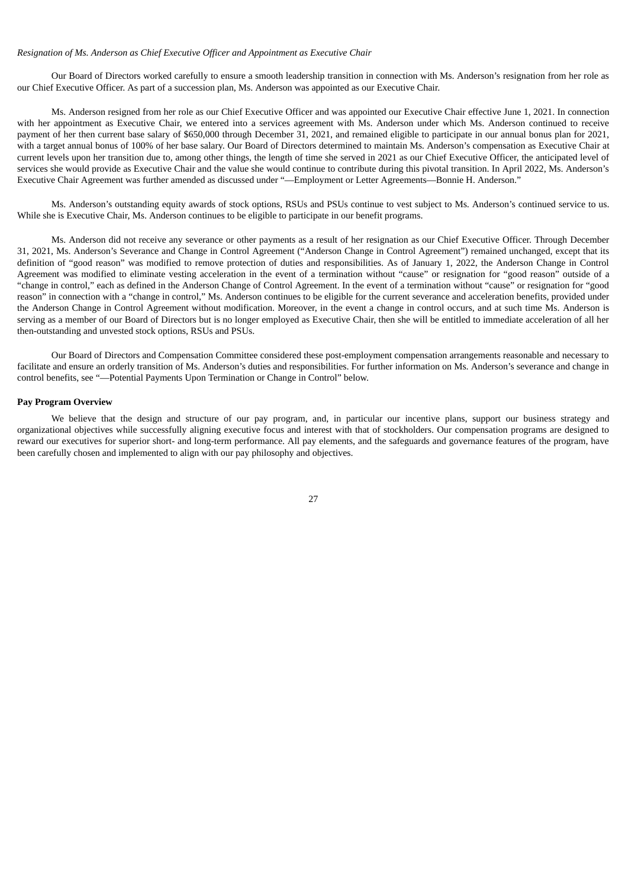*Resignation of Ms. Anderson as Chief Executive Officer and Appointment as Executive Chair*

Our Board of Directors worked carefully to ensure a smooth leadership transition in connection with Ms. Anderson's resignation from her role as our Chief Executive Officer. As part of a succession plan, Ms. Anderson was appointed as our Executive Chair.

Ms. Anderson resigned from her role as our Chief Executive Officer and was appointed our Executive Chair effective June 1, 2021. In connection with her appointment as Executive Chair, we entered into a services agreement with Ms. Anderson under which Ms. Anderson continued to receive payment of her then current base salary of $650,000 through December 31, 2021, and remained eligible to participate in our annual bonus plan for 2021, with a target annual bonus of 100% of her base salary. Our Board of Directors determined to maintain Ms. Anderson's compensation as Executive Chair at current levels upon her transition due to, among other things, the length of time she served in 2021 as our Chief Executive Officer, the anticipated level of services she would provide as Executive Chair and the value she would continue to contribute during this pivotal transition. In April 2022, Ms. Anderson's Executive Chair Agreement was further amended as discussed under "—Employment or Letter Agreements—Bonnie H. Anderson."

Ms. Anderson's outstanding equity awards of stock options, RSUs and PSUs continue to vest subject to Ms. Anderson's continued service to us. While she is Executive Chair, Ms. Anderson continues to be eligible to participate in our benefit programs.

Ms. Anderson did not receive any severance or other payments as a result of her resignation as our Chief Executive Officer. Through December 31, 2021, Ms. Anderson's Severance and Change in Control Agreement ("Anderson Change in Control Agreement") remained unchanged, except that its definition of "good reason" was modified to remove protection of duties and responsibilities. As of January 1, 2022, the Anderson Change in Control Agreement was modified to eliminate vesting acceleration in the event of a termination without "cause" or resignation for "good reason" outside of a "change in control," each as defined in the Anderson Change of Control Agreement. In the event of a termination without "cause" or resignation for "good reason" in connection with a "change in control," Ms. Anderson continues to be eligible for the current severance and acceleration benefits, provided under the Anderson Change in Control Agreement without modification. Moreover, in the event a change in control occurs, and at such time Ms. Anderson is serving as a member of our Board of Directors but is no longer employed as Executive Chair, then she will be entitled to immediate acceleration of all her then-outstanding and unvested stock options, RSUs and PSUs.

Our Board of Directors and Compensation Committee considered these post-employment compensation arrangements reasonable and necessary to facilitate and ensure an orderly transition of Ms. Anderson's duties and responsibilities. For further information on Ms. Anderson's severance and change in control benefits, see "—Potential Payments Upon Termination or Change in Control" below.

**Pay Program Overview**

We believe that the design and structure of our pay program, and, in particular our incentive plans, support our business strategy and organizational objectives while successfully aligning executive focus and interest with that of stockholders. Our compensation programs are designed to reward our executives for superior short- and long-term performance. All pay elements, and the safeguards and governance features of the program, have been carefully chosen and implemented to align with our pay philosophy and objectives.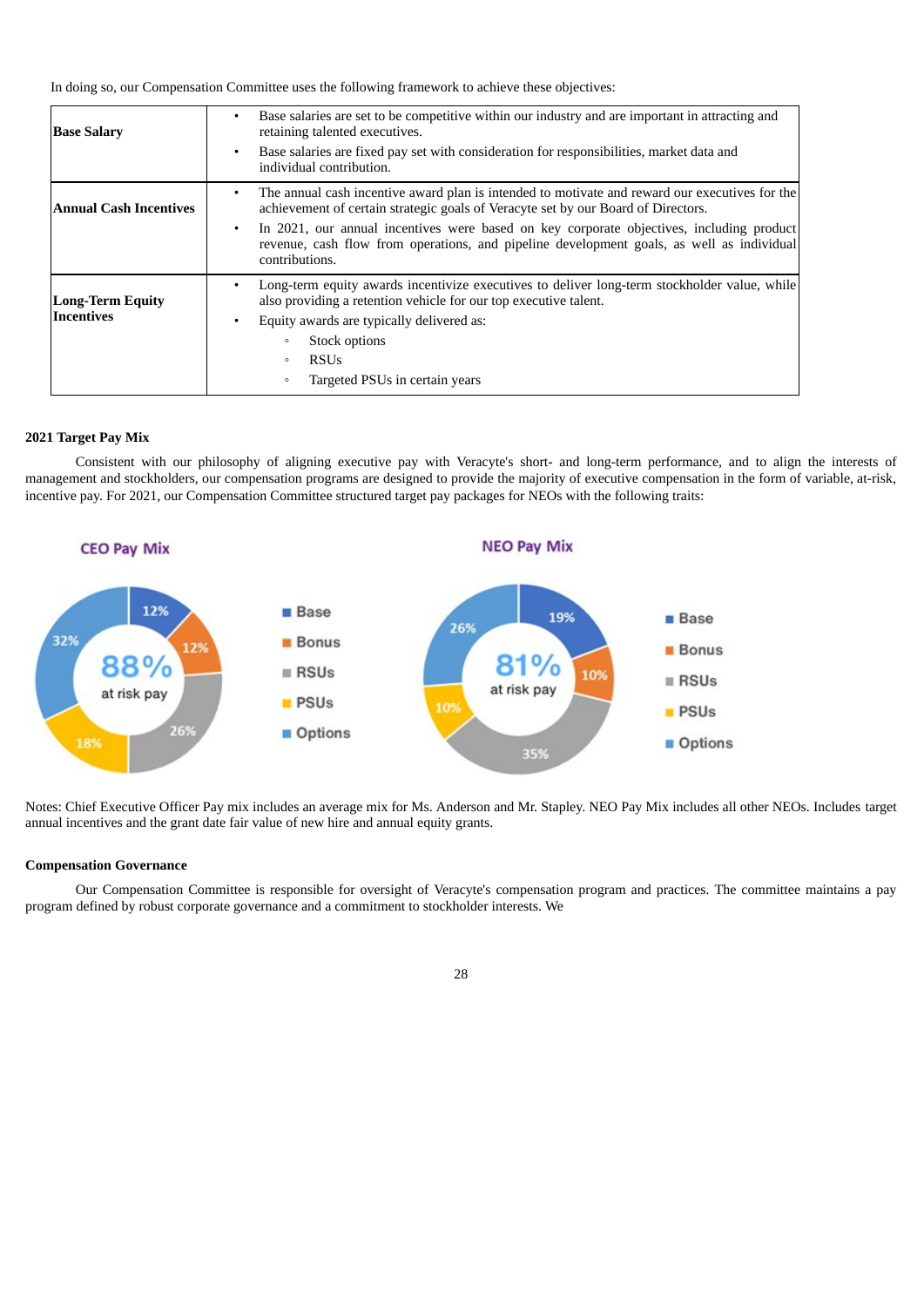In doing so, our Compensation Committee uses the following framework to achieve these objectives:

| **Base Salary** | • Base salaries are set to be competitive within our industry and are important in attracting and retaining talented executives.<br>• Base salaries are fixed pay set with consideration for responsibilities, market data and individual contribution. |
|---|---|
| **Annual Cash Incentives** | • The annual cash incentive award plan is intended to motivate and reward our executives for the achievement of certain strategic goals of Veracyte set by our Board of Directors.<br>• In 2021, our annual incentives were based on key corporate objectives, including product revenue, cash flow from operations, and pipeline development goals, as well as individual contributions. |
| **Long-Term Equity Incentives** | • Long-term equity awards incentivize executives to deliver long-term stockholder value, while also providing a retention vehicle for our top executive talent.<br>• Equity awards are typically delivered as:<br>◦ Stock options<br>◦ RSUs<br>◦ Targeted PSUs in certain years |

**2021 Target Pay Mix**

Consistent with our philosophy of aligning executive pay with Veracyte's short- and long-term performance, and to align the interests of management and stockholders, our compensation programs are designed to provide the majority of executive compensation in the form of variable, at-risk, incentive pay. For 2021, our Compensation Committee structured target pay packages for NEOs with the following traits:

**CEO Pay Mix** — 88% at risk pay

- Base: 12%
- Bonus: 12%
- RSUs: 26%
- PSUs: 18%
- Options: 32%

**NEO Pay Mix** — 81% at risk pay

- Base: 19%
- Bonus: 10%
- RSUs: 35%
- PSUs: 10%
- Options: 26%

Notes: Chief Executive Officer Pay mix includes an average mix for Ms. Anderson and Mr. Stapley. NEO Pay Mix includes all other NEOs. Includes target annual incentives and the grant date fair value of new hire and annual equity grants.

**Compensation Governance**

Our Compensation Committee is responsible for oversight of Veracyte's compensation program and practices. The committee maintains a pay program defined by robust corporate governance and a commitment to stockholder interests. We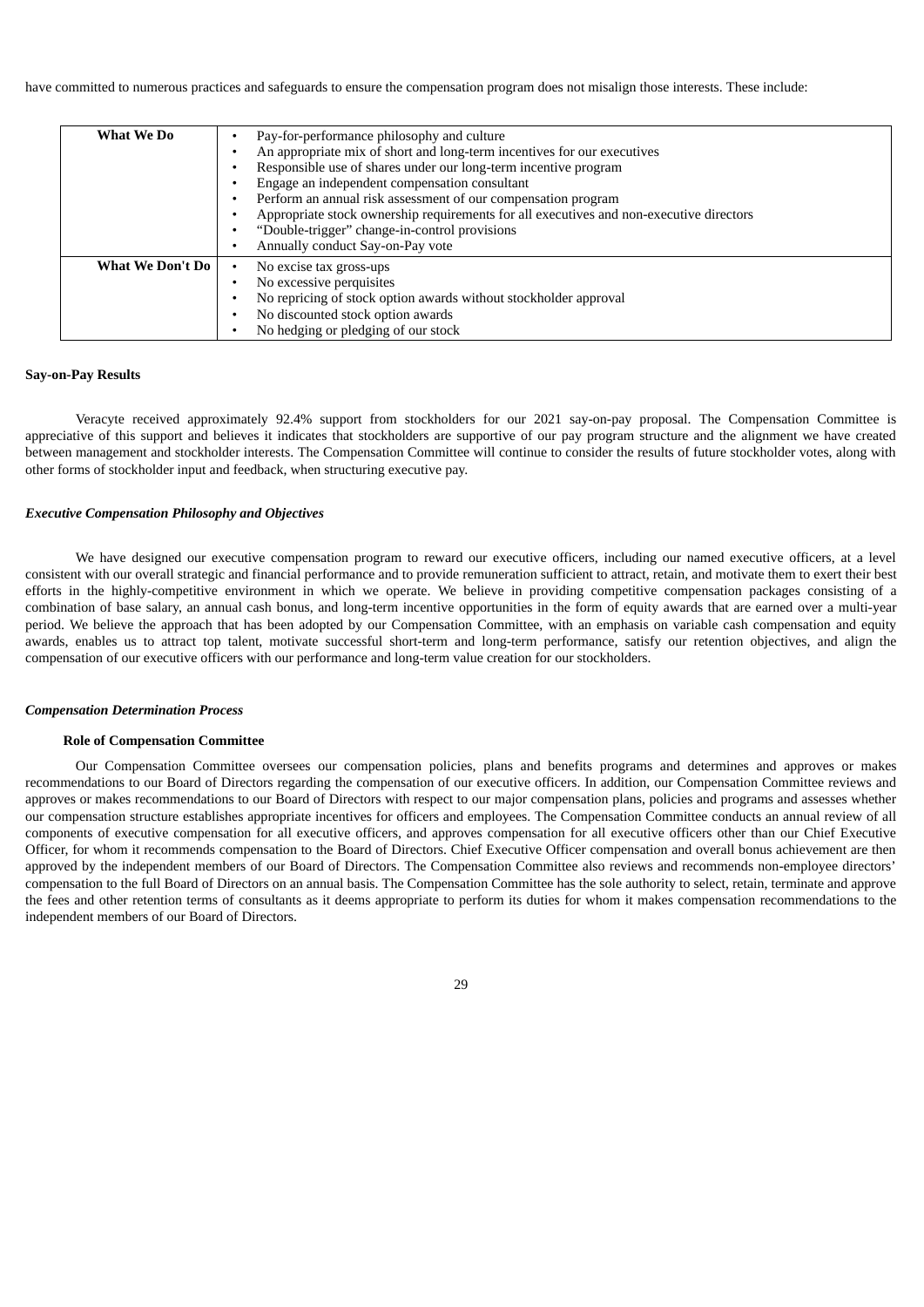have committed to numerous practices and safeguards to ensure the compensation program does not misalign those interests. These include:

| | |
|---|---|
| **What We Do** | • Pay-for-performance philosophy and culture<br>• An appropriate mix of short and long-term incentives for our executives<br>• Responsible use of shares under our long-term incentive program<br>• Engage an independent compensation consultant<br>• Perform an annual risk assessment of our compensation program<br>• Appropriate stock ownership requirements for all executives and non-executive directors<br>• "Double-trigger" change-in-control provisions<br>• Annually conduct Say-on-Pay vote |
| **What We Don't Do** | • No excise tax gross-ups<br>• No excessive perquisites<br>• No repricing of stock option awards without stockholder approval<br>• No discounted stock option awards<br>• No hedging or pledging of our stock |

**Say-on-Pay Results**

Veracyte received approximately 92.4% support from stockholders for our 2021 say-on-pay proposal. The Compensation Committee is appreciative of this support and believes it indicates that stockholders are supportive of our pay program structure and the alignment we have created between management and stockholder interests. The Compensation Committee will continue to consider the results of future stockholder votes, along with other forms of stockholder input and feedback, when structuring executive pay.

***Executive Compensation Philosophy and Objectives***

We have designed our executive compensation program to reward our executive officers, including our named executive officers, at a level consistent with our overall strategic and financial performance and to provide remuneration sufficient to attract, retain, and motivate them to exert their best efforts in the highly-competitive environment in which we operate. We believe in providing competitive compensation packages consisting of a combination of base salary, an annual cash bonus, and long-term incentive opportunities in the form of equity awards that are earned over a multi-year period. We believe the approach that has been adopted by our Compensation Committee, with an emphasis on variable cash compensation and equity awards, enables us to attract top talent, motivate successful short-term and long-term performance, satisfy our retention objectives, and align the compensation of our executive officers with our performance and long-term value creation for our stockholders.

***Compensation Determination Process***

**Role of Compensation Committee**

Our Compensation Committee oversees our compensation policies, plans and benefits programs and determines and approves or makes recommendations to our Board of Directors regarding the compensation of our executive officers. In addition, our Compensation Committee reviews and approves or makes recommendations to our Board of Directors with respect to our major compensation plans, policies and programs and assesses whether our compensation structure establishes appropriate incentives for officers and employees. The Compensation Committee conducts an annual review of all components of executive compensation for all executive officers, and approves compensation for all executive officers other than our Chief Executive Officer, for whom it recommends compensation to the Board of Directors. Chief Executive Officer compensation and overall bonus achievement are then approved by the independent members of our Board of Directors. The Compensation Committee also reviews and recommends non-employee directors' compensation to the full Board of Directors on an annual basis. The Compensation Committee has the sole authority to select, retain, terminate and approve the fees and other retention terms of consultants as it deems appropriate to perform its duties for whom it makes compensation recommendations to the independent members of our Board of Directors.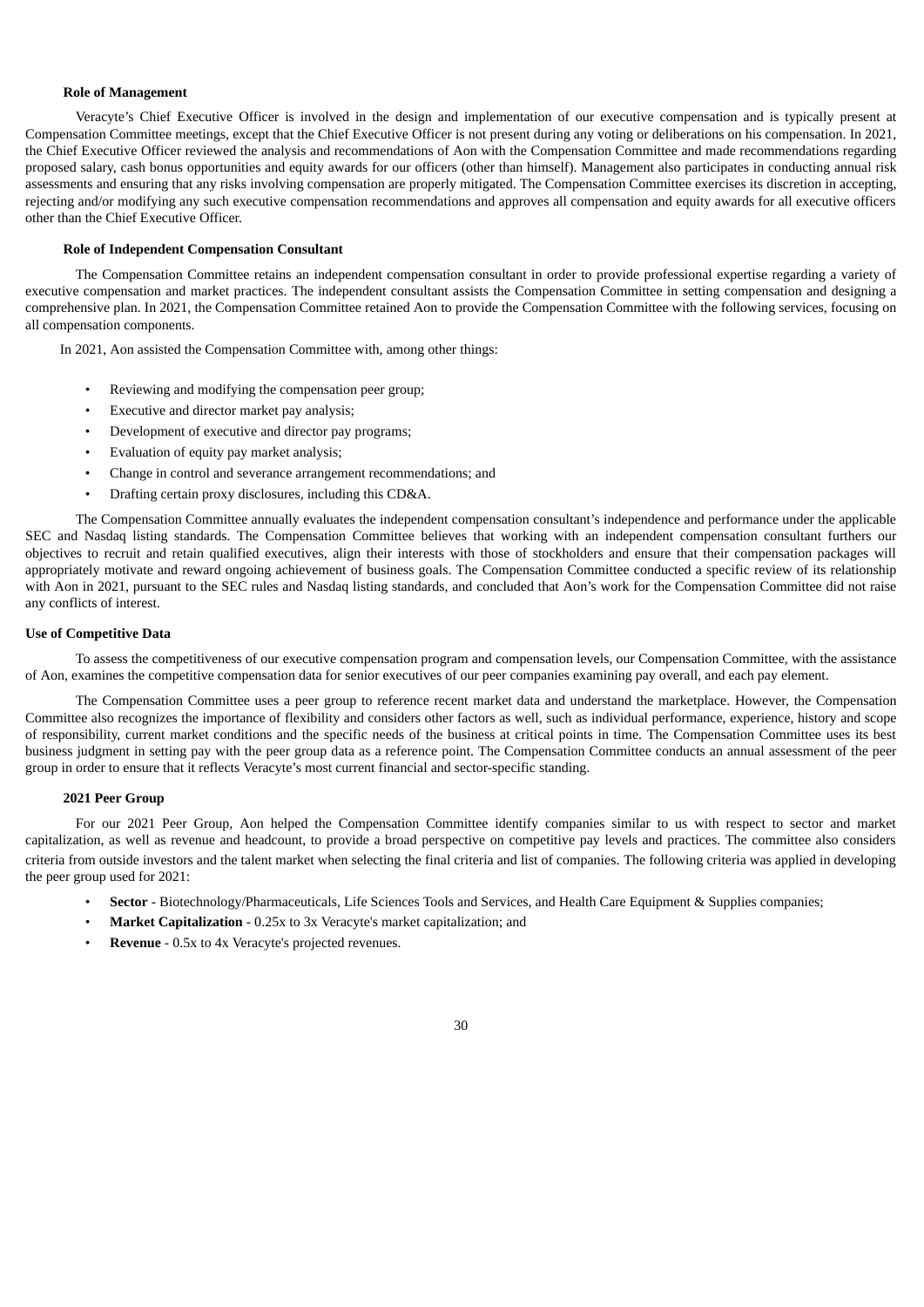### Role of Management

Veracyte's Chief Executive Officer is involved in the design and implementation of our executive compensation and is typically present at Compensation Committee meetings, except that the Chief Executive Officer is not present during any voting or deliberations on his compensation. In 2021, the Chief Executive Officer reviewed the analysis and recommendations of Aon with the Compensation Committee and made recommendations regarding proposed salary, cash bonus opportunities and equity awards for our officers (other than himself). Management also participates in conducting annual risk assessments and ensuring that any risks involving compensation are properly mitigated. The Compensation Committee exercises its discretion in accepting, rejecting and/or modifying any such executive compensation recommendations and approves all compensation and equity awards for all executive officers other than the Chief Executive Officer.

### Role of Independent Compensation Consultant

The Compensation Committee retains an independent compensation consultant in order to provide professional expertise regarding a variety of executive compensation and market practices. The independent consultant assists the Compensation Committee in setting compensation and designing a comprehensive plan. In 2021, the Compensation Committee retained Aon to provide the Compensation Committee with the following services, focusing on all compensation components.

In 2021, Aon assisted the Compensation Committee with, among other things:

- Reviewing and modifying the compensation peer group;
- Executive and director market pay analysis;
- Development of executive and director pay programs;
- Evaluation of equity pay market analysis;
- Change in control and severance arrangement recommendations; and
- Drafting certain proxy disclosures, including this CD&A.

The Compensation Committee annually evaluates the independent compensation consultant's independence and performance under the applicable SEC and Nasdaq listing standards. The Compensation Committee believes that working with an independent compensation consultant furthers our objectives to recruit and retain qualified executives, align their interests with those of stockholders and ensure that their compensation packages will appropriately motivate and reward ongoing achievement of business goals. The Compensation Committee conducted a specific review of its relationship with Aon in 2021, pursuant to the SEC rules and Nasdaq listing standards, and concluded that Aon's work for the Compensation Committee did not raise any conflicts of interest.

## Use of Competitive Data

To assess the competitiveness of our executive compensation program and compensation levels, our Compensation Committee, with the assistance of Aon, examines the competitive compensation data for senior executives of our peer companies examining pay overall, and each pay element.

The Compensation Committee uses a peer group to reference recent market data and understand the marketplace. However, the Compensation Committee also recognizes the importance of flexibility and considers other factors as well, such as individual performance, experience, history and scope of responsibility, current market conditions and the specific needs of the business at critical points in time. The Compensation Committee uses its best business judgment in setting pay with the peer group data as a reference point. The Compensation Committee conducts an annual assessment of the peer group in order to ensure that it reflects Veracyte's most current financial and sector-specific standing.

### 2021 Peer Group

For our 2021 Peer Group, Aon helped the Compensation Committee identify companies similar to us with respect to sector and market capitalization, as well as revenue and headcount, to provide a broad perspective on competitive pay levels and practices. The committee also considers criteria from outside investors and the talent market when selecting the final criteria and list of companies. The following criteria was applied in developing the peer group used for 2021:

- **Sector** - Biotechnology/Pharmaceuticals, Life Sciences Tools and Services, and Health Care Equipment & Supplies companies;
- **Market Capitalization** - 0.25x to 3x Veracyte's market capitalization; and
- **Revenue** - 0.5x to 4x Veracyte's projected revenues.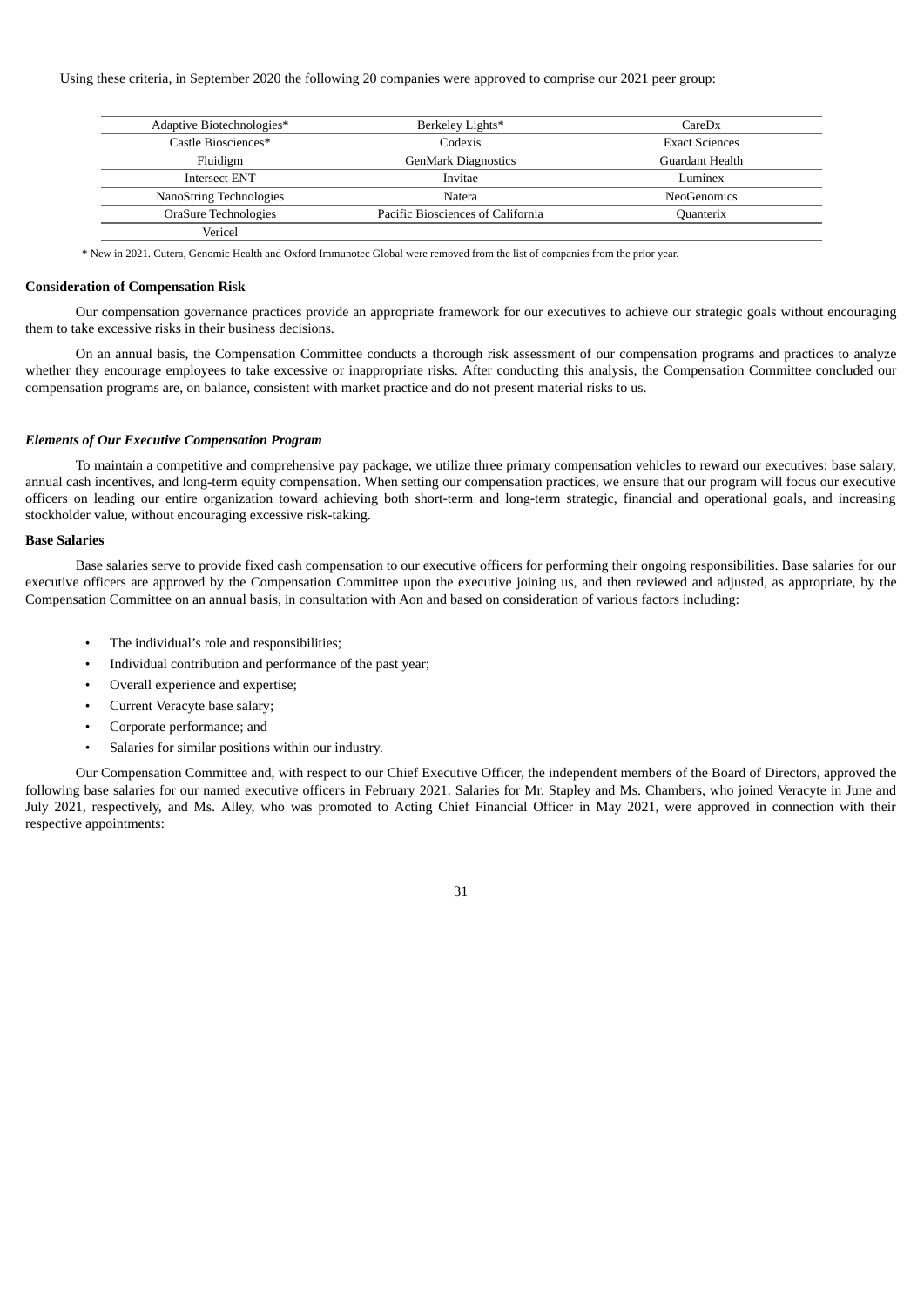Using these criteria, in September 2020 the following 20 companies were approved to comprise our 2021 peer group:

| | | |
|---|---|---|
| Adaptive Biotechnologies* | Berkeley Lights* | CareDx |
| Castle Biosciences* | Codexis | Exact Sciences |
| Fluidigm | GenMark Diagnostics | Guardant Health |
| Intersect ENT | Invitae | Luminex |
| NanoString Technologies | Natera | NeoGenomics |
| OraSure Technologies | Pacific Biosciences of California | Quanterix |
| Vericel | | |

* New in 2021. Cutera, Genomic Health and Oxford Immunotec Global were removed from the list of companies from the prior year.

**Consideration of Compensation Risk**

Our compensation governance practices provide an appropriate framework for our executives to achieve our strategic goals without encouraging them to take excessive risks in their business decisions.

On an annual basis, the Compensation Committee conducts a thorough risk assessment of our compensation programs and practices to analyze whether they encourage employees to take excessive or inappropriate risks. After conducting this analysis, the Compensation Committee concluded our compensation programs are, on balance, consistent with market practice and do not present material risks to us.

***Elements of Our Executive Compensation Program***

To maintain a competitive and comprehensive pay package, we utilize three primary compensation vehicles to reward our executives: base salary, annual cash incentives, and long-term equity compensation. When setting our compensation practices, we ensure that our program will focus our executive officers on leading our entire organization toward achieving both short-term and long-term strategic, financial and operational goals, and increasing stockholder value, without encouraging excessive risk-taking.

**Base Salaries**

Base salaries serve to provide fixed cash compensation to our executive officers for performing their ongoing responsibilities. Base salaries for our executive officers are approved by the Compensation Committee upon the executive joining us, and then reviewed and adjusted, as appropriate, by the Compensation Committee on an annual basis, in consultation with Aon and based on consideration of various factors including:

- The individual's role and responsibilities;
- Individual contribution and performance of the past year;
- Overall experience and expertise;
- Current Veracyte base salary;
- Corporate performance; and
- Salaries for similar positions within our industry.

Our Compensation Committee and, with respect to our Chief Executive Officer, the independent members of the Board of Directors, approved the following base salaries for our named executive officers in February 2021. Salaries for Mr. Stapley and Ms. Chambers, who joined Veracyte in June and July 2021, respectively, and Ms. Alley, who was promoted to Acting Chief Financial Officer in May 2021, were approved in connection with their respective appointments: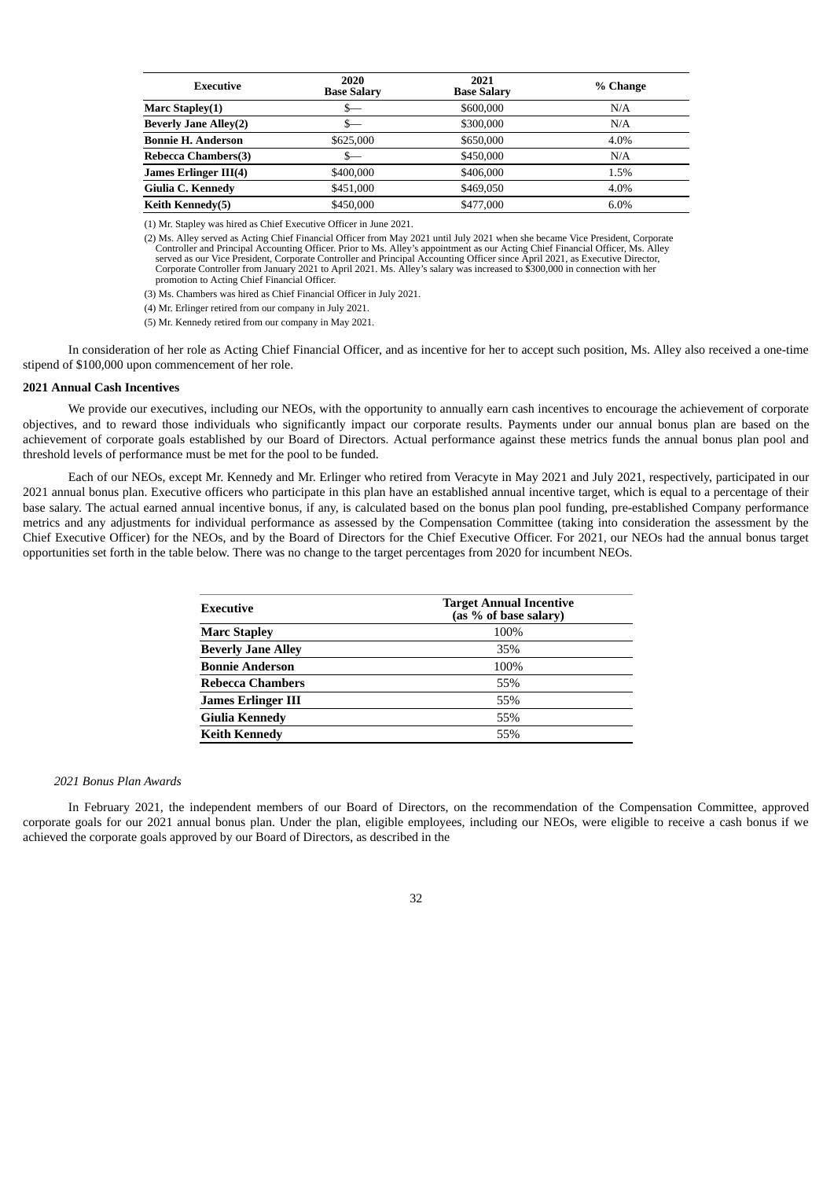| Executive | 2020 Base Salary | 2021 Base Salary | % Change |
|---|---|---|---|
| **Marc Stapley(1)** | $— | $600,000 | N/A |
| **Beverly Jane Alley(2)** | $— | $300,000 | N/A |
| **Bonnie H. Anderson** | $625,000 | $650,000 | 4.0% |
| **Rebecca Chambers(3)** | $— | $450,000 | N/A |
| **James Erlinger III(4)** | $400,000 | $406,000 | 1.5% |
| **Giulia C. Kennedy** | $451,000 | $469,050 | 4.0% |
| **Keith Kennedy(5)** | $450,000 | $477,000 | 6.0% |

(1) Mr. Stapley was hired as Chief Executive Officer in June 2021.

(2) Ms. Alley served as Acting Chief Financial Officer from May 2021 until July 2021 when she became Vice President, Corporate Controller and Principal Accounting Officer. Prior to Ms. Alley's appointment as our Acting Chief Financial Officer, Ms. Alley served as our Vice President, Corporate Controller and Principal Accounting Officer since April 2021, as Executive Director, Corporate Controller from January 2021 to April 2021. Ms. Alley's salary was increased to $300,000 in connection with her promotion to Acting Chief Financial Officer.

(3) Ms. Chambers was hired as Chief Financial Officer in July 2021.

(4) Mr. Erlinger retired from our company in July 2021.

(5) Mr. Kennedy retired from our company in May 2021.

In consideration of her role as Acting Chief Financial Officer, and as incentive for her to accept such position, Ms. Alley also received a one-time stipend of $100,000 upon commencement of her role.

**2021 Annual Cash Incentives**

We provide our executives, including our NEOs, with the opportunity to annually earn cash incentives to encourage the achievement of corporate objectives, and to reward those individuals who significantly impact our corporate results. Payments under our annual bonus plan are based on the achievement of corporate goals established by our Board of Directors. Actual performance against these metrics funds the annual bonus plan pool and threshold levels of performance must be met for the pool to be funded.

Each of our NEOs, except Mr. Kennedy and Mr. Erlinger who retired from Veracyte in May 2021 and July 2021, respectively, participated in our 2021 annual bonus plan. Executive officers who participate in this plan have an established annual incentive target, which is equal to a percentage of their base salary. The actual earned annual incentive bonus, if any, is calculated based on the bonus plan pool funding, pre-established Company performance metrics and any adjustments for individual performance as assessed by the Compensation Committee (taking into consideration the assessment by the Chief Executive Officer) for the NEOs, and by the Board of Directors for the Chief Executive Officer. For 2021, our NEOs had the annual bonus target opportunities set forth in the table below. There was no change to the target percentages from 2020 for incumbent NEOs.

| Executive | Target Annual Incentive (as % of base salary) |
|---|---|
| **Marc Stapley** | 100% |
| **Beverly Jane Alley** | 35% |
| **Bonnie Anderson** | 100% |
| **Rebecca Chambers** | 55% |
| **James Erlinger III** | 55% |
| **Giulia Kennedy** | 55% |
| **Keith Kennedy** | 55% |

*2021 Bonus Plan Awards*

In February 2021, the independent members of our Board of Directors, on the recommendation of the Compensation Committee, approved corporate goals for our 2021 annual bonus plan. Under the plan, eligible employees, including our NEOs, were eligible to receive a cash bonus if we achieved the corporate goals approved by our Board of Directors, as described in the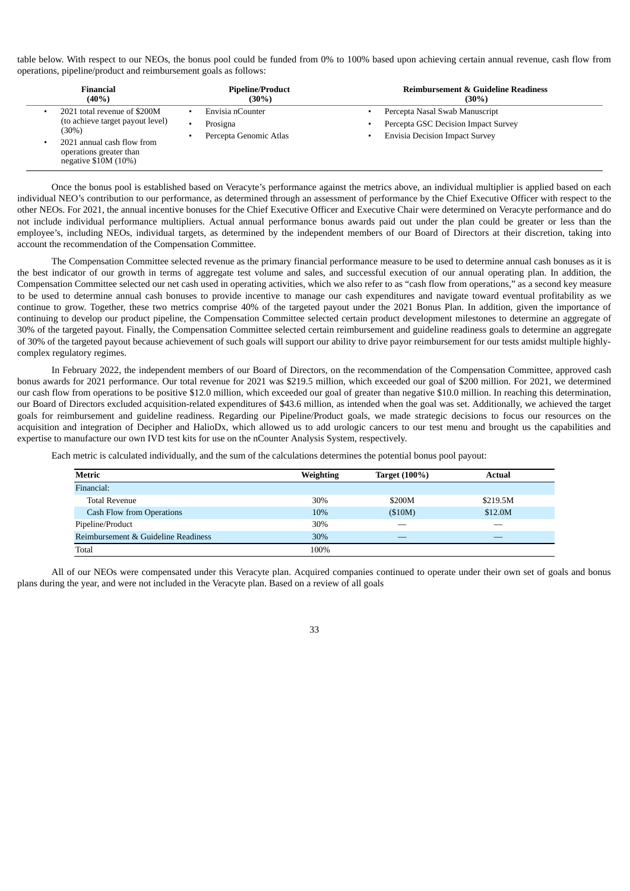table below. With respect to our NEOs, the bonus pool could be funded from 0% to 100% based upon achieving certain annual revenue, cash flow from operations, pipeline/product and reimbursement goals as follows:

| Financial (40%) | Pipeline/Product (30%) | Reimbursement & Guideline Readiness (30%) |
|---|---|---|
| • 2021 total revenue of $200M (to achieve target payout level) (30%)<br>• 2021 annual cash flow from operations greater than negative $10M (10%) | • Envisia nCounter<br>• Prosigna<br>• Percepta Genomic Atlas | • Percepta Nasal Swab Manuscript<br>• Percepta GSC Decision Impact Survey<br>• Envisia Decision Impact Survey |

Once the bonus pool is established based on Veracyte's performance against the metrics above, an individual multiplier is applied based on each individual NEO's contribution to our performance, as determined through an assessment of performance by the Chief Executive Officer with respect to the other NEOs. For 2021, the annual incentive bonuses for the Chief Executive Officer and Executive Chair were determined on Veracyte performance and do not include individual performance multipliers. Actual annual performance bonus awards paid out under the plan could be greater or less than the employee's, including NEOs, individual targets, as determined by the independent members of our Board of Directors at their discretion, taking into account the recommendation of the Compensation Committee.

The Compensation Committee selected revenue as the primary financial performance measure to be used to determine annual cash bonuses as it is the best indicator of our growth in terms of aggregate test volume and sales, and successful execution of our annual operating plan. In addition, the Compensation Committee selected our net cash used in operating activities, which we also refer to as "cash flow from operations," as a second key measure to be used to determine annual cash bonuses to provide incentive to manage our cash expenditures and navigate toward eventual profitability as we continue to grow. Together, these two metrics comprise 40% of the targeted payout under the 2021 Bonus Plan. In addition, given the importance of continuing to develop our product pipeline, the Compensation Committee selected certain product development milestones to determine an aggregate of 30% of the targeted payout. Finally, the Compensation Committee selected certain reimbursement and guideline readiness goals to determine an aggregate of 30% of the targeted payout because achievement of such goals will support our ability to drive payor reimbursement for our tests amidst multiple highly-complex regulatory regimes.

In February 2022, the independent members of our Board of Directors, on the recommendation of the Compensation Committee, approved cash bonus awards for 2021 performance. Our total revenue for 2021 was $219.5 million, which exceeded our goal of $200 million. For 2021, we determined our cash flow from operations to be positive $12.0 million, which exceeded our goal of greater than negative $10.0 million. In reaching this determination, our Board of Directors excluded acquisition-related expenditures of $43.6 million, as intended when the goal was set. Additionally, we achieved the target goals for reimbursement and guideline readiness. Regarding our Pipeline/Product goals, we made strategic decisions to focus our resources on the acquisition and integration of Decipher and HalioDx, which allowed us to add urologic cancers to our test menu and brought us the capabilities and expertise to manufacture our own IVD test kits for use on the nCounter Analysis System, respectively.

Each metric is calculated individually, and the sum of the calculations determines the potential bonus pool payout:

| Metric | Weighting | Target (100%) | Actual |
|---|---|---|---|
| Financial: | | | |
| Total Revenue | 30% | $200M | $219.5M |
| Cash Flow from Operations | 10% | ($10M) | $12.0M |
| Pipeline/Product | 30% | — | — |
| Reimbursement & Guideline Readiness | 30% | — | — |
| Total | 100% | | |

All of our NEOs were compensated under this Veracyte plan. Acquired companies continued to operate under their own set of goals and bonus plans during the year, and were not included in the Veracyte plan. Based on a review of all goals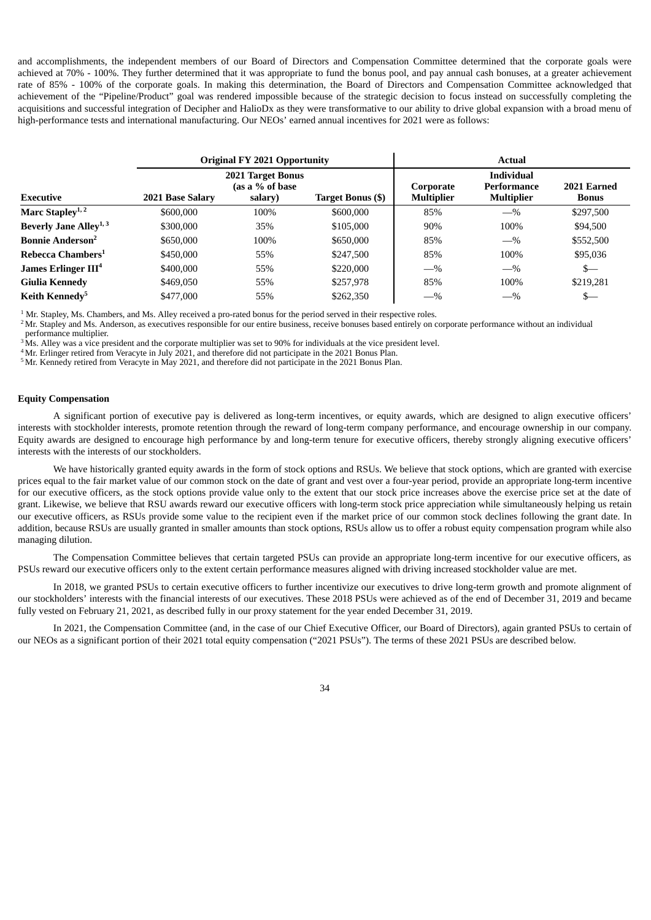and accomplishments, the independent members of our Board of Directors and Compensation Committee determined that the corporate goals were achieved at 70% - 100%. They further determined that it was appropriate to fund the bonus pool, and pay annual cash bonuses, at a greater achievement rate of 85% - 100% of the corporate goals. In making this determination, the Board of Directors and Compensation Committee acknowledged that achievement of the "Pipeline/Product" goal was rendered impossible because of the strategic decision to focus instead on successfully completing the acquisitions and successful integration of Decipher and HalioDx as they were transformative to our ability to drive global expansion with a broad menu of high-performance tests and international manufacturing. Our NEOs' earned annual incentives for 2021 were as follows:

| | Original FY 2021 Opportunity | | | Actual | | |
|---|---|---|---|---|---|---|
| **Executive** | **2021 Base Salary** | **2021 Target Bonus (as a % of base salary)** | **Target Bonus ($)** | **Corporate Multiplier** | **Individual Performance Multiplier** | **2021 Earned Bonus** |
| **Marc Stapley[1, 2]** | $600,000 | 100% | $600,000 | 85% | —% | $297,500 |
| **Beverly Jane Alley[1, 3]** | $300,000 | 35% | $105,000 | 90% | 100% | $94,500 |
| **Bonnie Anderson[2]** | $650,000 | 100% | $650,000 | 85% | —% | $552,500 |
| **Rebecca Chambers[1]** | $450,000 | 55% | $247,500 | 85% | 100% | $95,036 |
| **James Erlinger III[4]** | $400,000 | 55% | $220,000 | —% | —% | $— |
| **Giulia Kennedy** | $469,050 | 55% | $257,978 | 85% | 100% | $219,281 |
| **Keith Kennedy[5]** | $477,000 | 55% | $262,350 | —% | —% | $— |

[1] Mr. Stapley, Ms. Chambers, and Ms. Alley received a pro-rated bonus for the period served in their respective roles.
[2] Mr. Stapley and Ms. Anderson, as executives responsible for our entire business, receive bonuses based entirely on corporate performance without an individual performance multiplier.
[3] Ms. Alley was a vice president and the corporate multiplier was set to 90% for individuals at the vice president level.
[4] Mr. Erlinger retired from Veracyte in July 2021, and therefore did not participate in the 2021 Bonus Plan.
[5] Mr. Kennedy retired from Veracyte in May 2021, and therefore did not participate in the 2021 Bonus Plan.

**Equity Compensation**

A significant portion of executive pay is delivered as long-term incentives, or equity awards, which are designed to align executive officers' interests with stockholder interests, promote retention through the reward of long-term company performance, and encourage ownership in our company. Equity awards are designed to encourage high performance by and long-term tenure for executive officers, thereby strongly aligning executive officers' interests with the interests of our stockholders.

We have historically granted equity awards in the form of stock options and RSUs. We believe that stock options, which are granted with exercise prices equal to the fair market value of our common stock on the date of grant and vest over a four-year period, provide an appropriate long-term incentive for our executive officers, as the stock options provide value only to the extent that our stock price increases above the exercise price set at the date of grant. Likewise, we believe that RSU awards reward our executive officers with long-term stock price appreciation while simultaneously helping us retain our executive officers, as RSUs provide some value to the recipient even if the market price of our common stock declines following the grant date. In addition, because RSUs are usually granted in smaller amounts than stock options, RSUs allow us to offer a robust equity compensation program while also managing dilution.

The Compensation Committee believes that certain targeted PSUs can provide an appropriate long-term incentive for our executive officers, as PSUs reward our executive officers only to the extent certain performance measures aligned with driving increased stockholder value are met.

In 2018, we granted PSUs to certain executive officers to further incentivize our executives to drive long-term growth and promote alignment of our stockholders' interests with the financial interests of our executives. These 2018 PSUs were achieved as of the end of December 31, 2019 and became fully vested on February 21, 2021, as described fully in our proxy statement for the year ended December 31, 2019.

In 2021, the Compensation Committee (and, in the case of our Chief Executive Officer, our Board of Directors), again granted PSUs to certain of our NEOs as a significant portion of their 2021 total equity compensation ("2021 PSUs"). The terms of these 2021 PSUs are described below.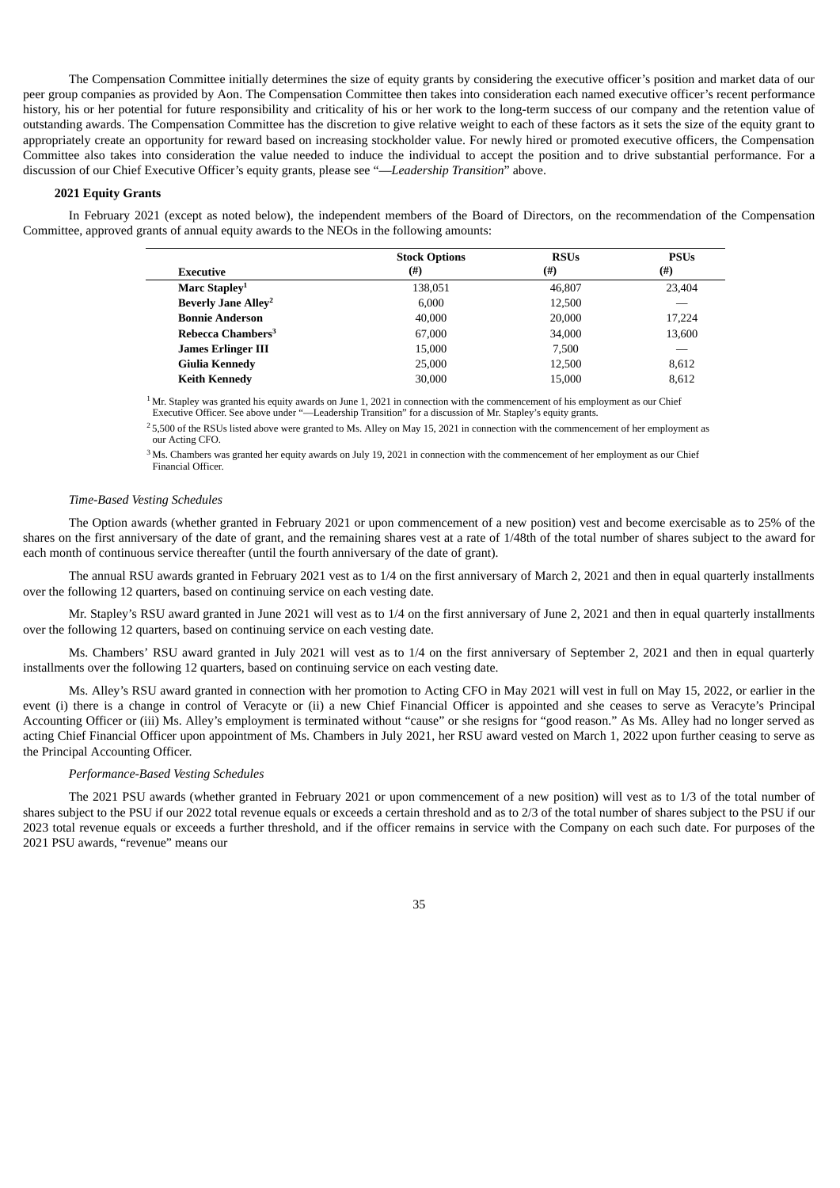The Compensation Committee initially determines the size of equity grants by considering the executive officer's position and market data of our peer group companies as provided by Aon. The Compensation Committee then takes into consideration each named executive officer's recent performance history, his or her potential for future responsibility and criticality of his or her work to the long-term success of our company and the retention value of outstanding awards. The Compensation Committee has the discretion to give relative weight to each of these factors as it sets the size of the equity grant to appropriately create an opportunity for reward based on increasing stockholder value. For newly hired or promoted executive officers, the Compensation Committee also takes into consideration the value needed to induce the individual to accept the position and to drive substantial performance. For a discussion of our Chief Executive Officer's equity grants, please see "—*Leadership Transition*" above.

### 2021 Equity Grants

In February 2021 (except as noted below), the independent members of the Board of Directors, on the recommendation of the Compensation Committee, approved grants of annual equity awards to the NEOs in the following amounts:

| Executive | Stock Options (#) | RSUs (#) | PSUs (#) |
|---|---|---|---|
| **Marc Stapley**[1] | 138,051 | 46,807 | 23,404 |
| **Beverly Jane Alley**[2] | 6,000 | 12,500 | — |
| **Bonnie Anderson** | 40,000 | 20,000 | 17,224 |
| **Rebecca Chambers**[3] | 67,000 | 34,000 | 13,600 |
| **James Erlinger III** | 15,000 | 7,500 | — |
| **Giulia Kennedy** | 25,000 | 12,500 | 8,612 |
| **Keith Kennedy** | 30,000 | 15,000 | 8,612 |

[1] Mr. Stapley was granted his equity awards on June 1, 2021 in connection with the commencement of his employment as our Chief Executive Officer. See above under "—Leadership Transition" for a discussion of Mr. Stapley's equity grants.

[2] 5,500 of the RSUs listed above were granted to Ms. Alley on May 15, 2021 in connection with the commencement of her employment as our Acting CFO.

[3] Ms. Chambers was granted her equity awards on July 19, 2021 in connection with the commencement of her employment as our Chief Financial Officer.

*Time-Based Vesting Schedules*

The Option awards (whether granted in February 2021 or upon commencement of a new position) vest and become exercisable as to 25% of the shares on the first anniversary of the date of grant, and the remaining shares vest at a rate of 1/48th of the total number of shares subject to the award for each month of continuous service thereafter (until the fourth anniversary of the date of grant).

The annual RSU awards granted in February 2021 vest as to 1/4 on the first anniversary of March 2, 2021 and then in equal quarterly installments over the following 12 quarters, based on continuing service on each vesting date.

Mr. Stapley's RSU award granted in June 2021 will vest as to 1/4 on the first anniversary of June 2, 2021 and then in equal quarterly installments over the following 12 quarters, based on continuing service on each vesting date.

Ms. Chambers' RSU award granted in July 2021 will vest as to 1/4 on the first anniversary of September 2, 2021 and then in equal quarterly installments over the following 12 quarters, based on continuing service on each vesting date.

Ms. Alley's RSU award granted in connection with her promotion to Acting CFO in May 2021 will vest in full on May 15, 2022, or earlier in the event (i) there is a change in control of Veracyte or (ii) a new Chief Financial Officer is appointed and she ceases to serve as Veracyte's Principal Accounting Officer or (iii) Ms. Alley's employment is terminated without "cause" or she resigns for "good reason." As Ms. Alley had no longer served as acting Chief Financial Officer upon appointment of Ms. Chambers in July 2021, her RSU award vested on March 1, 2022 upon further ceasing to serve as the Principal Accounting Officer.

*Performance-Based Vesting Schedules*

The 2021 PSU awards (whether granted in February 2021 or upon commencement of a new position) will vest as to 1/3 of the total number of shares subject to the PSU if our 2022 total revenue equals or exceeds a certain threshold and as to 2/3 of the total number of shares subject to the PSU if our 2023 total revenue equals or exceeds a further threshold, and if the officer remains in service with the Company on each such date. For purposes of the 2021 PSU awards, "revenue" means our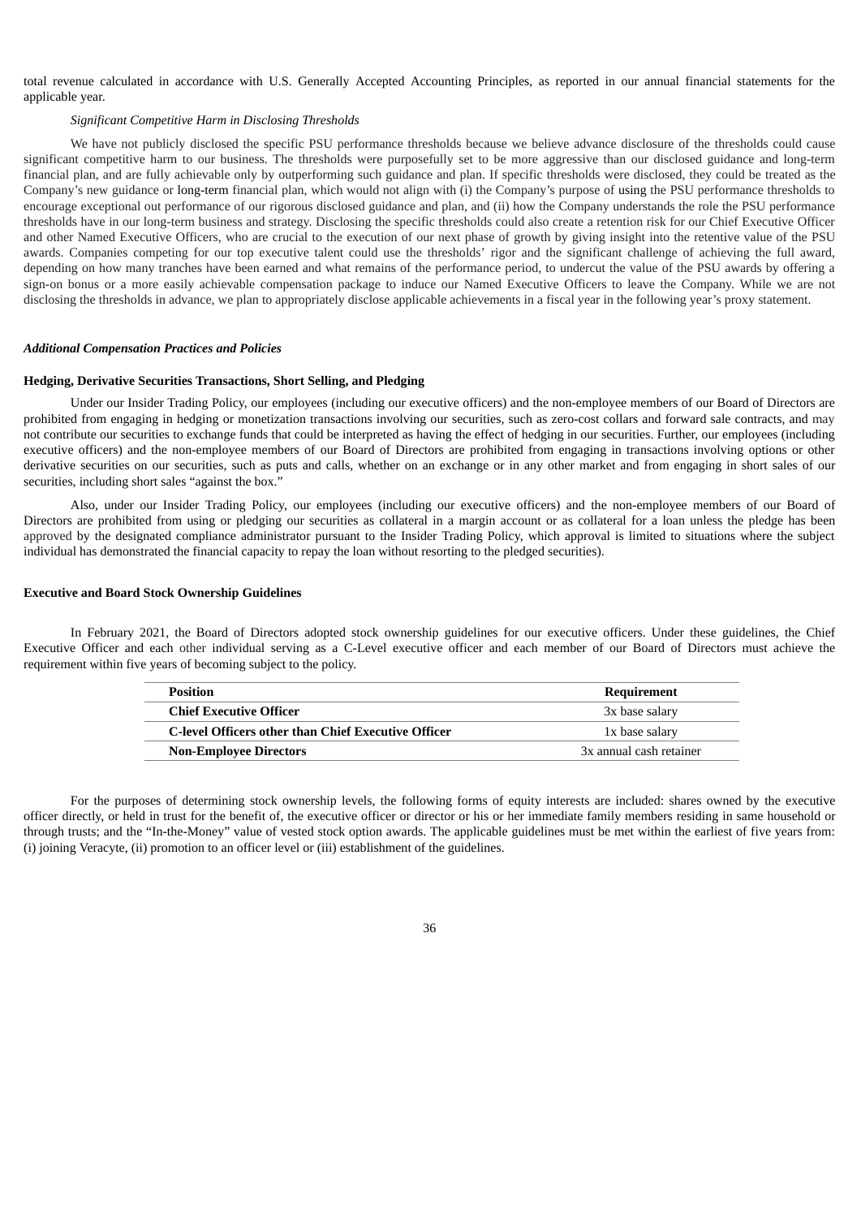total revenue calculated in accordance with U.S. Generally Accepted Accounting Principles, as reported in our annual financial statements for the applicable year.

*Significant Competitive Harm in Disclosing Thresholds*

We have not publicly disclosed the specific PSU performance thresholds because we believe advance disclosure of the thresholds could cause significant competitive harm to our business. The thresholds were purposefully set to be more aggressive than our disclosed guidance and long-term financial plan, and are fully achievable only by outperforming such guidance and plan. If specific thresholds were disclosed, they could be treated as the Company's new guidance or long-term financial plan, which would not align with (i) the Company's purpose of using the PSU performance thresholds to encourage exceptional out performance of our rigorous disclosed guidance and plan, and (ii) how the Company understands the role the PSU performance thresholds have in our long-term business and strategy. Disclosing the specific thresholds could also create a retention risk for our Chief Executive Officer and other Named Executive Officers, who are crucial to the execution of our next phase of growth by giving insight into the retentive value of the PSU awards. Companies competing for our top executive talent could use the thresholds' rigor and the significant challenge of achieving the full award, depending on how many tranches have been earned and what remains of the performance period, to undercut the value of the PSU awards by offering a sign-on bonus or a more easily achievable compensation package to induce our Named Executive Officers to leave the Company. While we are not disclosing the thresholds in advance, we plan to appropriately disclose applicable achievements in a fiscal year in the following year's proxy statement.

***Additional Compensation Practices and Policies***

**Hedging, Derivative Securities Transactions, Short Selling, and Pledging**

Under our Insider Trading Policy, our employees (including our executive officers) and the non-employee members of our Board of Directors are prohibited from engaging in hedging or monetization transactions involving our securities, such as zero-cost collars and forward sale contracts, and may not contribute our securities to exchange funds that could be interpreted as having the effect of hedging in our securities. Further, our employees (including executive officers) and the non-employee members of our Board of Directors are prohibited from engaging in transactions involving options or other derivative securities on our securities, such as puts and calls, whether on an exchange or in any other market and from engaging in short sales of our securities, including short sales "against the box."

Also, under our Insider Trading Policy, our employees (including our executive officers) and the non-employee members of our Board of Directors are prohibited from using or pledging our securities as collateral in a margin account or as collateral for a loan unless the pledge has been approved by the designated compliance administrator pursuant to the Insider Trading Policy, which approval is limited to situations where the subject individual has demonstrated the financial capacity to repay the loan without resorting to the pledged securities).

**Executive and Board Stock Ownership Guidelines**

In February 2021, the Board of Directors adopted stock ownership guidelines for our executive officers. Under these guidelines, the Chief Executive Officer and each other individual serving as a C-Level executive officer and each member of our Board of Directors must achieve the requirement within five years of becoming subject to the policy.

| Position | Requirement |
|---|---|
| **Chief Executive Officer** | 3x base salary |
| **C-level Officers other than Chief Executive Officer** | 1x base salary |
| **Non-Employee Directors** | 3x annual cash retainer |

For the purposes of determining stock ownership levels, the following forms of equity interests are included: shares owned by the executive officer directly, or held in trust for the benefit of, the executive officer or director or his or her immediate family members residing in same household or through trusts; and the "In-the-Money" value of vested stock option awards. The applicable guidelines must be met within the earliest of five years from: (i) joining Veracyte, (ii) promotion to an officer level or (iii) establishment of the guidelines.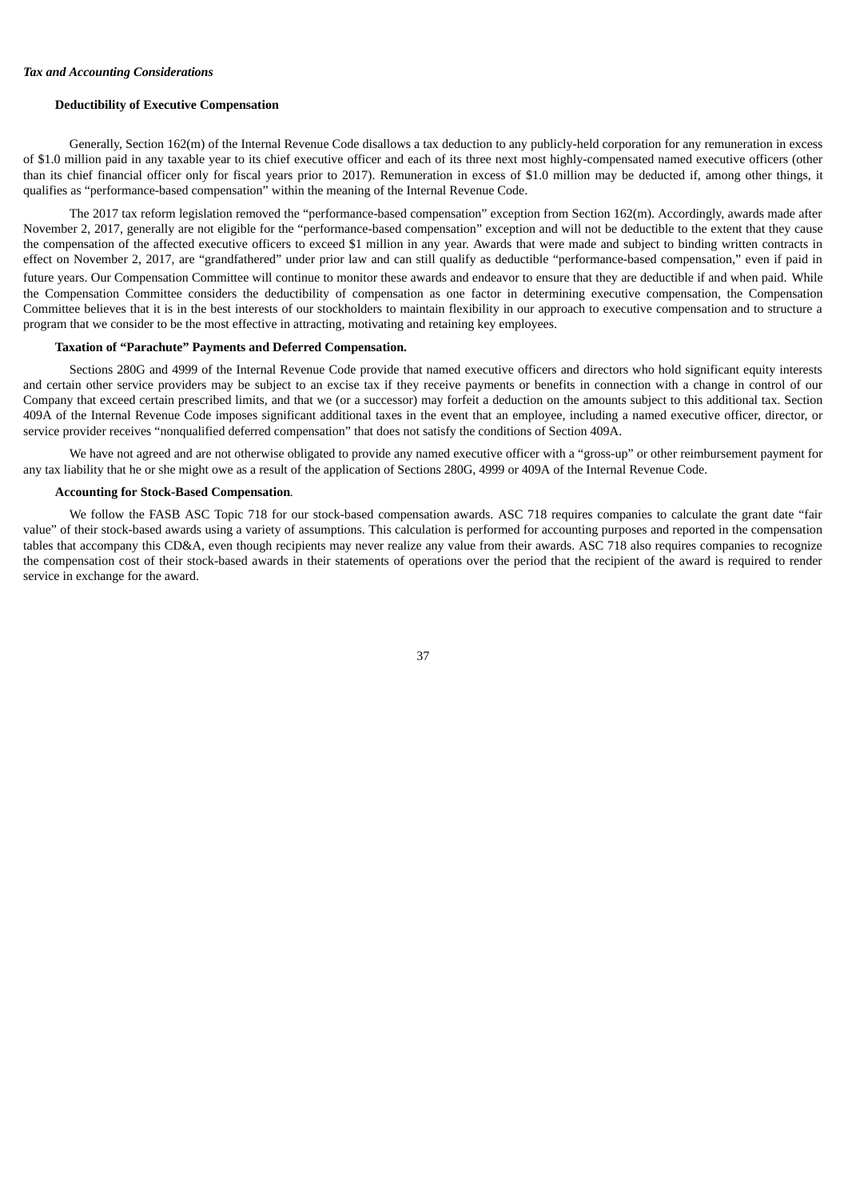### *Tax and Accounting Considerations*

**Deductibility of Executive Compensation**

Generally, Section 162(m) of the Internal Revenue Code disallows a tax deduction to any publicly-held corporation for any remuneration in excess of $1.0 million paid in any taxable year to its chief executive officer and each of its three next most highly-compensated named executive officers (other than its chief financial officer only for fiscal years prior to 2017). Remuneration in excess of $1.0 million may be deducted if, among other things, it qualifies as "performance-based compensation" within the meaning of the Internal Revenue Code.

The 2017 tax reform legislation removed the "performance-based compensation" exception from Section 162(m). Accordingly, awards made after November 2, 2017, generally are not eligible for the "performance-based compensation" exception and will not be deductible to the extent that they cause the compensation of the affected executive officers to exceed $1 million in any year. Awards that were made and subject to binding written contracts in effect on November 2, 2017, are "grandfathered" under prior law and can still qualify as deductible "performance-based compensation," even if paid in future years. Our Compensation Committee will continue to monitor these awards and endeavor to ensure that they are deductible if and when paid. While the Compensation Committee considers the deductibility of compensation as one factor in determining executive compensation, the Compensation Committee believes that it is in the best interests of our stockholders to maintain flexibility in our approach to executive compensation and to structure a program that we consider to be the most effective in attracting, motivating and retaining key employees.

**Taxation of "Parachute" Payments and Deferred Compensation.**

Sections 280G and 4999 of the Internal Revenue Code provide that named executive officers and directors who hold significant equity interests and certain other service providers may be subject to an excise tax if they receive payments or benefits in connection with a change in control of our Company that exceed certain prescribed limits, and that we (or a successor) may forfeit a deduction on the amounts subject to this additional tax. Section 409A of the Internal Revenue Code imposes significant additional taxes in the event that an employee, including a named executive officer, director, or service provider receives "nonqualified deferred compensation" that does not satisfy the conditions of Section 409A.

We have not agreed and are not otherwise obligated to provide any named executive officer with a "gross-up" or other reimbursement payment for any tax liability that he or she might owe as a result of the application of Sections 280G, 4999 or 409A of the Internal Revenue Code.

**Accounting for Stock-Based Compensation**.

We follow the FASB ASC Topic 718 for our stock-based compensation awards. ASC 718 requires companies to calculate the grant date "fair value" of their stock-based awards using a variety of assumptions. This calculation is performed for accounting purposes and reported in the compensation tables that accompany this CD&A, even though recipients may never realize any value from their awards. ASC 718 also requires companies to recognize the compensation cost of their stock-based awards in their statements of operations over the period that the recipient of the award is required to render service in exchange for the award.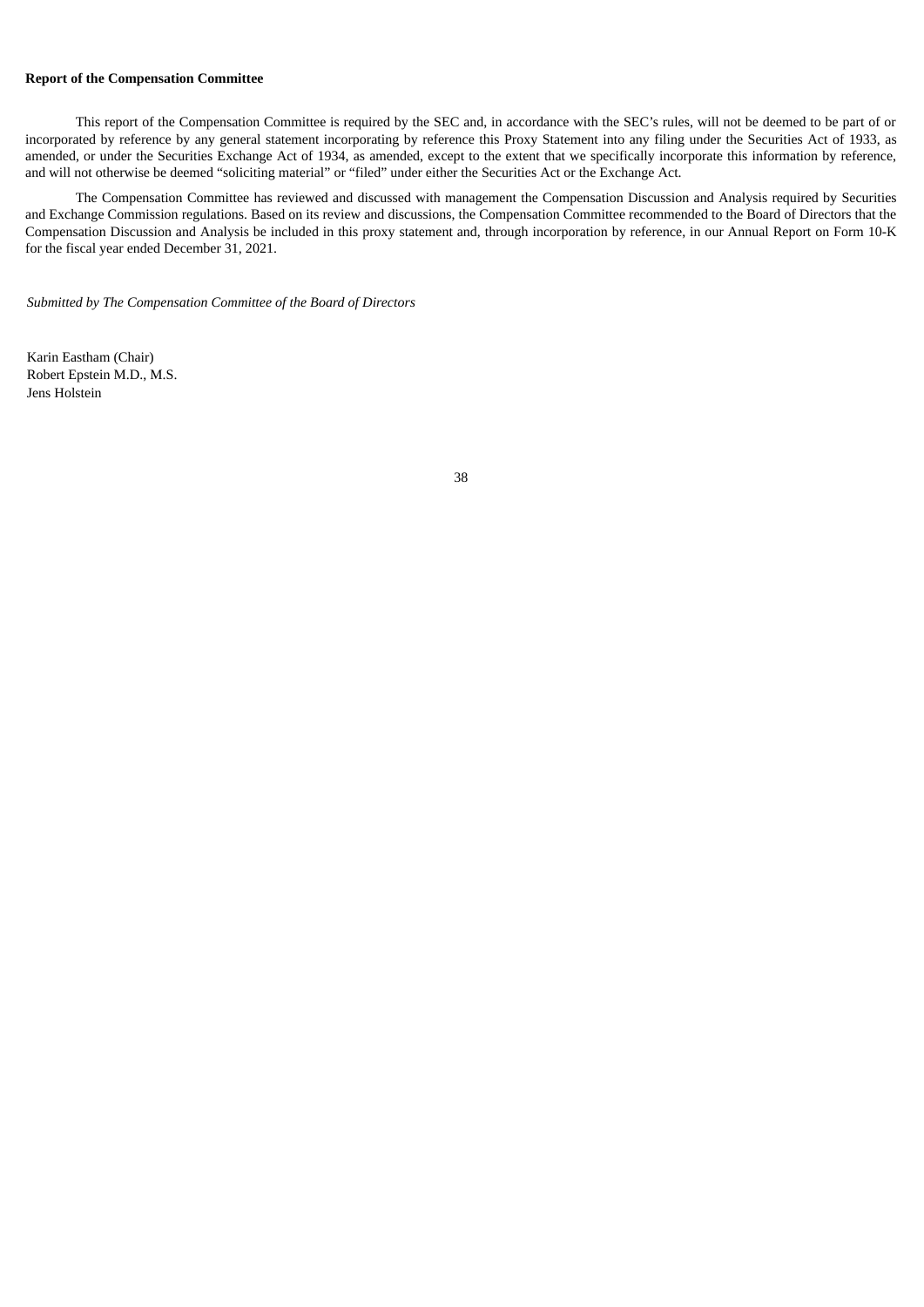**Report of the Compensation Committee**

This report of the Compensation Committee is required by the SEC and, in accordance with the SEC's rules, will not be deemed to be part of or incorporated by reference by any general statement incorporating by reference this Proxy Statement into any filing under the Securities Act of 1933, as amended, or under the Securities Exchange Act of 1934, as amended, except to the extent that we specifically incorporate this information by reference, and will not otherwise be deemed "soliciting material" or "filed" under either the Securities Act or the Exchange Act.

The Compensation Committee has reviewed and discussed with management the Compensation Discussion and Analysis required by Securities and Exchange Commission regulations. Based on its review and discussions, the Compensation Committee recommended to the Board of Directors that the Compensation Discussion and Analysis be included in this proxy statement and, through incorporation by reference, in our Annual Report on Form 10-K for the fiscal year ended December 31, 2021.

*Submitted by The Compensation Committee of the Board of Directors*

Karin Eastham (Chair)
Robert Epstein M.D., M.S.
Jens Holstein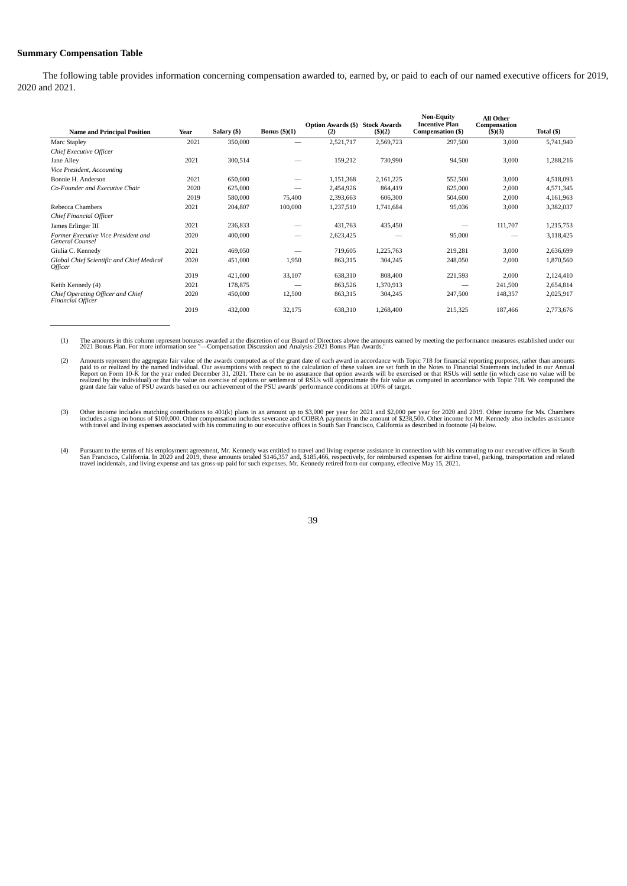**Summary Compensation Table**

The following table provides information concerning compensation awarded to, earned by, or paid to each of our named executive officers for 2019, 2020 and 2021.

| Name and Principal Position | Year | Salary ($) | Bonus ($)(1) | Option Awards ($) (2) | Stock Awards ($)(2) | Non-Equity Incentive Plan Compensation ($) | All Other Compensation ($)(3) | Total ($) |
|---|---|---|---|---|---|---|---|---|
| Marc Stapley | 2021 | 350,000 | — | 2,521,717 | 2,569,723 | 297,500 | 3,000 | 5,741,940 |
| *Chief Executive Officer* | | | | | | | | |
| Jane Alley | 2021 | 300,514 | — | 159,212 | 730,990 | 94,500 | 3,000 | 1,288,216 |
| *Vice President, Accounting* | | | | | | | | |
| Bonnie H. Anderson | 2021 | 650,000 | — | 1,151,368 | 2,161,225 | 552,500 | 3,000 | 4,518,093 |
| *Co-Founder and Executive Chair* | 2020 | 625,000 | — | 2,454,926 | 864,419 | 625,000 | 2,000 | 4,571,345 |
| | 2019 | 580,000 | 75,400 | 2,393,663 | 606,300 | 504,600 | 2,000 | 4,161,963 |
| Rebecca Chambers | 2021 | 204,807 | 100,000 | 1,237,510 | 1,741,684 | 95,036 | 3,000 | 3,382,037 |
| *Chief Financial Officer* | | | | | | | | |
| James Erlinger III | 2021 | 236,833 | — | 431,763 | 435,450 | — | 111,707 | 1,215,753 |
| *Former Executive Vice President and General Counsel* | 2020 | 400,000 | — | 2,623,425 | — | 95,000 | — | 3,118,425 |
| Giulia C. Kennedy | 2021 | 469,050 | — | 719,605 | 1,225,763 | 219,281 | 3,000 | 2,636,699 |
| *Global Chief Scientific and Chief Medical Officer* | 2020 | 451,000 | 1,950 | 863,315 | 304,245 | 248,050 | 2,000 | 1,870,560 |
| | 2019 | 421,000 | 33,107 | 638,310 | 808,400 | 221,593 | 2,000 | 2,124,410 |
| Keith Kennedy (4) | 2021 | 178,875 | — | 863,526 | 1,370,913 | — | 241,500 | 2,654,814 |
| *Chief Operating Officer and Chief Financial Officer* | 2020 | 450,000 | 12,500 | 863,315 | 304,245 | 247,500 | 148,357 | 2,025,917 |
| | 2019 | 432,000 | 32,175 | 638,310 | 1,268,400 | 215,325 | 187,466 | 2,773,676 |

(1) The amounts in this column represent bonuses awarded at the discretion of our Board of Directors above the amounts earned by meeting the performance measures established under our 2021 Bonus Plan. For more information see "—Compensation Discussion and Analysis-2021 Bonus Plan Awards."

(2) Amounts represent the aggregate fair value of the awards computed as of the grant date of each award in accordance with Topic 718 for financial reporting purposes, rather than amounts paid to or realized by the named individual. Our assumptions with respect to the calculation of these values are set forth in the Notes to Financial Statements included in our Annual Report on Form 10-K for the year ended December 31, 2021. There can be no assurance that option awards will be exercised or that RSUs will settle (in which case no value will be realized by the individual) or that the value on exercise of options or settlement of RSUs will approximate the fair value as computed in accordance with Topic 718. We computed the grant date fair value of PSU awards based on our achievement of the PSU awards' performance conditions at 100% of target.

(3) Other income includes matching contributions to 401(k) plans in an amount up to $3,000 per year for 2021 and $2,000 per year for 2020 and 2019. Other income for Ms. Chambers includes a sign-on bonus of $100,000. Other compensation includes severance and COBRA payments in the amount of $238,500. Other income for Mr. Kennedy also includes assistance with travel and living expenses associated with his commuting to our executive offices in South San Francisco, California as described in footnote (4) below.

(4) Pursuant to the terms of his employment agreement, Mr. Kennedy was entitled to travel and living expense assistance in connection with his commuting to our executive offices in South San Francisco, California. In 2020 and 2019, these amounts totaled $146,357 and, $185,466, respectively, for reimbursed expenses for airline travel, parking, transportation and related travel incidentals, and living expense and tax gross-up paid for such expenses. Mr. Kennedy retired from our company, effective May 15, 2021.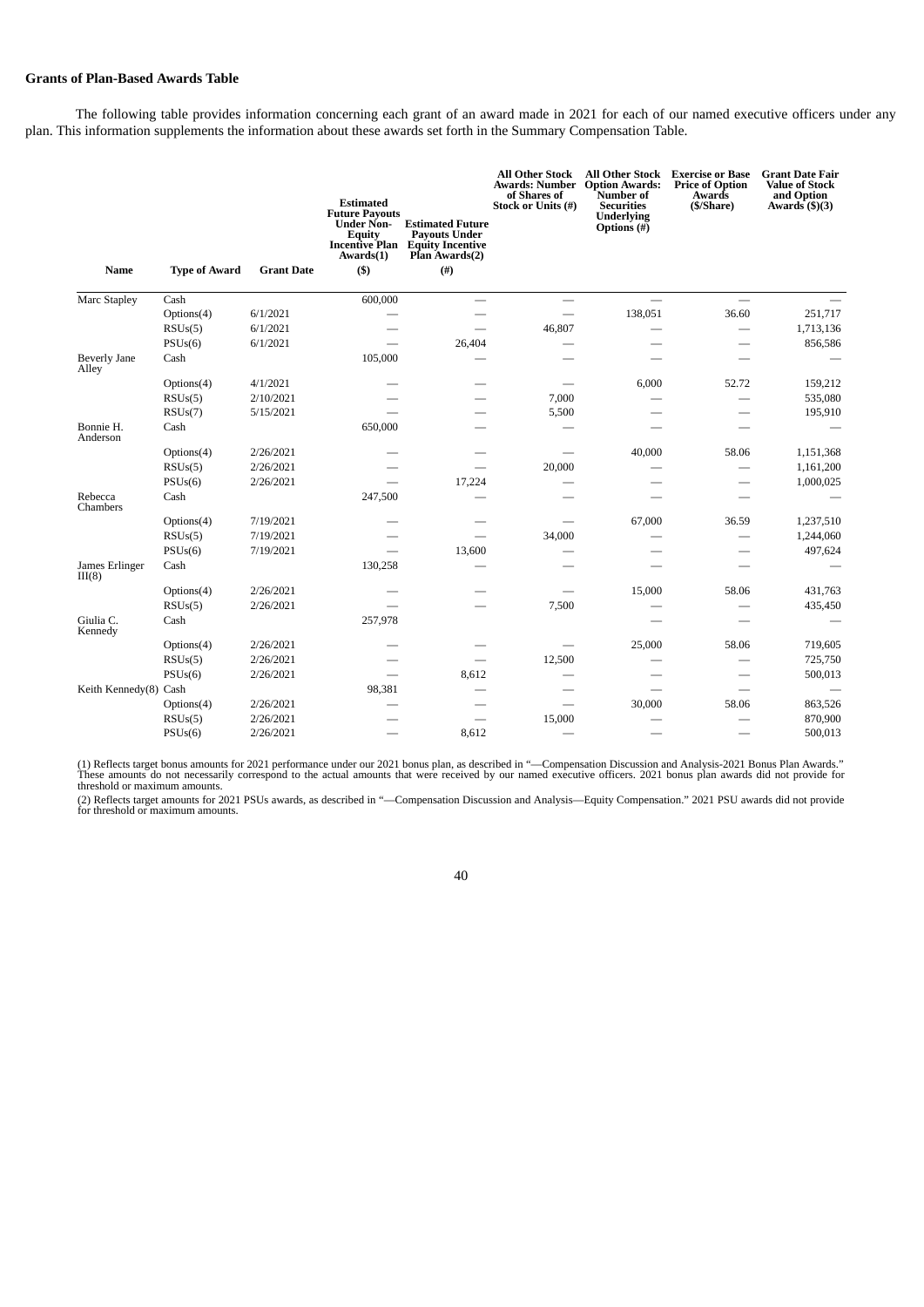### Grants of Plan-Based Awards Table

The following table provides information concerning each grant of an award made in 2021 for each of our named executive officers under any plan. This information supplements the information about these awards set forth in the Summary Compensation Table.

| Name | Type of Award | Grant Date | Estimated Future Payouts Under Non-Equity Incentive Plan Awards(1) ($) | Estimated Future Payouts Under Equity Incentive Plan Awards(2) (#) | All Other Stock Awards: Number of Shares of Stock or Units (#) | All Other Stock Option Awards: Number of Securities Underlying Options (#) | Exercise or Base Price of Option Awards ($/Share) | Grant Date Fair Value of Stock and Option Awards ($)(3) |
|---|---|---|---|---|---|---|---|---|
| Marc Stapley | Cash | | 600,000 | — | — | — | — | — |
| | Options(4) | 6/1/2021 | — | — | — | 138,051 | 36.60 | 251,717 |
| | RSUs(5) | 6/1/2021 | — | — | 46,807 | — | — | 1,713,136 |
| | PSUs(6) | 6/1/2021 | — | 26,404 | — | — | — | 856,586 |
| Beverly Jane Alley | Cash | | 105,000 | — | — | — | — | — |
| | Options(4) | 4/1/2021 | — | — | — | 6,000 | 52.72 | 159,212 |
| | RSUs(5) | 2/10/2021 | — | — | 7,000 | — | — | 535,080 |
| | RSUs(7) | 5/15/2021 | — | — | 5,500 | — | — | 195,910 |
| Bonnie H. Anderson | Cash | | 650,000 | — | — | — | — | — |
| | Options(4) | 2/26/2021 | — | — | — | 40,000 | 58.06 | 1,151,368 |
| | RSUs(5) | 2/26/2021 | — | — | 20,000 | — | — | 1,161,200 |
| | PSUs(6) | 2/26/2021 | — | 17,224 | — | — | — | 1,000,025 |
| Rebecca Chambers | Cash | | 247,500 | — | — | — | — | — |
| | Options(4) | 7/19/2021 | — | — | — | 67,000 | 36.59 | 1,237,510 |
| | RSUs(5) | 7/19/2021 | — | — | 34,000 | — | — | 1,244,060 |
| | PSUs(6) | 7/19/2021 | — | 13,600 | — | — | — | 497,624 |
| James Erlinger III(8) | Cash | | 130,258 | — | — | — | — | — |
| | Options(4) | 2/26/2021 | — | — | — | 15,000 | 58.06 | 431,763 |
| | RSUs(5) | 2/26/2021 | — | — | 7,500 | — | — | 435,450 |
| Giulia C. Kennedy | Cash | | 257,978 | | | — | — | — |
| | Options(4) | 2/26/2021 | — | — | — | 25,000 | 58.06 | 719,605 |
| | RSUs(5) | 2/26/2021 | — | — | 12,500 | — | — | 725,750 |
| | PSUs(6) | 2/26/2021 | — | 8,612 | — | — | — | 500,013 |
| Keith Kennedy(8) | Cash | | 98,381 | — | — | — | — | — |
| | Options(4) | 2/26/2021 | — | — | — | 30,000 | 58.06 | 863,526 |
| | RSUs(5) | 2/26/2021 | — | — | 15,000 | — | — | 870,900 |
| | PSUs(6) | 2/26/2021 | — | 8,612 | — | — | — | 500,013 |

(1) Reflects target bonus amounts for 2021 performance under our 2021 bonus plan, as described in "—Compensation Discussion and Analysis-2021 Bonus Plan Awards." These amounts do not necessarily correspond to the actual amounts that were received by our named executive officers. 2021 bonus plan awards did not provide for threshold or maximum amounts.

(2) Reflects target amounts for 2021 PSUs awards, as described in "—Compensation Discussion and Analysis—Equity Compensation." 2021 PSU awards did not provide for threshold or maximum amounts.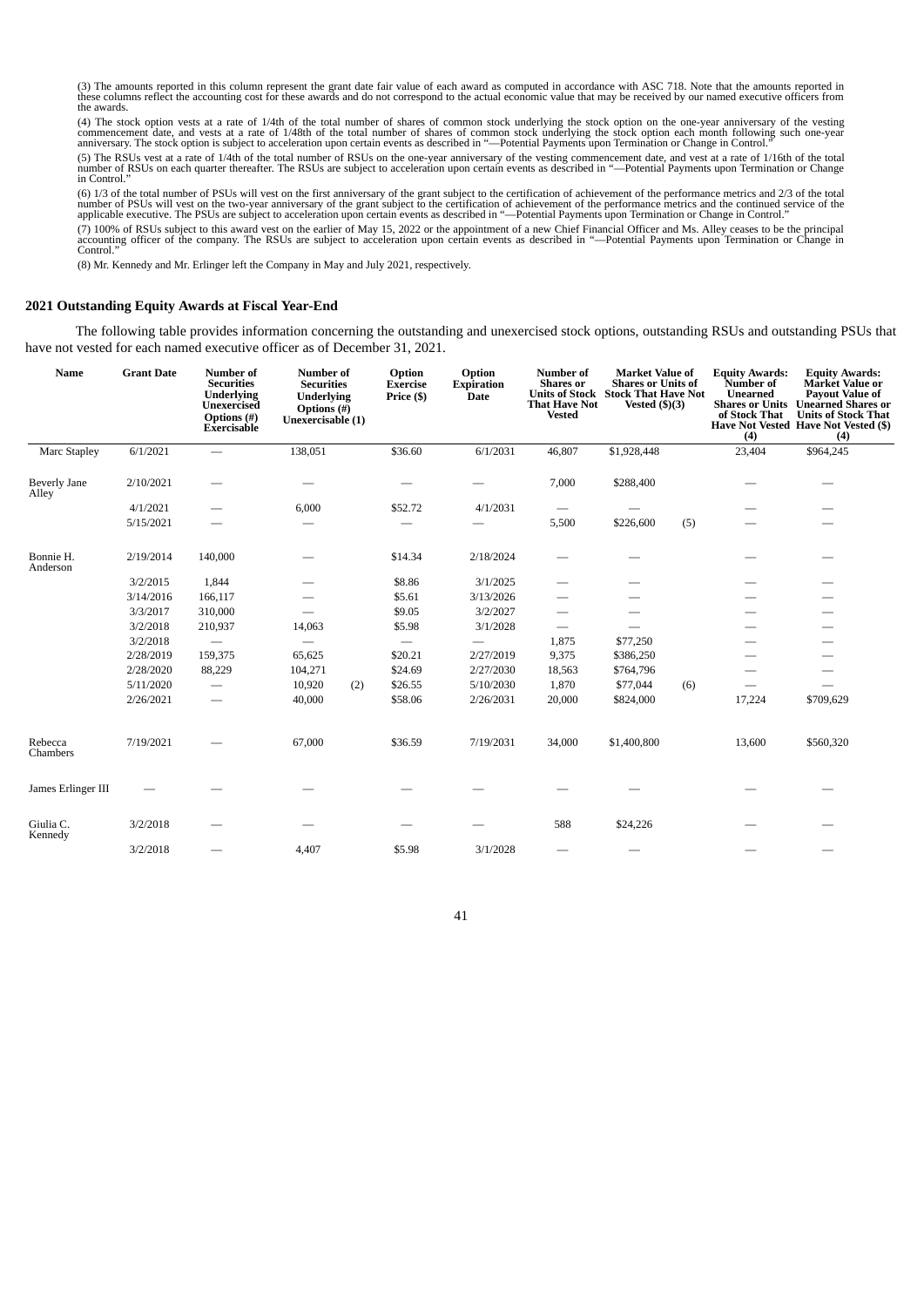(3) The amounts reported in this column represent the grant date fair value of each award as computed in accordance with ASC 718. Note that the amounts reported in these columns reflect the accounting cost for these awards and do not correspond to the actual economic value that may be received by our named executive officers from the awards.

(4) The stock option vests at a rate of 1/4th of the total number of shares of common stock underlying the stock option on the one-year anniversary of the vesting commencement date, and vests at a rate of 1/48th of the total number of shares of common stock underlying the stock option each month following such one-year anniversary. The stock option is subject to acceleration upon certain events as described in "—Potential Payments upon Termination or Change in Control."

(5) The RSUs vest at a rate of 1/4th of the total number of RSUs on the one-year anniversary of the vesting commencement date, and vest at a rate of 1/16th of the total number of RSUs on each quarter thereafter. The RSUs are subject to acceleration upon certain events as described in "—Potential Payments upon Termination or Change in Control."

(6) 1/3 of the total number of PSUs will vest on the first anniversary of the grant subject to the certification of achievement of the performance metrics and 2/3 of the total number of PSUs will vest on the two-year anniversary of the grant subject to the certification of achievement of the performance metrics and the continued service of the applicable executive. The PSUs are subject to acceleration upon certain events as described in "—Potential Payments upon Termination or Change in Control."

(7) 100% of RSUs subject to this award vest on the earlier of May 15, 2022 or the appointment of a new Chief Financial Officer and Ms. Alley ceases to be the principal accounting officer of the company. The RSUs are subject to acceleration upon certain events as described in "—Potential Payments upon Termination or Change in Control."

(8) Mr. Kennedy and Mr. Erlinger left the Company in May and July 2021, respectively.

## 2021 Outstanding Equity Awards at Fiscal Year-End

The following table provides information concerning the outstanding and unexercised stock options, outstanding RSUs and outstanding PSUs that have not vested for each named executive officer as of December 31, 2021.

| Name | Grant Date | Number of Securities Underlying Unexercised Options (#) Exercisable | Number of Securities Underlying Options (#) Unexercisable (1) | | Option Exercise Price ($) | Option Expiration Date | Number of Shares or Units of Stock That Have Not Vested | Market Value of Shares or Units of Stock That Have Not Vested ($)(3) | | Equity Awards: Number of Unearned Shares or Units of Stock That Have Not Vested (4) | Equity Awards: Market Value or Payout Value of Unearned Shares or Units of Stock That Have Not Vested ($) (4) |
|---|---|---|---|---|---|---|---|---|---|---|---|
| Marc Stapley | 6/1/2021 | — | 138,051 | | $36.60 | 6/1/2031 | 46,807 | $1,928,448 | | 23,404 | $964,245 |
| Beverly Jane Alley | 2/10/2021 | — | — | | — | — | 7,000 | $288,400 | | — | — |
| | 4/1/2021 | — | 6,000 | | $52.72 | 4/1/2031 | — | — | | — | — |
| | 5/15/2021 | — | — | | — | — | 5,500 | $226,600 | (5) | — | — |
| Bonnie H. Anderson | 2/19/2014 | 140,000 | — | | $14.34 | 2/18/2024 | — | — | | — | — |
| | 3/2/2015 | 1,844 | — | | $8.86 | 3/1/2025 | — | — | | — | — |
| | 3/14/2016 | 166,117 | — | | $5.61 | 3/13/2026 | — | — | | — | — |
| | 3/3/2017 | 310,000 | — | | $9.05 | 3/2/2027 | — | — | | — | — |
| | 3/2/2018 | 210,937 | 14,063 | | $5.98 | 3/1/2028 | — | — | | — | — |
| | 3/2/2018 | — | — | | — | — | 1,875 | $77,250 | | — | — |
| | 2/28/2019 | 159,375 | 65,625 | | $20.21 | 2/27/2019 | 9,375 | $386,250 | | — | — |
| | 2/28/2020 | 88,229 | 104,271 | | $24.69 | 2/27/2030 | 18,563 | $764,796 | | — | — |
| | 5/11/2020 | — | 10,920 | (2) | $26.55 | 5/10/2030 | 1,870 | $77,044 | (6) | — | — |
| | 2/26/2021 | — | 40,000 | | $58.06 | 2/26/2031 | 20,000 | $824,000 | | 17,224 | $709,629 |
| Rebecca Chambers | 7/19/2021 | — | 67,000 | | $36.59 | 7/19/2031 | 34,000 | $1,400,800 | | 13,600 | $560,320 |
| James Erlinger III | — | — | — | | — | — | — | — | | — | — |
| Giulia C. Kennedy | 3/2/2018 | — | — | | — | — | 588 | $24,226 | | — | — |
| | 3/2/2018 | — | 4,407 | | $5.98 | 3/1/2028 | — | — | | — | — |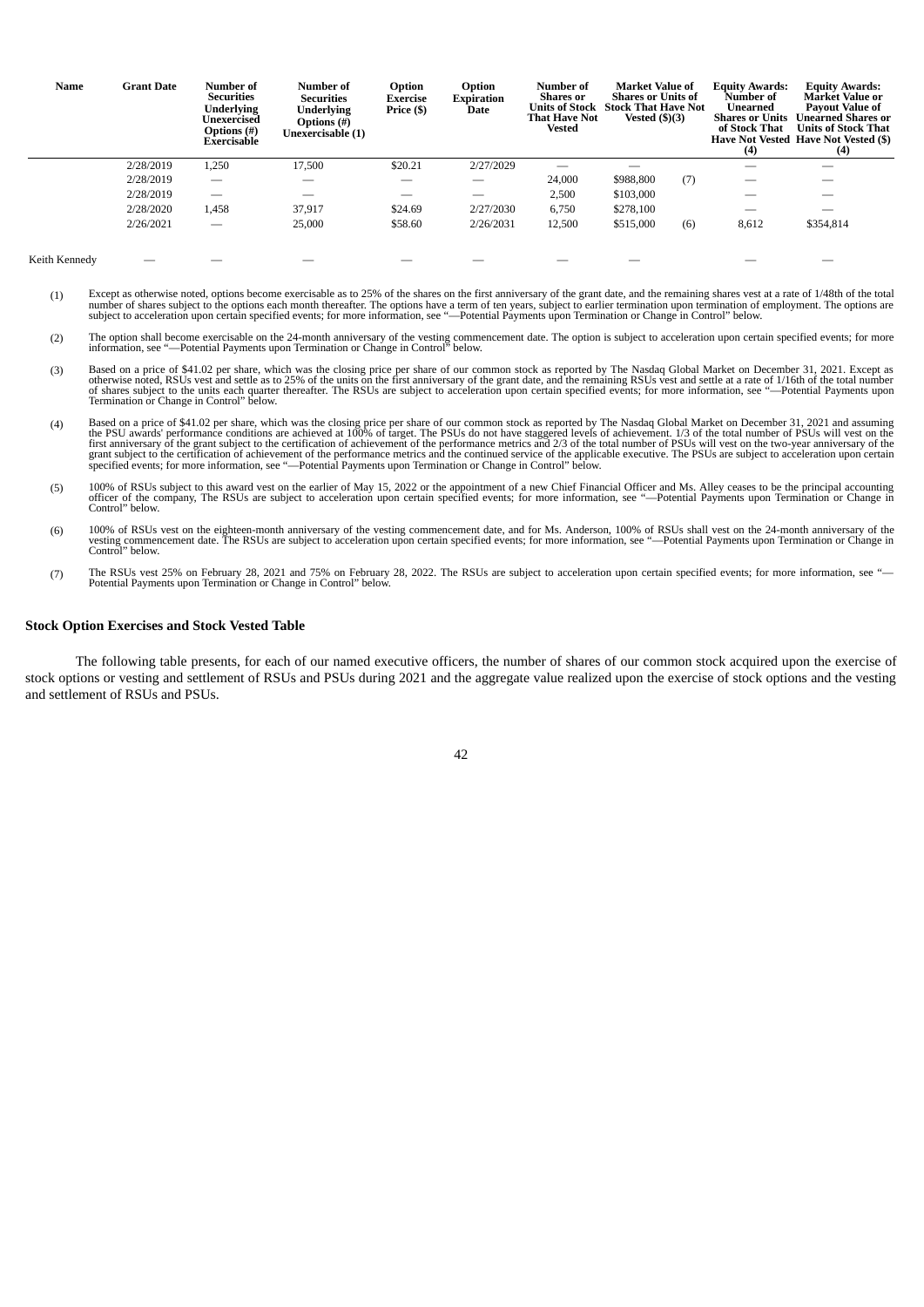| Name | Grant Date | Number of Securities Underlying Unexercised Options (#) Exercisable | Number of Securities Underlying Options (#) Unexercisable (1) | Option Exercise Price ($) | Option Expiration Date | Number of Shares or Units of Stock That Have Not Vested | Market Value of Shares or Units of Stock That Have Not Vested ($)(3) | | Equity Awards: Number of Unearned Shares or Units of Stock That Have Not Vested (4) | Equity Awards: Market Value or Payout Value of Unearned Shares or Units of Stock That Have Not Vested ($) (4) |
|---|---|---|---|---|---|---|---|---|---|---|
| | 2/28/2019 | 1,250 | 17,500 | $20.21 | 2/27/2029 | — | — | | — | — |
| | 2/28/2019 | — | — | — | — | 24,000 | $988,800 | (7) | — | — |
| | 2/28/2019 | — | — | — | — | 2,500 | $103,000 | | — | — |
| | 2/28/2020 | 1,458 | 37,917 | $24.69 | 2/27/2030 | 6,750 | $278,100 | | — | — |
| | 2/26/2021 | — | 25,000 | $58.60 | 2/26/2031 | 12,500 | $515,000 | (6) | 8,612 | $354,814 |
| Keith Kennedy | — | — | — | — | — | — | — | | — | — |

(1) Except as otherwise noted, options become exercisable as to 25% of the shares on the first anniversary of the grant date, and the remaining shares vest at a rate of 1/48th of the total number of shares subject to the options each month thereafter. The options have a term of ten years, subject to earlier termination upon termination of employment. The options are subject to acceleration upon certain specified events; for more information, see "—Potential Payments upon Termination or Change in Control" below.

(2) The option shall become exercisable on the 24-month anniversary of the vesting commencement date. The option is subject to acceleration upon certain specified events; for more information, see "—Potential Payments upon Termination or Change in Control" below.

(3) Based on a price of $41.02 per share, which was the closing price per share of our common stock as reported by The Nasdaq Global Market on December 31, 2021. Except as otherwise noted, RSUs vest and settle as to 25% of the units on the first anniversary of the grant date, and the remaining RSUs vest and settle at a rate of 1/16th of the total number of shares subject to the units each quarter thereafter. The RSUs are subject to acceleration upon certain specified events; for more information, see "—Potential Payments upon Termination or Change in Control" below.

(4) Based on a price of $41.02 per share, which was the closing price per share of our common stock as reported by The Nasdaq Global Market on December 31, 2021 and assuming the PSU awards' performance conditions are achieved at 100% of target. The PSUs do not have staggered levels of achievement. 1/3 of the total number of PSUs will vest on the first anniversary of the grant subject to the certification of achievement of the performance metrics and 2/3 of the total number of PSUs will vest on the two-year anniversary of the grant subject to the certification of achievement of the performance metrics and the continued service of the applicable executive. The PSUs are subject to acceleration upon certain specified events; for more information, see "—Potential Payments upon Termination or Change in Control" below.

(5) 100% of RSUs subject to this award vest on the earlier of May 15, 2022 or the appointment of a new Chief Financial Officer and Ms. Alley ceases to be the principal accounting officer of the company, The RSUs are subject to acceleration upon certain specified events; for more information, see "—Potential Payments upon Termination or Change in Control" below.

(6) 100% of RSUs vest on the eighteen-month anniversary of the vesting commencement date, and for Ms. Anderson, 100% of RSUs shall vest on the 24-month anniversary of the vesting commencement date. The RSUs are subject to acceleration upon certain specified events; for more information, see "—Potential Payments upon Termination or Change in Control" below.

(7) The RSUs vest 25% on February 28, 2021 and 75% on February 28, 2022. The RSUs are subject to acceleration upon certain specified events; for more information, see "—Potential Payments upon Termination or Change in Control" below.

**Stock Option Exercises and Stock Vested Table**

The following table presents, for each of our named executive officers, the number of shares of our common stock acquired upon the exercise of stock options or vesting and settlement of RSUs and PSUs during 2021 and the aggregate value realized upon the exercise of stock options and the vesting and settlement of RSUs and PSUs.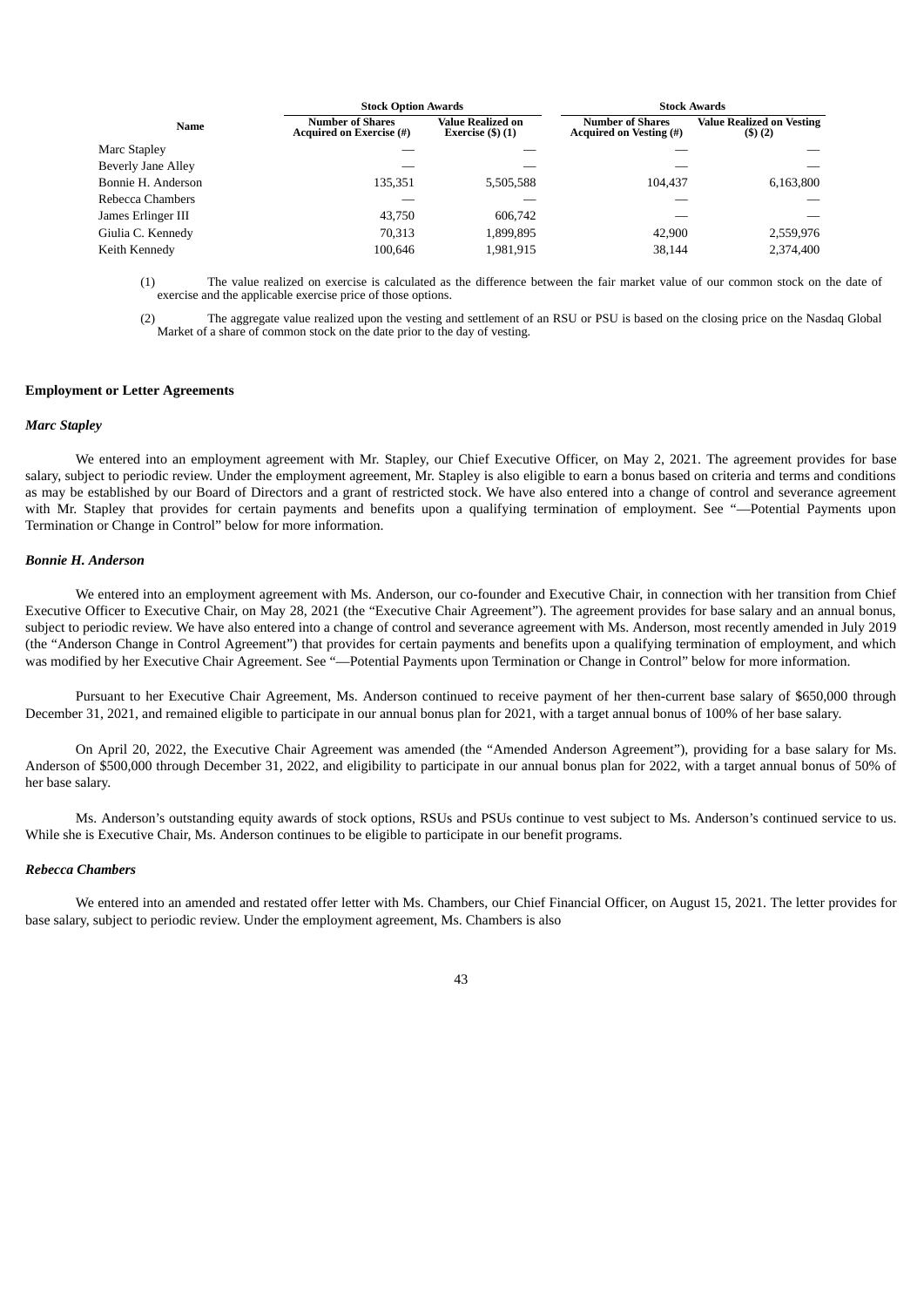| Name | Stock Option Awards | | Stock Awards | |
|---|---|---|---|---|
| | Number of Shares Acquired on Exercise (#) | Value Realized on Exercise ($) (1) | Number of Shares Acquired on Vesting (#) | Value Realized on Vesting ($) (2) |
| Marc Stapley | — | — | — | — |
| Beverly Jane Alley | — | — | — | — |
| Bonnie H. Anderson | 135,351 | 5,505,588 | 104,437 | 6,163,800 |
| Rebecca Chambers | — | — | — | — |
| James Erlinger III | 43,750 | 606,742 | — | — |
| Giulia C. Kennedy | 70,313 | 1,899,895 | 42,900 | 2,559,976 |
| Keith Kennedy | 100,646 | 1,981,915 | 38,144 | 2,374,400 |

(1) The value realized on exercise is calculated as the difference between the fair market value of our common stock on the date of exercise and the applicable exercise price of those options.

(2) The aggregate value realized upon the vesting and settlement of an RSU or PSU is based on the closing price on the Nasdaq Global Market of a share of common stock on the date prior to the day of vesting.

**Employment or Letter Agreements**

***Marc Stapley***

We entered into an employment agreement with Mr. Stapley, our Chief Executive Officer, on May 2, 2021. The agreement provides for base salary, subject to periodic review. Under the employment agreement, Mr. Stapley is also eligible to earn a bonus based on criteria and terms and conditions as may be established by our Board of Directors and a grant of restricted stock. We have also entered into a change of control and severance agreement with Mr. Stapley that provides for certain payments and benefits upon a qualifying termination of employment. See "—Potential Payments upon Termination or Change in Control" below for more information.

***Bonnie H. Anderson***

We entered into an employment agreement with Ms. Anderson, our co-founder and Executive Chair, in connection with her transition from Chief Executive Officer to Executive Chair, on May 28, 2021 (the "Executive Chair Agreement"). The agreement provides for base salary and an annual bonus, subject to periodic review. We have also entered into a change of control and severance agreement with Ms. Anderson, most recently amended in July 2019 (the "Anderson Change in Control Agreement") that provides for certain payments and benefits upon a qualifying termination of employment, and which was modified by her Executive Chair Agreement. See "—Potential Payments upon Termination or Change in Control" below for more information.

Pursuant to her Executive Chair Agreement, Ms. Anderson continued to receive payment of her then-current base salary of $650,000 through December 31, 2021, and remained eligible to participate in our annual bonus plan for 2021, with a target annual bonus of 100% of her base salary.

On April 20, 2022, the Executive Chair Agreement was amended (the "Amended Anderson Agreement"), providing for a base salary for Ms. Anderson of $500,000 through December 31, 2022, and eligibility to participate in our annual bonus plan for 2022, with a target annual bonus of 50% of her base salary.

Ms. Anderson's outstanding equity awards of stock options, RSUs and PSUs continue to vest subject to Ms. Anderson's continued service to us. While she is Executive Chair, Ms. Anderson continues to be eligible to participate in our benefit programs.

***Rebecca Chambers***

We entered into an amended and restated offer letter with Ms. Chambers, our Chief Financial Officer, on August 15, 2021. The letter provides for base salary, subject to periodic review. Under the employment agreement, Ms. Chambers is also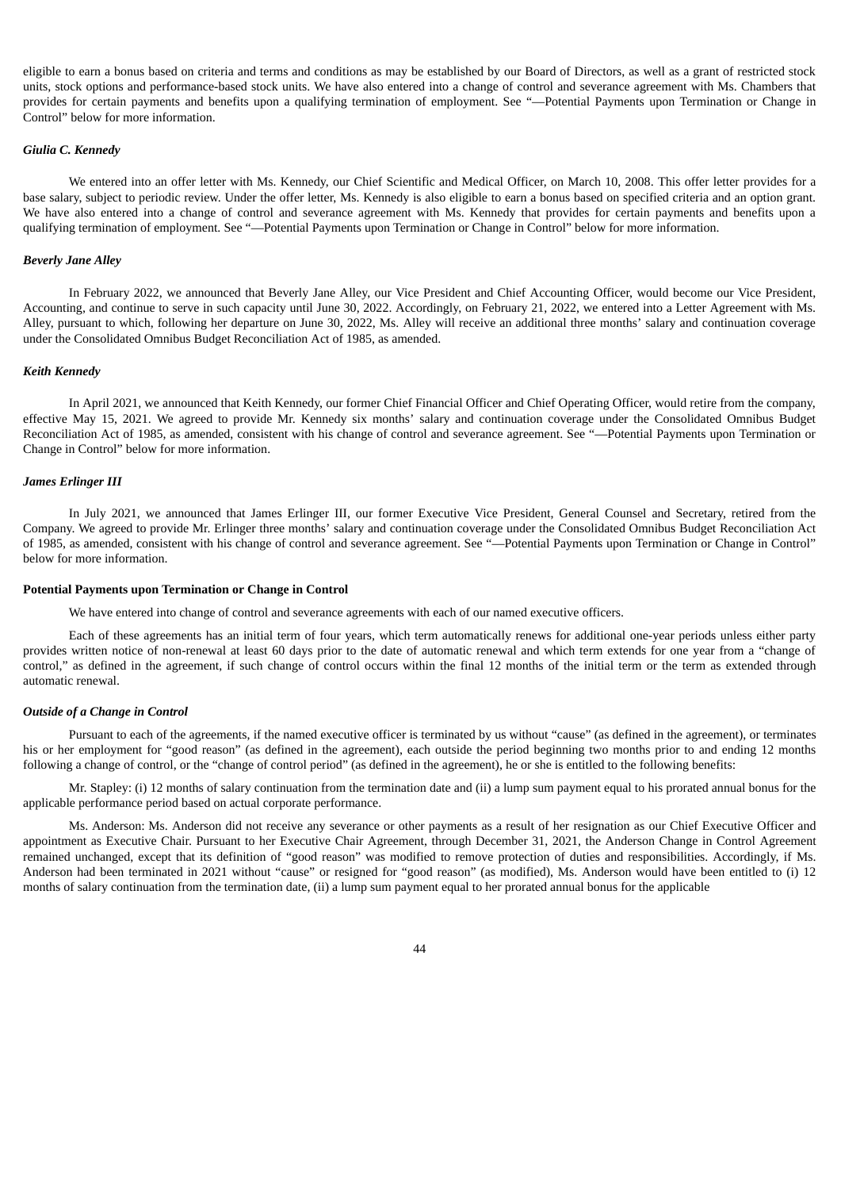eligible to earn a bonus based on criteria and terms and conditions as may be established by our Board of Directors, as well as a grant of restricted stock units, stock options and performance-based stock units. We have also entered into a change of control and severance agreement with Ms. Chambers that provides for certain payments and benefits upon a qualifying termination of employment. See "—Potential Payments upon Termination or Change in Control" below for more information.

***Giulia C. Kennedy***

We entered into an offer letter with Ms. Kennedy, our Chief Scientific and Medical Officer, on March 10, 2008. This offer letter provides for a base salary, subject to periodic review. Under the offer letter, Ms. Kennedy is also eligible to earn a bonus based on specified criteria and an option grant. We have also entered into a change of control and severance agreement with Ms. Kennedy that provides for certain payments and benefits upon a qualifying termination of employment. See "—Potential Payments upon Termination or Change in Control" below for more information.

***Beverly Jane Alley***

In February 2022, we announced that Beverly Jane Alley, our Vice President and Chief Accounting Officer, would become our Vice President, Accounting, and continue to serve in such capacity until June 30, 2022. Accordingly, on February 21, 2022, we entered into a Letter Agreement with Ms. Alley, pursuant to which, following her departure on June 30, 2022, Ms. Alley will receive an additional three months' salary and continuation coverage under the Consolidated Omnibus Budget Reconciliation Act of 1985, as amended.

***Keith Kennedy***

In April 2021, we announced that Keith Kennedy, our former Chief Financial Officer and Chief Operating Officer, would retire from the company, effective May 15, 2021. We agreed to provide Mr. Kennedy six months' salary and continuation coverage under the Consolidated Omnibus Budget Reconciliation Act of 1985, as amended, consistent with his change of control and severance agreement. See "—Potential Payments upon Termination or Change in Control" below for more information.

***James Erlinger III***

In July 2021, we announced that James Erlinger III, our former Executive Vice President, General Counsel and Secretary, retired from the Company. We agreed to provide Mr. Erlinger three months' salary and continuation coverage under the Consolidated Omnibus Budget Reconciliation Act of 1985, as amended, consistent with his change of control and severance agreement. See "—Potential Payments upon Termination or Change in Control" below for more information.

**Potential Payments upon Termination or Change in Control**

We have entered into change of control and severance agreements with each of our named executive officers.

Each of these agreements has an initial term of four years, which term automatically renews for additional one-year periods unless either party provides written notice of non-renewal at least 60 days prior to the date of automatic renewal and which term extends for one year from a "change of control," as defined in the agreement, if such change of control occurs within the final 12 months of the initial term or the term as extended through automatic renewal.

***Outside of a Change in Control***

Pursuant to each of the agreements, if the named executive officer is terminated by us without "cause" (as defined in the agreement), or terminates his or her employment for "good reason" (as defined in the agreement), each outside the period beginning two months prior to and ending 12 months following a change of control, or the "change of control period" (as defined in the agreement), he or she is entitled to the following benefits:

Mr. Stapley: (i) 12 months of salary continuation from the termination date and (ii) a lump sum payment equal to his prorated annual bonus for the applicable performance period based on actual corporate performance.

Ms. Anderson: Ms. Anderson did not receive any severance or other payments as a result of her resignation as our Chief Executive Officer and appointment as Executive Chair. Pursuant to her Executive Chair Agreement, through December 31, 2021, the Anderson Change in Control Agreement remained unchanged, except that its definition of "good reason" was modified to remove protection of duties and responsibilities. Accordingly, if Ms. Anderson had been terminated in 2021 without "cause" or resigned for "good reason" (as modified), Ms. Anderson would have been entitled to (i) 12 months of salary continuation from the termination date, (ii) a lump sum payment equal to her prorated annual bonus for the applicable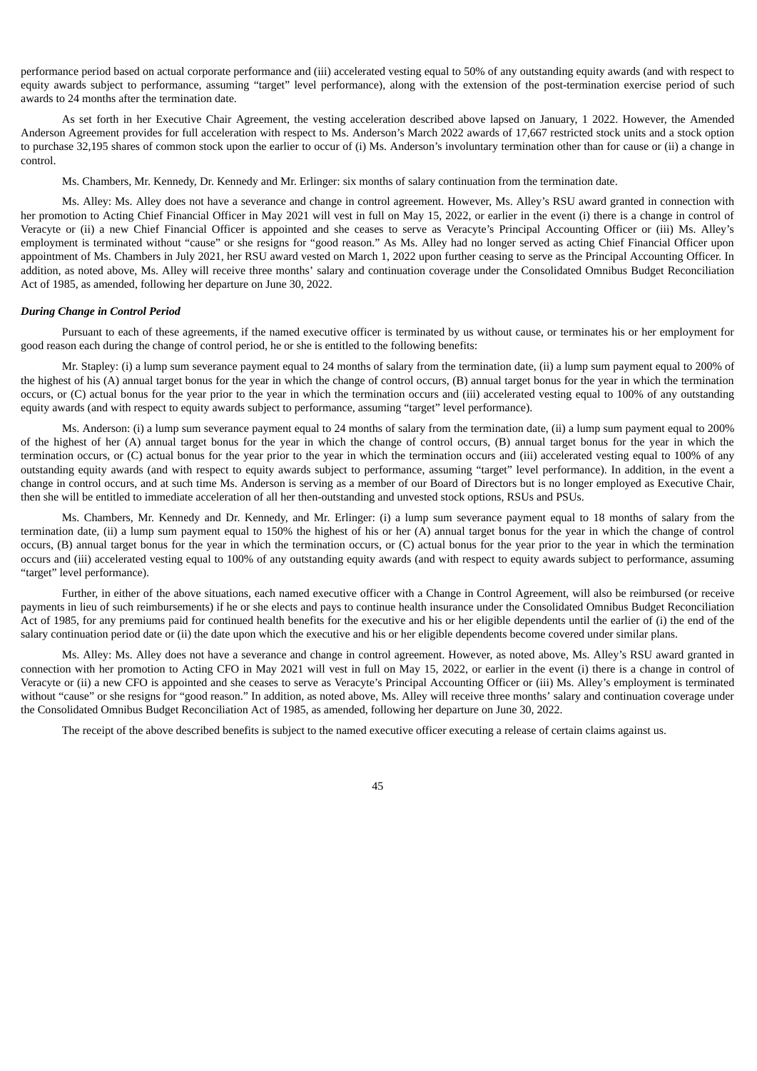performance period based on actual corporate performance and (iii) accelerated vesting equal to 50% of any outstanding equity awards (and with respect to equity awards subject to performance, assuming "target" level performance), along with the extension of the post-termination exercise period of such awards to 24 months after the termination date.

As set forth in her Executive Chair Agreement, the vesting acceleration described above lapsed on January, 1 2022. However, the Amended Anderson Agreement provides for full acceleration with respect to Ms. Anderson's March 2022 awards of 17,667 restricted stock units and a stock option to purchase 32,195 shares of common stock upon the earlier to occur of (i) Ms. Anderson's involuntary termination other than for cause or (ii) a change in control.

Ms. Chambers, Mr. Kennedy, Dr. Kennedy and Mr. Erlinger: six months of salary continuation from the termination date.

Ms. Alley: Ms. Alley does not have a severance and change in control agreement. However, Ms. Alley's RSU award granted in connection with her promotion to Acting Chief Financial Officer in May 2021 will vest in full on May 15, 2022, or earlier in the event (i) there is a change in control of Veracyte or (ii) a new Chief Financial Officer is appointed and she ceases to serve as Veracyte's Principal Accounting Officer or (iii) Ms. Alley's employment is terminated without "cause" or she resigns for "good reason." As Ms. Alley had no longer served as acting Chief Financial Officer upon appointment of Ms. Chambers in July 2021, her RSU award vested on March 1, 2022 upon further ceasing to serve as the Principal Accounting Officer. In addition, as noted above, Ms. Alley will receive three months' salary and continuation coverage under the Consolidated Omnibus Budget Reconciliation Act of 1985, as amended, following her departure on June 30, 2022.

***During Change in Control Period***

Pursuant to each of these agreements, if the named executive officer is terminated by us without cause, or terminates his or her employment for good reason each during the change of control period, he or she is entitled to the following benefits:

Mr. Stapley: (i) a lump sum severance payment equal to 24 months of salary from the termination date, (ii) a lump sum payment equal to 200% of the highest of his (A) annual target bonus for the year in which the change of control occurs, (B) annual target bonus for the year in which the termination occurs, or (C) actual bonus for the year prior to the year in which the termination occurs and (iii) accelerated vesting equal to 100% of any outstanding equity awards (and with respect to equity awards subject to performance, assuming "target" level performance).

Ms. Anderson: (i) a lump sum severance payment equal to 24 months of salary from the termination date, (ii) a lump sum payment equal to 200% of the highest of her (A) annual target bonus for the year in which the change of control occurs, (B) annual target bonus for the year in which the termination occurs, or (C) actual bonus for the year prior to the year in which the termination occurs and (iii) accelerated vesting equal to 100% of any outstanding equity awards (and with respect to equity awards subject to performance, assuming "target" level performance). In addition, in the event a change in control occurs, and at such time Ms. Anderson is serving as a member of our Board of Directors but is no longer employed as Executive Chair, then she will be entitled to immediate acceleration of all her then-outstanding and unvested stock options, RSUs and PSUs.

Ms. Chambers, Mr. Kennedy and Dr. Kennedy, and Mr. Erlinger: (i) a lump sum severance payment equal to 18 months of salary from the termination date, (ii) a lump sum payment equal to 150% the highest of his or her (A) annual target bonus for the year in which the change of control occurs, (B) annual target bonus for the year in which the termination occurs, or (C) actual bonus for the year prior to the year in which the termination occurs and (iii) accelerated vesting equal to 100% of any outstanding equity awards (and with respect to equity awards subject to performance, assuming "target" level performance).

Further, in either of the above situations, each named executive officer with a Change in Control Agreement, will also be reimbursed (or receive payments in lieu of such reimbursements) if he or she elects and pays to continue health insurance under the Consolidated Omnibus Budget Reconciliation Act of 1985, for any premiums paid for continued health benefits for the executive and his or her eligible dependents until the earlier of (i) the end of the salary continuation period date or (ii) the date upon which the executive and his or her eligible dependents become covered under similar plans.

Ms. Alley: Ms. Alley does not have a severance and change in control agreement. However, as noted above, Ms. Alley's RSU award granted in connection with her promotion to Acting CFO in May 2021 will vest in full on May 15, 2022, or earlier in the event (i) there is a change in control of Veracyte or (ii) a new CFO is appointed and she ceases to serve as Veracyte's Principal Accounting Officer or (iii) Ms. Alley's employment is terminated without "cause" or she resigns for "good reason." In addition, as noted above, Ms. Alley will receive three months' salary and continuation coverage under the Consolidated Omnibus Budget Reconciliation Act of 1985, as amended, following her departure on June 30, 2022.

The receipt of the above described benefits is subject to the named executive officer executing a release of certain claims against us.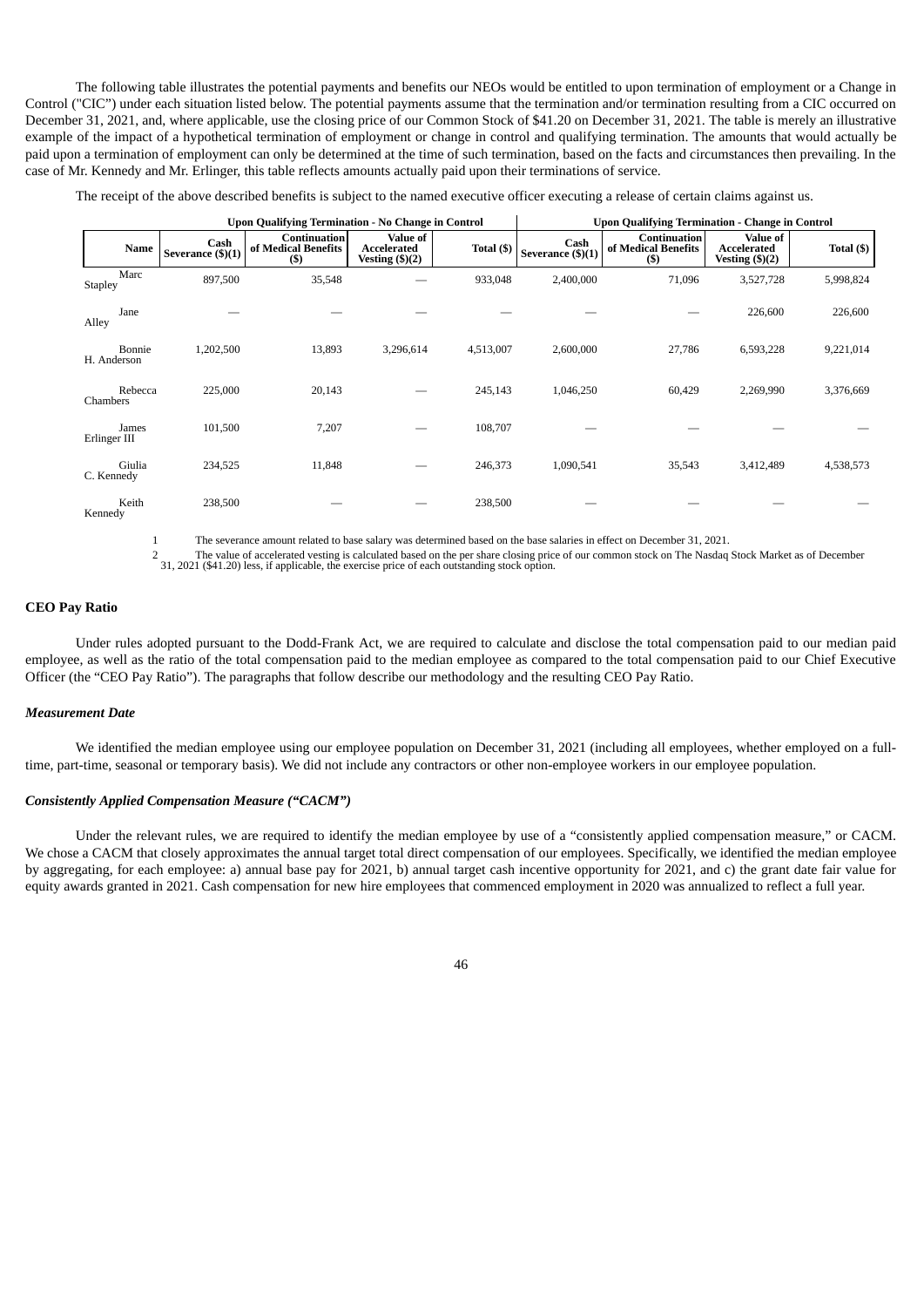The following table illustrates the potential payments and benefits our NEOs would be entitled to upon termination of employment or a Change in Control ("CIC") under each situation listed below. The potential payments assume that the termination and/or termination resulting from a CIC occurred on December 31, 2021, and, where applicable, use the closing price of our Common Stock of $41.20 on December 31, 2021. The table is merely an illustrative example of the impact of a hypothetical termination of employment or change in control and qualifying termination. The amounts that would actually be paid upon a termination of employment can only be determined at the time of such termination, based on the facts and circumstances then prevailing. In the case of Mr. Kennedy and Mr. Erlinger, this table reflects amounts actually paid upon their terminations of service.

The receipt of the above described benefits is subject to the named executive officer executing a release of certain claims against us.

| | Upon Qualifying Termination - No Change in Control | | | | Upon Qualifying Termination - Change in Control | | | |
|---|---|---|---|---|---|---|---|---|
| Name | Cash Severance ($)(1) | Continuation of Medical Benefits ($) | Value of Accelerated Vesting ($)(2) | Total ($) | Cash Severance ($)(1) | Continuation of Medical Benefits ($) | Value of Accelerated Vesting ($)(2) | Total ($) |
| Marc Stapley | 897,500 | 35,548 | — | 933,048 | 2,400,000 | 71,096 | 3,527,728 | 5,998,824 |
| Jane Alley | — | — | — | — | — | — | 226,600 | 226,600 |
| Bonnie H. Anderson | 1,202,500 | 13,893 | 3,296,614 | 4,513,007 | 2,600,000 | 27,786 | 6,593,228 | 9,221,014 |
| Rebecca Chambers | 225,000 | 20,143 | — | 245,143 | 1,046,250 | 60,429 | 2,269,990 | 3,376,669 |
| James Erlinger III | 101,500 | 7,207 | — | 108,707 | — | — | — | — |
| Giulia C. Kennedy | 234,525 | 11,848 | — | 246,373 | 1,090,541 | 35,543 | 3,412,489 | 4,538,573 |
| Keith Kennedy | 238,500 | — | — | 238,500 | — | — | — | — |

1 The severance amount related to base salary was determined based on the base salaries in effect on December 31, 2021.

2 The value of accelerated vesting is calculated based on the per share closing price of our common stock on The Nasdaq Stock Market as of December 31, 2021 ($41.20) less, if applicable, the exercise price of each outstanding stock option.

## CEO Pay Ratio

Under rules adopted pursuant to the Dodd-Frank Act, we are required to calculate and disclose the total compensation paid to our median paid employee, as well as the ratio of the total compensation paid to the median employee as compared to the total compensation paid to our Chief Executive Officer (the "CEO Pay Ratio"). The paragraphs that follow describe our methodology and the resulting CEO Pay Ratio.

### *Measurement Date*

We identified the median employee using our employee population on December 31, 2021 (including all employees, whether employed on a full-time, part-time, seasonal or temporary basis). We did not include any contractors or other non-employee workers in our employee population.

### *Consistently Applied Compensation Measure ("CACM")*

Under the relevant rules, we are required to identify the median employee by use of a "consistently applied compensation measure," or CACM. We chose a CACM that closely approximates the annual target total direct compensation of our employees. Specifically, we identified the median employee by aggregating, for each employee: a) annual base pay for 2021, b) annual target cash incentive opportunity for 2021, and c) the grant date fair value for equity awards granted in 2021. Cash compensation for new hire employees that commenced employment in 2020 was annualized to reflect a full year.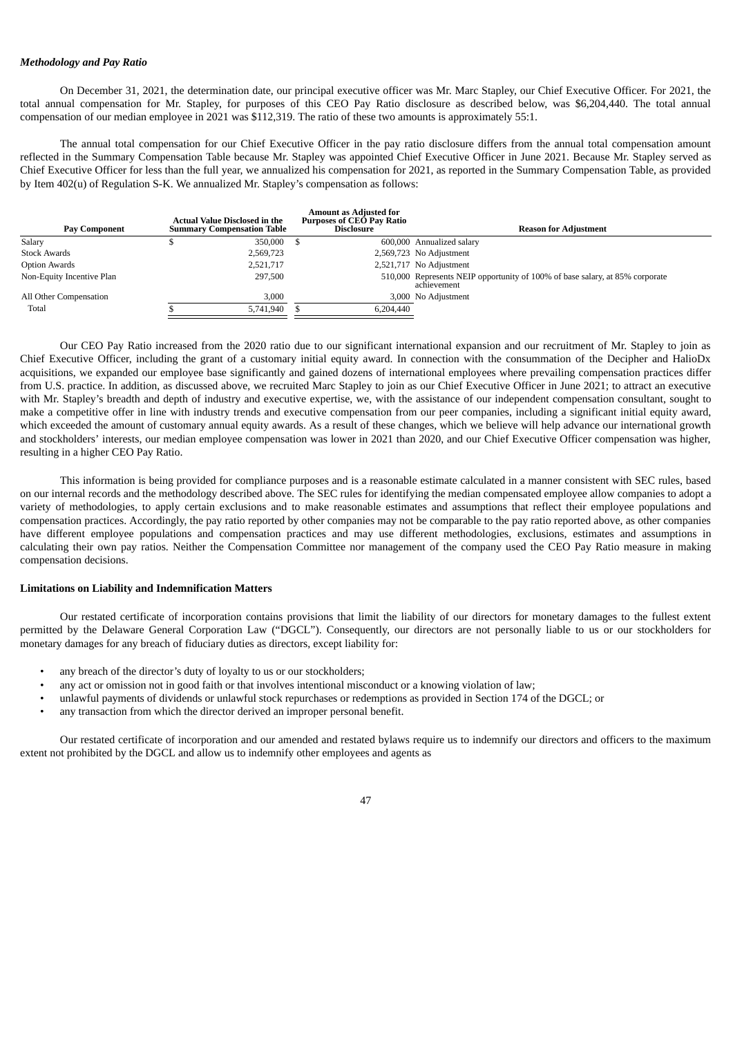### *Methodology and Pay Ratio*

On December 31, 2021, the determination date, our principal executive officer was Mr. Marc Stapley, our Chief Executive Officer. For 2021, the total annual compensation for Mr. Stapley, for purposes of this CEO Pay Ratio disclosure as described below, was $6,204,440. The total annual compensation of our median employee in 2021 was $112,319. The ratio of these two amounts is approximately 55:1.

The annual total compensation for our Chief Executive Officer in the pay ratio disclosure differs from the annual total compensation amount reflected in the Summary Compensation Table because Mr. Stapley was appointed Chief Executive Officer in June 2021. Because Mr. Stapley served as Chief Executive Officer for less than the full year, we annualized his compensation for 2021, as reported in the Summary Compensation Table, as provided by Item 402(u) of Regulation S-K. We annualized Mr. Stapley's compensation as follows:

| Pay Component | Actual Value Disclosed in the Summary Compensation Table | Amount as Adjusted for Purposes of CEO Pay Ratio Disclosure | Reason for Adjustment |
|---|---|---|---|
| Salary | $ 350,000 | $ 600,000 | Annualized salary |
| Stock Awards | 2,569,723 | 2,569,723 | No Adjustment |
| Option Awards | 2,521,717 | 2,521,717 | No Adjustment |
| Non-Equity Incentive Plan | 297,500 | 510,000 | Represents NEIP opportunity of 100% of base salary, at 85% corporate achievement |
| All Other Compensation | 3,000 | 3,000 | No Adjustment |
| Total | $ 5,741,940 | $ 6,204,440 | |

Our CEO Pay Ratio increased from the 2020 ratio due to our significant international expansion and our recruitment of Mr. Stapley to join as Chief Executive Officer, including the grant of a customary initial equity award. In connection with the consummation of the Decipher and HalioDx acquisitions, we expanded our employee base significantly and gained dozens of international employees where prevailing compensation practices differ from U.S. practice. In addition, as discussed above, we recruited Marc Stapley to join as our Chief Executive Officer in June 2021; to attract an executive with Mr. Stapley's breadth and depth of industry and executive expertise, we, with the assistance of our independent compensation consultant, sought to make a competitive offer in line with industry trends and executive compensation from our peer companies, including a significant initial equity award, which exceeded the amount of customary annual equity awards. As a result of these changes, which we believe will help advance our international growth and stockholders' interests, our median employee compensation was lower in 2021 than 2020, and our Chief Executive Officer compensation was higher, resulting in a higher CEO Pay Ratio.

This information is being provided for compliance purposes and is a reasonable estimate calculated in a manner consistent with SEC rules, based on our internal records and the methodology described above. The SEC rules for identifying the median compensated employee allow companies to adopt a variety of methodologies, to apply certain exclusions and to make reasonable estimates and assumptions that reflect their employee populations and compensation practices. Accordingly, the pay ratio reported by other companies may not be comparable to the pay ratio reported above, as other companies have different employee populations and compensation practices and may use different methodologies, exclusions, estimates and assumptions in calculating their own pay ratios. Neither the Compensation Committee nor management of the company used the CEO Pay Ratio measure in making compensation decisions.

### **Limitations on Liability and Indemnification Matters**

Our restated certificate of incorporation contains provisions that limit the liability of our directors for monetary damages to the fullest extent permitted by the Delaware General Corporation Law ("DGCL"). Consequently, our directors are not personally liable to us or our stockholders for monetary damages for any breach of fiduciary duties as directors, except liability for:

- any breach of the director's duty of loyalty to us or our stockholders;
- any act or omission not in good faith or that involves intentional misconduct or a knowing violation of law;
- unlawful payments of dividends or unlawful stock repurchases or redemptions as provided in Section 174 of the DGCL; or
- any transaction from which the director derived an improper personal benefit.

Our restated certificate of incorporation and our amended and restated bylaws require us to indemnify our directors and officers to the maximum extent not prohibited by the DGCL and allow us to indemnify other employees and agents as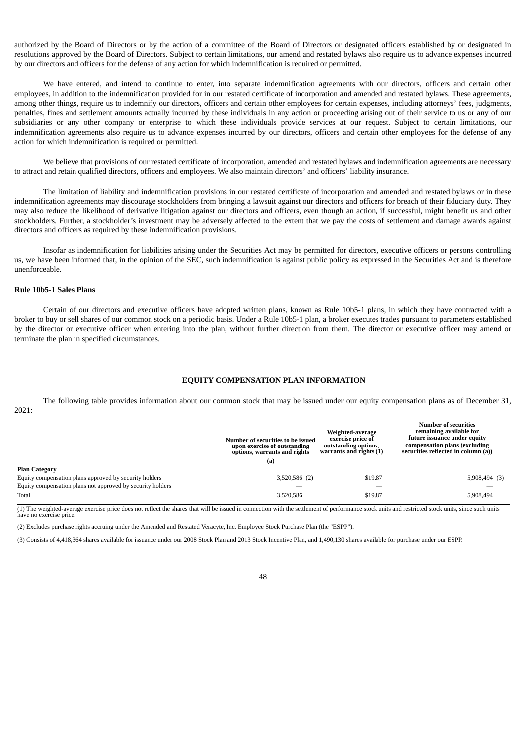authorized by the Board of Directors or by the action of a committee of the Board of Directors or designated officers established by or designated in resolutions approved by the Board of Directors. Subject to certain limitations, our amend and restated bylaws also require us to advance expenses incurred by our directors and officers for the defense of any action for which indemnification is required or permitted.

We have entered, and intend to continue to enter, into separate indemnification agreements with our directors, officers and certain other employees, in addition to the indemnification provided for in our restated certificate of incorporation and amended and restated bylaws. These agreements, among other things, require us to indemnify our directors, officers and certain other employees for certain expenses, including attorneys' fees, judgments, penalties, fines and settlement amounts actually incurred by these individuals in any action or proceeding arising out of their service to us or any of our subsidiaries or any other company or enterprise to which these individuals provide services at our request. Subject to certain limitations, our indemnification agreements also require us to advance expenses incurred by our directors, officers and certain other employees for the defense of any action for which indemnification is required or permitted.

We believe that provisions of our restated certificate of incorporation, amended and restated bylaws and indemnification agreements are necessary to attract and retain qualified directors, officers and employees. We also maintain directors' and officers' liability insurance.

The limitation of liability and indemnification provisions in our restated certificate of incorporation and amended and restated bylaws or in these indemnification agreements may discourage stockholders from bringing a lawsuit against our directors and officers for breach of their fiduciary duty. They may also reduce the likelihood of derivative litigation against our directors and officers, even though an action, if successful, might benefit us and other stockholders. Further, a stockholder's investment may be adversely affected to the extent that we pay the costs of settlement and damage awards against directors and officers as required by these indemnification provisions.

Insofar as indemnification for liabilities arising under the Securities Act may be permitted for directors, executive officers or persons controlling us, we have been informed that, in the opinion of the SEC, such indemnification is against public policy as expressed in the Securities Act and is therefore unenforceable.

**Rule 10b5-1 Sales Plans**

Certain of our directors and executive officers have adopted written plans, known as Rule 10b5-1 plans, in which they have contracted with a broker to buy or sell shares of our common stock on a periodic basis. Under a Rule 10b5-1 plan, a broker executes trades pursuant to parameters established by the director or executive officer when entering into the plan, without further direction from them. The director or executive officer may amend or terminate the plan in specified circumstances.

**EQUITY COMPENSATION PLAN INFORMATION**

The following table provides information about our common stock that may be issued under our equity compensation plans as of December 31, 2021:

| Plan Category | Number of securities to be issued upon exercise of outstanding options, warrants and rights (a) | Weighted-average exercise price of outstanding options, warrants and rights (1) | Number of securities remaining available for future issuance under equity compensation plans (excluding securities reflected in column (a)) |
|---|---|---|---|
| Equity compensation plans approved by security holders | 3,520,586 (2) | $19.87 | 5,908,494 (3) |
| Equity compensation plans not approved by security holders | — | — | — |
| Total | 3,520,586 | $19.87 | 5,908,494 |

(1) The weighted-average exercise price does not reflect the shares that will be issued in connection with the settlement of performance stock units and restricted stock units, since such units have no exercise price.

(2) Excludes purchase rights accruing under the Amended and Restated Veracyte, Inc. Employee Stock Purchase Plan (the "ESPP").

(3) Consists of 4,418,364 shares available for issuance under our 2008 Stock Plan and 2013 Stock Incentive Plan, and 1,490,130 shares available for purchase under our ESPP.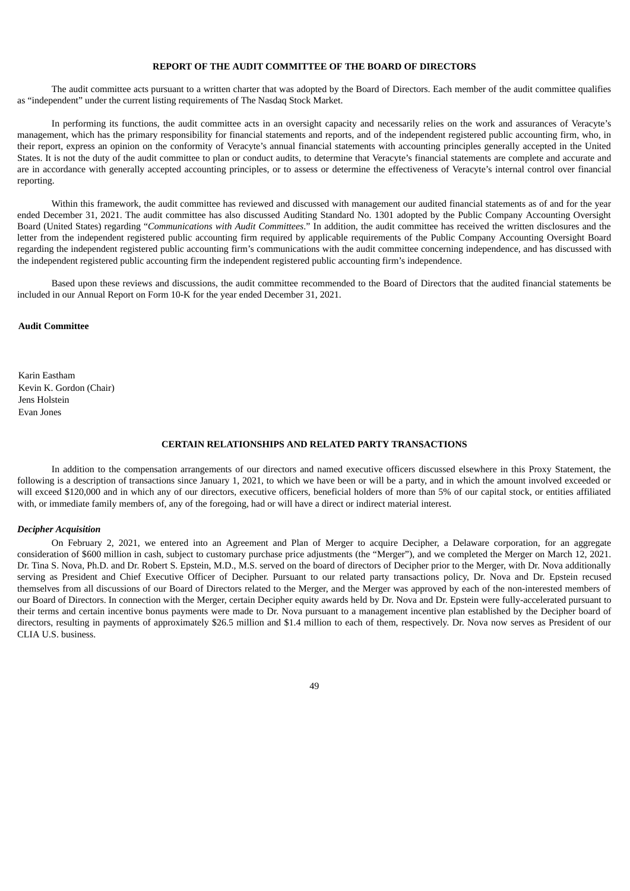## REPORT OF THE AUDIT COMMITTEE OF THE BOARD OF DIRECTORS

The audit committee acts pursuant to a written charter that was adopted by the Board of Directors. Each member of the audit committee qualifies as "independent" under the current listing requirements of The Nasdaq Stock Market.

In performing its functions, the audit committee acts in an oversight capacity and necessarily relies on the work and assurances of Veracyte's management, which has the primary responsibility for financial statements and reports, and of the independent registered public accounting firm, who, in their report, express an opinion on the conformity of Veracyte's annual financial statements with accounting principles generally accepted in the United States. It is not the duty of the audit committee to plan or conduct audits, to determine that Veracyte's financial statements are complete and accurate and are in accordance with generally accepted accounting principles, or to assess or determine the effectiveness of Veracyte's internal control over financial reporting.

Within this framework, the audit committee has reviewed and discussed with management our audited financial statements as of and for the year ended December 31, 2021. The audit committee has also discussed Auditing Standard No. 1301 adopted by the Public Company Accounting Oversight Board (United States) regarding "*Communications with Audit Committees*." In addition, the audit committee has received the written disclosures and the letter from the independent registered public accounting firm required by applicable requirements of the Public Company Accounting Oversight Board regarding the independent registered public accounting firm's communications with the audit committee concerning independence, and has discussed with the independent registered public accounting firm the independent registered public accounting firm's independence.

Based upon these reviews and discussions, the audit committee recommended to the Board of Directors that the audited financial statements be included in our Annual Report on Form 10-K for the year ended December 31, 2021.

**Audit Committee**

Karin Eastham
Kevin K. Gordon (Chair)
Jens Holstein
Evan Jones

## CERTAIN RELATIONSHIPS AND RELATED PARTY TRANSACTIONS

In addition to the compensation arrangements of our directors and named executive officers discussed elsewhere in this Proxy Statement, the following is a description of transactions since January 1, 2021, to which we have been or will be a party, and in which the amount involved exceeded or will exceed $120,000 and in which any of our directors, executive officers, beneficial holders of more than 5% of our capital stock, or entities affiliated with, or immediate family members of, any of the foregoing, had or will have a direct or indirect material interest.

### *Decipher Acquisition*

On February 2, 2021, we entered into an Agreement and Plan of Merger to acquire Decipher, a Delaware corporation, for an aggregate consideration of $600 million in cash, subject to customary purchase price adjustments (the "Merger"), and we completed the Merger on March 12, 2021. Dr. Tina S. Nova, Ph.D. and Dr. Robert S. Epstein, M.D., M.S. served on the board of directors of Decipher prior to the Merger, with Dr. Nova additionally serving as President and Chief Executive Officer of Decipher. Pursuant to our related party transactions policy, Dr. Nova and Dr. Epstein recused themselves from all discussions of our Board of Directors related to the Merger, and the Merger was approved by each of the non-interested members of our Board of Directors. In connection with the Merger, certain Decipher equity awards held by Dr. Nova and Dr. Epstein were fully-accelerated pursuant to their terms and certain incentive bonus payments were made to Dr. Nova pursuant to a management incentive plan established by the Decipher board of directors, resulting in payments of approximately $26.5 million and $1.4 million to each of them, respectively. Dr. Nova now serves as President of our CLIA U.S. business.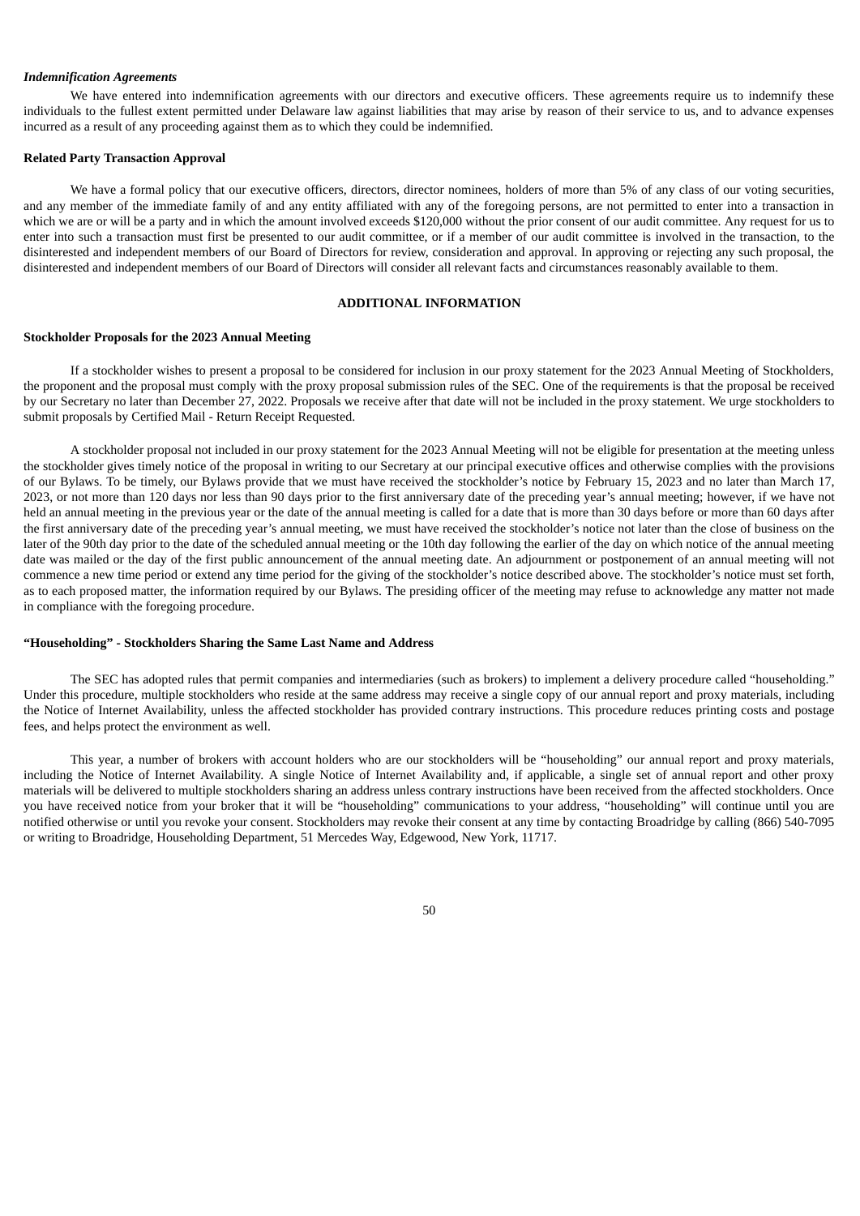*Indemnification Agreements*

We have entered into indemnification agreements with our directors and executive officers. These agreements require us to indemnify these individuals to the fullest extent permitted under Delaware law against liabilities that may arise by reason of their service to us, and to advance expenses incurred as a result of any proceeding against them as to which they could be indemnified.

**Related Party Transaction Approval**

We have a formal policy that our executive officers, directors, director nominees, holders of more than 5% of any class of our voting securities, and any member of the immediate family of and any entity affiliated with any of the foregoing persons, are not permitted to enter into a transaction in which we are or will be a party and in which the amount involved exceeds $120,000 without the prior consent of our audit committee. Any request for us to enter into such a transaction must first be presented to our audit committee, or if a member of our audit committee is involved in the transaction, to the disinterested and independent members of our Board of Directors for review, consideration and approval. In approving or rejecting any such proposal, the disinterested and independent members of our Board of Directors will consider all relevant facts and circumstances reasonably available to them.

## ADDITIONAL INFORMATION

**Stockholder Proposals for the 2023 Annual Meeting**

If a stockholder wishes to present a proposal to be considered for inclusion in our proxy statement for the 2023 Annual Meeting of Stockholders, the proponent and the proposal must comply with the proxy proposal submission rules of the SEC. One of the requirements is that the proposal be received by our Secretary no later than December 27, 2022. Proposals we receive after that date will not be included in the proxy statement. We urge stockholders to submit proposals by Certified Mail - Return Receipt Requested.

A stockholder proposal not included in our proxy statement for the 2023 Annual Meeting will not be eligible for presentation at the meeting unless the stockholder gives timely notice of the proposal in writing to our Secretary at our principal executive offices and otherwise complies with the provisions of our Bylaws. To be timely, our Bylaws provide that we must have received the stockholder's notice by February 15, 2023 and no later than March 17, 2023, or not more than 120 days nor less than 90 days prior to the first anniversary date of the preceding year's annual meeting; however, if we have not held an annual meeting in the previous year or the date of the annual meeting is called for a date that is more than 30 days before or more than 60 days after the first anniversary date of the preceding year's annual meeting, we must have received the stockholder's notice not later than the close of business on the later of the 90th day prior to the date of the scheduled annual meeting or the 10th day following the earlier of the day on which notice of the annual meeting date was mailed or the day of the first public announcement of the annual meeting date. An adjournment or postponement of an annual meeting will not commence a new time period or extend any time period for the giving of the stockholder's notice described above. The stockholder's notice must set forth, as to each proposed matter, the information required by our Bylaws. The presiding officer of the meeting may refuse to acknowledge any matter not made in compliance with the foregoing procedure.

**"Householding" - Stockholders Sharing the Same Last Name and Address**

The SEC has adopted rules that permit companies and intermediaries (such as brokers) to implement a delivery procedure called "householding." Under this procedure, multiple stockholders who reside at the same address may receive a single copy of our annual report and proxy materials, including the Notice of Internet Availability, unless the affected stockholder has provided contrary instructions. This procedure reduces printing costs and postage fees, and helps protect the environment as well.

This year, a number of brokers with account holders who are our stockholders will be "householding" our annual report and proxy materials, including the Notice of Internet Availability. A single Notice of Internet Availability and, if applicable, a single set of annual report and other proxy materials will be delivered to multiple stockholders sharing an address unless contrary instructions have been received from the affected stockholders. Once you have received notice from your broker that it will be "householding" communications to your address, "householding" will continue until you are notified otherwise or until you revoke your consent. Stockholders may revoke their consent at any time by contacting Broadridge by calling (866) 540-7095 or writing to Broadridge, Householding Department, 51 Mercedes Way, Edgewood, New York, 11717.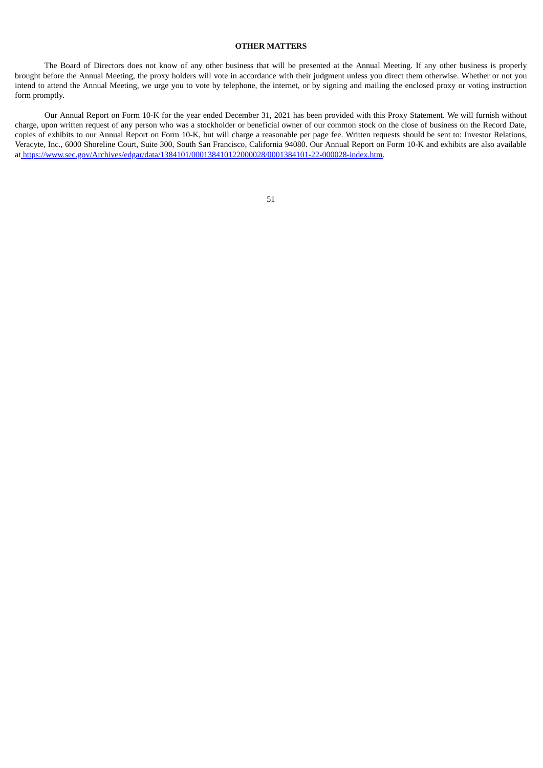## OTHER MATTERS

The Board of Directors does not know of any other business that will be presented at the Annual Meeting. If any other business is properly brought before the Annual Meeting, the proxy holders will vote in accordance with their judgment unless you direct them otherwise. Whether or not you intend to attend the Annual Meeting, we urge you to vote by telephone, the internet, or by signing and mailing the enclosed proxy or voting instruction form promptly.

Our Annual Report on Form 10-K for the year ended December 31, 2021 has been provided with this Proxy Statement. We will furnish without charge, upon written request of any person who was a stockholder or beneficial owner of our common stock on the close of business on the Record Date, copies of exhibits to our Annual Report on Form 10-K, but will charge a reasonable per page fee. Written requests should be sent to: Investor Relations, Veracyte, Inc., 6000 Shoreline Court, Suite 300, South San Francisco, California 94080. Our Annual Report on Form 10-K and exhibits are also available at https://www.sec.gov/Archives/edgar/data/1384101/000138410122000028/0001384101-22-000028-index.htm.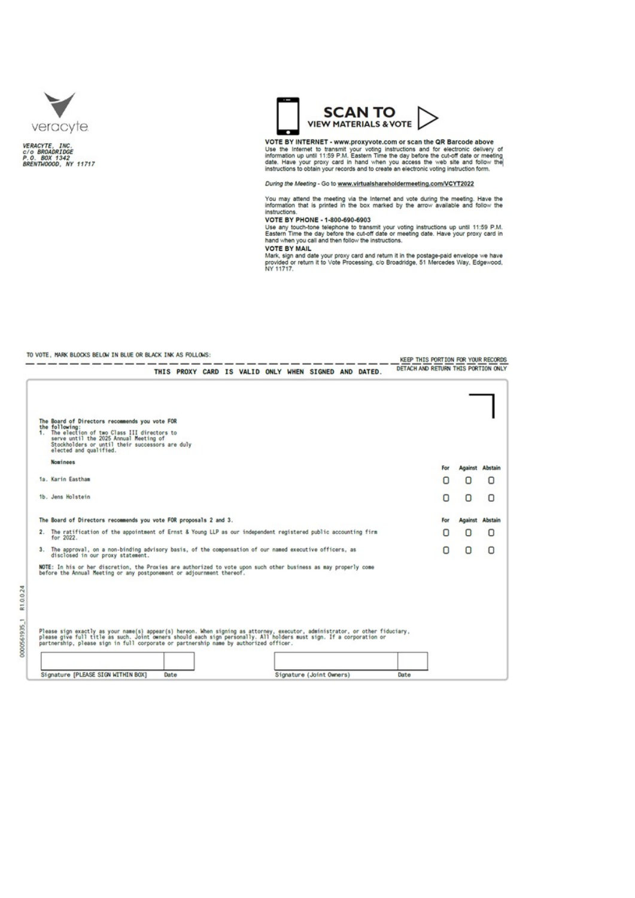veracyte

VERACYTE, INC.
c/o BROADRIDGE
P.O. BOX 1342
BRENTWOOOD, NY 11717

**SCAN TO VIEW MATERIALS & VOTE**

**VOTE BY INTERNET - www.proxyvote.com or scan the QR Barcode above**
Use the Internet to transmit your voting instructions and for electronic delivery of information up until 11:59 P.M. Eastern Time the day before the cut-off date or meeting date. Have your proxy card in hand when you access the web site and follow the instructions to obtain your records and to create an electronic voting instruction form.

*During the Meeting* - Go to **www.virtualshareholdermeeting.com/VCYT2022**

You may attend the meeting via the Internet and vote during the meeting. Have the information that is printed in the box marked by the arrow available and follow the instructions.

**VOTE BY PHONE - 1-800-690-6903**
Use any touch-tone telephone to transmit your voting instructions up until 11:59 P.M. Eastern Time the day before the cut-off date or meeting date. Have your proxy card in hand when you call and then follow the instructions.

**VOTE BY MAIL**
Mark, sign and date your proxy card and return it in the postage-paid envelope we have provided or return it to Vote Processing, c/o Broadridge, 51 Mercedes Way, Edgewood, NY 11717.

TO VOTE, MARK BLOCKS BELOW IN BLUE OR BLACK INK AS FOLLOWS:

KEEP THIS PORTION FOR YOUR RECORDS

THIS PROXY CARD IS VALID ONLY WHEN SIGNED AND DATED.

DETACH AND RETURN THIS PORTION ONLY

**The Board of Directors recommends you vote FOR the following:**

1. The election of two Class III directors to serve until the 2025 Annual Meeting of Stockholders or until their successors are duly elected and qualified.

**Nominees**

| | For | Against | Abstain |
|---|---|---|---|
| 1a. Karin Eastham | ☐ | ☐ | ☐ |
| 1b. Jens Holstein | ☐ | ☐ | ☐ |

**The Board of Directors recommends you vote FOR proposals 2 and 3.**

| | For | Against | Abstain |
|---|---|---|---|
| 2. The ratification of the appointment of Ernst & Young LLP as our independent registered public accounting firm for 2022. | ☐ | ☐ | ☐ |
| 3. The approval, on a non-binding advisory basis, of the compensation of our named executive officers, as disclosed in our proxy statement. | ☐ | ☐ | ☐ |

**NOTE:** In his or her discretion, the Proxies are authorized to vote upon such other business as may properly come before the Annual Meeting or any postponement or adjournment thereof.

Please sign exactly as your name(s) appear(s) hereon. When signing as attorney, executor, administrator, or other fiduciary, please give full title as such. Joint owners should each sign personally. All holders must sign. If a corporation or partnership, please sign in full corporate or partnership name by authorized officer.

| Signature [PLEASE SIGN WITHIN BOX] | Date | Signature (Joint Owners) | Date |
|---|---|---|---|
| | | | |

0000561935_1 R1.0.0.24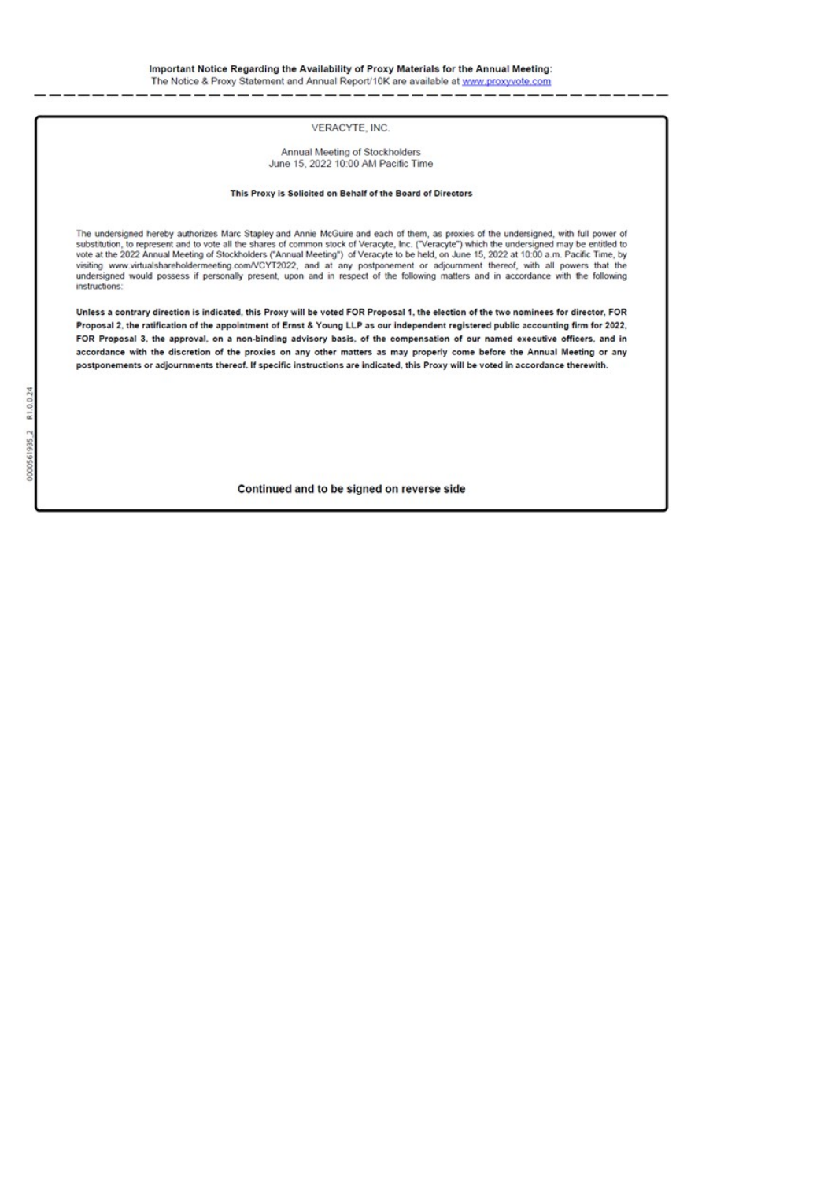**Important Notice Regarding the Availability of Proxy Materials for the Annual Meeting:**
The Notice & Proxy Statement and Annual Report/10K are available at www.proxyvote.com

VERACYTE, INC.

Annual Meeting of Stockholders
June 15, 2022 10:00 AM Pacific Time

**This Proxy is Solicited on Behalf of the Board of Directors**

The undersigned hereby authorizes Marc Stapley and Annie McGuire and each of them, as proxies of the undersigned, with full power of substitution, to represent and to vote all the shares of common stock of Veracyte, Inc. ("Veracyte") which the undersigned may be entitled to vote at the 2022 Annual Meeting of Stockholders ("Annual Meeting") of Veracyte to be held, on June 15, 2022 at 10:00 a.m. Pacific Time, by visiting www.virtualshareholdermeeting.com/VCYT2022, and at any postponement or adjournment thereof, with all powers that the undersigned would possess if personally present, upon and in respect of the following matters and in accordance with the following instructions:

**Unless a contrary direction is indicated, this Proxy will be voted FOR Proposal 1, the election of the two nominees for director, FOR Proposal 2, the ratification of the appointment of Ernst & Young LLP as our independent registered public accounting firm for 2022, FOR Proposal 3, the approval, on a non-binding advisory basis, of the compensation of our named executive officers, and in accordance with the discretion of the proxies on any other matters as may properly come before the Annual Meeting or any postponements or adjournments thereof. If specific instructions are indicated, this Proxy will be voted in accordance therewith.**

0000561935_2 R1.0.0.24

**Continued and to be signed on reverse side**